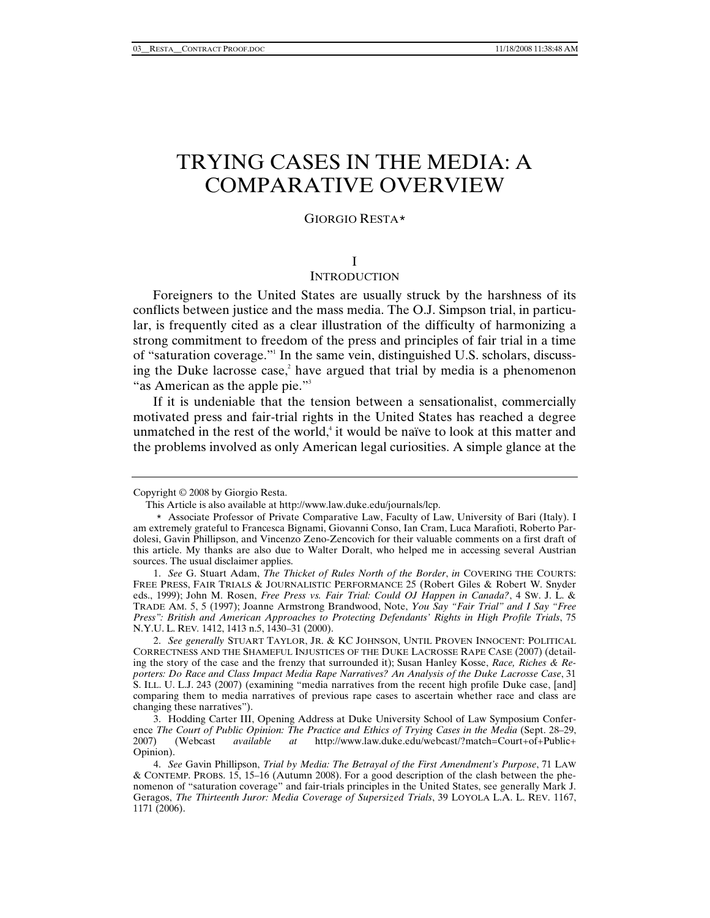# TRYING CASES IN THE MEDIA: A COMPARATIVE OVERVIEW

GIORGIO RESTA*

## I
## INTRODUCTION

Foreigners to the United States are usually struck by the harshness of its conflicts between justice and the mass media. The O.J. Simpson trial, in particular, is frequently cited as a clear illustration of the difficulty of harmonizing a strong commitment to freedom of the press and principles of fair trial in a time of "saturation coverage."[1] In the same vein, distinguished U.S. scholars, discussing the Duke lacrosse case,[2] have argued that trial by media is a phenomenon "as American as the apple pie."[3]

If it is undeniable that the tension between a sensationalist, commercially motivated press and fair-trial rights in the United States has reached a degree unmatched in the rest of the world,[4] it would be naïve to look at this matter and the problems involved as only American legal curiosities. A simple glance at the

---

Copyright © 2008 by Giorgio Resta.

This Article is also available at http://www.law.duke.edu/journals/lcp.

\* Associate Professor of Private Comparative Law, Faculty of Law, University of Bari (Italy). I am extremely grateful to Francesca Bignami, Giovanni Conso, Ian Cram, Luca Marafioti, Roberto Pardolesi, Gavin Phillipson, and Vincenzo Zeno-Zencovich for their valuable comments on a first draft of this article. My thanks are also due to Walter Doralt, who helped me in accessing several Austrian sources. The usual disclaimer applies.

1. *See* G. Stuart Adam, *The Thicket of Rules North of the Border*, *in* COVERING THE COURTS: FREE PRESS, FAIR TRIALS & JOURNALISTIC PERFORMANCE 25 (Robert Giles & Robert W. Snyder eds., 1999); John M. Rosen, *Free Press vs. Fair Trial: Could OJ Happen in Canada?*, 4 SW. J. L. & TRADE AM. 5, 5 (1997); Joanne Armstrong Brandwood, Note, *You Say "Fair Trial" and I Say "Free Press": British and American Approaches to Protecting Defendants' Rights in High Profile Trials*, 75 N.Y.U. L. REV. 1412, 1413 n.5, 1430–31 (2000).

2. *See generally* STUART TAYLOR, JR. & KC JOHNSON, UNTIL PROVEN INNOCENT: POLITICAL CORRECTNESS AND THE SHAMEFUL INJUSTICES OF THE DUKE LACROSSE RAPE CASE (2007) (detailing the story of the case and the frenzy that surrounded it); Susan Hanley Kosse, *Race, Riches & Reporters: Do Race and Class Impact Media Rape Narratives? An Analysis of the Duke Lacrosse Case*, 31 S. ILL. U. L.J. 243 (2007) (examining "media narratives from the recent high profile Duke case, [and] comparing them to media narratives of previous rape cases to ascertain whether race and class are changing these narratives").

3. Hodding Carter III, Opening Address at Duke University School of Law Symposium Conference *The Court of Public Opinion: The Practice and Ethics of Trying Cases in the Media* (Sept. 28–29, 2007) (Webcast *available at* http://www.law.duke.edu/webcast/?match=Court+of+Public+Opinion).

4. *See* Gavin Phillipson, *Trial by Media: The Betrayal of the First Amendment's Purpose*, 71 LAW & CONTEMP. PROBS. 15, 15–16 (Autumn 2008). For a good description of the clash between the phenomenon of "saturation coverage" and fair-trials principles in the United States, see generally Mark J. Geragos, *The Thirteenth Juror: Media Coverage of Supersized Trials*, 39 LOYOLA L.A. L. REV. 1167, 1171 (2006).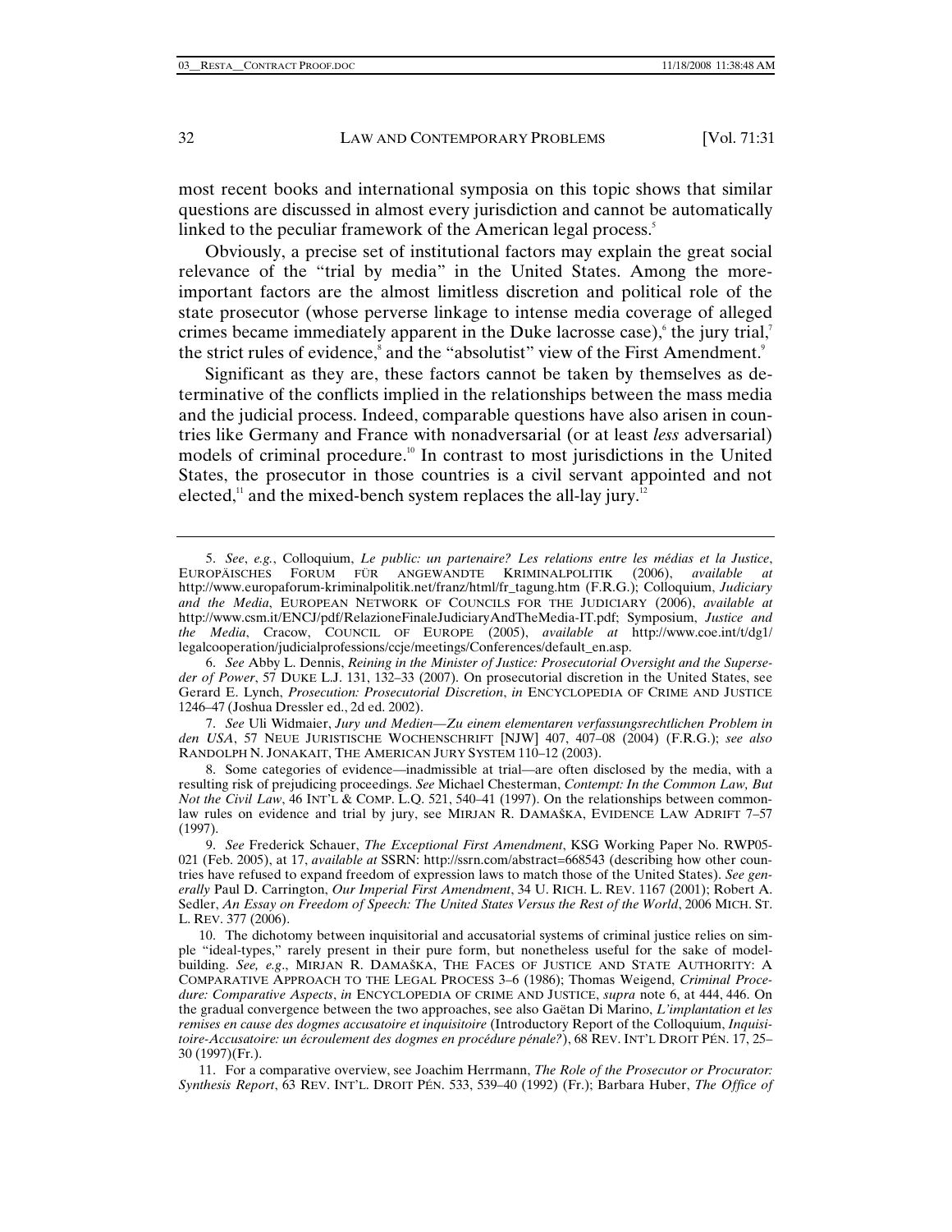most recent books and international symposia on this topic shows that similar questions are discussed in almost every jurisdiction and cannot be automatically linked to the peculiar framework of the American legal process.[5]

Obviously, a precise set of institutional factors may explain the great social relevance of the "trial by media" in the United States. Among the more-important factors are the almost limitless discretion and political role of the state prosecutor (whose perverse linkage to intense media coverage of alleged crimes became immediately apparent in the Duke lacrosse case),[6] the jury trial,[7] the strict rules of evidence,[8] and the "absolutist" view of the First Amendment.[9]

Significant as they are, these factors cannot be taken by themselves as determinative of the conflicts implied in the relationships between the mass media and the judicial process. Indeed, comparable questions have also arisen in countries like Germany and France with nonadversarial (or at least *less* adversarial) models of criminal procedure.[10] In contrast to most jurisdictions in the United States, the prosecutor in those countries is a civil servant appointed and not elected,[11] and the mixed-bench system replaces the all-lay jury.[12]

---

5. *See*, *e.g.*, Colloquium, *Le public: un partenaire? Les relations entre les médias et la Justice*, EUROPÄISCHES FORUM FÜR ANGEWANDTE KRIMINALPOLITIK (2006), *available at* http://www.europaforum-kriminalpolitik.net/franz/html/fr_tagung.htm (F.R.G.); Colloquium, *Judiciary and the Media*, EUROPEAN NETWORK OF COUNCILS FOR THE JUDICIARY (2006), *available at* http://www.csm.it/ENCJ/pdf/RelazioneFinaleJudiciaryAndTheMedia-IT.pdf; Symposium, *Justice and the Media*, Cracow, COUNCIL OF EUROPE (2005), *available at* http://www.coe.int/t/dg1/legalcooperation/judicialprofessions/ccje/meetings/Conferences/default_en.asp.

6. *See* Abby L. Dennis, *Reining in the Minister of Justice: Prosecutorial Oversight and the Superseder of Power*, 57 DUKE L.J. 131, 132–33 (2007). On prosecutorial discretion in the United States, see Gerard E. Lynch, *Prosecution: Prosecutorial Discretion*, *in* ENCYCLOPEDIA OF CRIME AND JUSTICE 1246–47 (Joshua Dressler ed., 2d ed. 2002).

7. *See* Uli Widmaier, *Jury und Medien—Zu einem elementaren verfassungsrechtlichen Problem in den USA*, 57 NEUE JURISTISCHE WOCHENSCHRIFT [NJW] 407, 407–08 (2004) (F.R.G.); *see also* RANDOLPH N. JONAKAIT, THE AMERICAN JURY SYSTEM 110–12 (2003).

8. Some categories of evidence—inadmissible at trial—are often disclosed by the media, with a resulting risk of prejudicing proceedings. *See* Michael Chesterman, *Contempt: In the Common Law, But Not the Civil Law*, 46 INT'L & COMP. L.Q. 521, 540–41 (1997). On the relationships between common-law rules on evidence and trial by jury, see MIRJAN R. DAMAŠKA, EVIDENCE LAW ADRIFT 7–57 (1997).

9. *See* Frederick Schauer, *The Exceptional First Amendment*, KSG Working Paper No. RWP05-021 (Feb. 2005), at 17, *available at* SSRN: http://ssrn.com/abstract=668543 (describing how other countries have refused to expand freedom of expression laws to match those of the United States). *See generally* Paul D. Carrington, *Our Imperial First Amendment*, 34 U. RICH. L. REV. 1167 (2001); Robert A. Sedler, *An Essay on Freedom of Speech: The United States Versus the Rest of the World*, 2006 MICH. ST. L. REV. 377 (2006).

10. The dichotomy between inquisitorial and accusatorial systems of criminal justice relies on simple "ideal-types," rarely present in their pure form, but nonetheless useful for the sake of model-building. *See, e.g*., MIRJAN R. DAMAŠKA, THE FACES OF JUSTICE AND STATE AUTHORITY: A COMPARATIVE APPROACH TO THE LEGAL PROCESS 3–6 (1986); Thomas Weigend, *Criminal Procedure: Comparative Aspects*, *in* ENCYCLOPEDIA OF CRIME AND JUSTICE, *supra* note 6, at 444, 446. On the gradual convergence between the two approaches, see also Gaëtan Di Marino, *L'implantation et les remises en cause des dogmes accusatoire et inquisitoire* (Introductory Report of the Colloquium, *Inquisitoire-Accusatoire: un écroulement des dogmes en procédure pénale?*), 68 REV. INT'L DROIT PÉN. 17, 25–30 (1997)(Fr.).

11. For a comparative overview, see Joachim Herrmann, *The Role of the Prosecutor or Procurator: Synthesis Report*, 63 REV. INT'L. DROIT PÉN. 533, 539–40 (1992) (Fr.); Barbara Huber, *The Office of*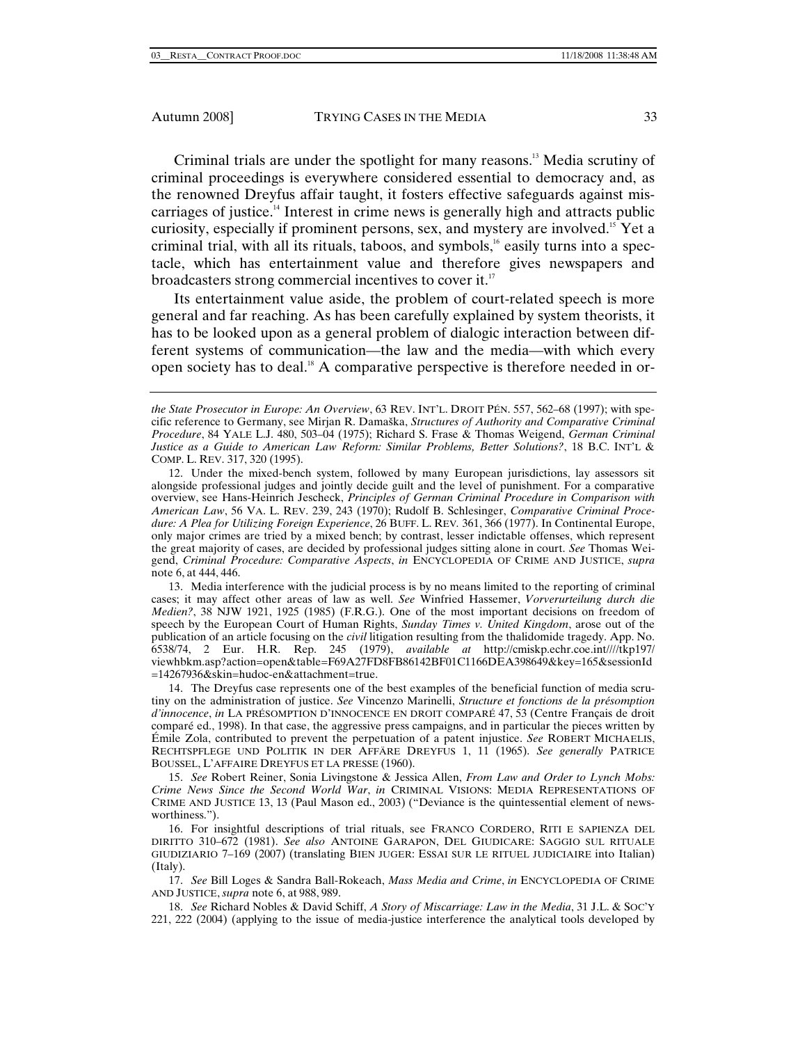Criminal trials are under the spotlight for many reasons.[13] Media scrutiny of criminal proceedings is everywhere considered essential to democracy and, as the renowned Dreyfus affair taught, it fosters effective safeguards against miscarriages of justice.[14] Interest in crime news is generally high and attracts public curiosity, especially if prominent persons, sex, and mystery are involved.[15] Yet a criminal trial, with all its rituals, taboos, and symbols,[16] easily turns into a spectacle, which has entertainment value and therefore gives newspapers and broadcasters strong commercial incentives to cover it.[17]

Its entertainment value aside, the problem of court-related speech is more general and far reaching. As has been carefully explained by system theorists, it has to be looked upon as a general problem of dialogic interaction between different systems of communication—the law and the media—with which every open society has to deal.[18] A comparative perspective is therefore needed in or-

---

*the State Prosecutor in Europe: An Overview*, 63 REV. INT'L. DROIT PÉN. 557, 562–68 (1997); with specific reference to Germany, see Mirjan R. Damaška, *Structures of Authority and Comparative Criminal Procedure*, 84 YALE L.J. 480, 503–04 (1975); Richard S. Frase & Thomas Weigend, *German Criminal Justice as a Guide to American Law Reform: Similar Problems, Better Solutions?*, 18 B.C. INT'L & COMP. L. REV. 317, 320 (1995).

12. Under the mixed-bench system, followed by many European jurisdictions, lay assessors sit alongside professional judges and jointly decide guilt and the level of punishment. For a comparative overview, see Hans-Heinrich Jescheck, *Principles of German Criminal Procedure in Comparison with American Law*, 56 VA. L. REV. 239, 243 (1970); Rudolf B. Schlesinger, *Comparative Criminal Procedure: A Plea for Utilizing Foreign Experience*, 26 BUFF. L. REV. 361, 366 (1977). In Continental Europe, only major crimes are tried by a mixed bench; by contrast, lesser indictable offenses, which represent the great majority of cases, are decided by professional judges sitting alone in court. *See* Thomas Weigend, *Criminal Procedure: Comparative Aspects*, *in* ENCYCLOPEDIA OF CRIME AND JUSTICE, *supra* note 6, at 444, 446.

13. Media interference with the judicial process is by no means limited to the reporting of criminal cases; it may affect other areas of law as well. *See* Winfried Hassemer, *Vorverurteilung durch die Medien?*, 38 NJW 1921, 1925 (1985) (F.R.G.). One of the most important decisions on freedom of speech by the European Court of Human Rights, *Sunday Times v. United Kingdom*, arose out of the publication of an article focusing on the *civil* litigation resulting from the thalidomide tragedy. App. No. 6538/74, 2 Eur. H.R. Rep. 245 (1979), *available at* http://cmiskp.echr.coe.int////tkp197/viewhbkm.asp?action=open&table=F69A27FD8FB86142BF01C1166DEA398649&key=165&sessionId=14267936&skin=hudoc-en&attachment=true.

14. The Dreyfus case represents one of the best examples of the beneficial function of media scrutiny on the administration of justice. *See* Vincenzo Marinelli, *Structure et fonctions de la présomption d'innocence*, *in* LA PRÉSOMPTION D'INNOCENCE EN DROIT COMPARÉ 47, 53 (Centre Français de droit comparé ed., 1998). In that case, the aggressive press campaigns, and in particular the pieces written by Émile Zola, contributed to prevent the perpetuation of a patent injustice. *See* ROBERT MICHAELIS, RECHTSPFLEGE UND POLITIK IN DER AFFÄRE DREYFUS 1, 11 (1965). *See generally* PATRICE BOUSSEL, L'AFFAIRE DREYFUS ET LA PRESSE (1960).

15. *See* Robert Reiner, Sonia Livingstone & Jessica Allen, *From Law and Order to Lynch Mobs: Crime News Since the Second World War*, *in* CRIMINAL VISIONS: MEDIA REPRESENTATIONS OF CRIME AND JUSTICE 13, 13 (Paul Mason ed., 2003) ("Deviance is the quintessential element of newsworthiness.").

16. For insightful descriptions of trial rituals, see FRANCO CORDERO, RITI E SAPIENZA DEL DIRITTO 310–672 (1981). *See also* ANTOINE GARAPON, DEL GIUDICARE: SAGGIO SUL RITUALE GIUDIZIARIO 7–169 (2007) (translating BIEN JUGER: ESSAI SUR LE RITUEL JUDICIAIRE into Italian) (Italy).

17. *See* Bill Loges & Sandra Ball-Rokeach, *Mass Media and Crime*, *in* ENCYCLOPEDIA OF CRIME AND JUSTICE, *supra* note 6, at 988, 989.

18. *See* Richard Nobles & David Schiff, *A Story of Miscarriage: Law in the Media*, 31 J.L. & SOC'Y 221, 222 (2004) (applying to the issue of media-justice interference the analytical tools developed by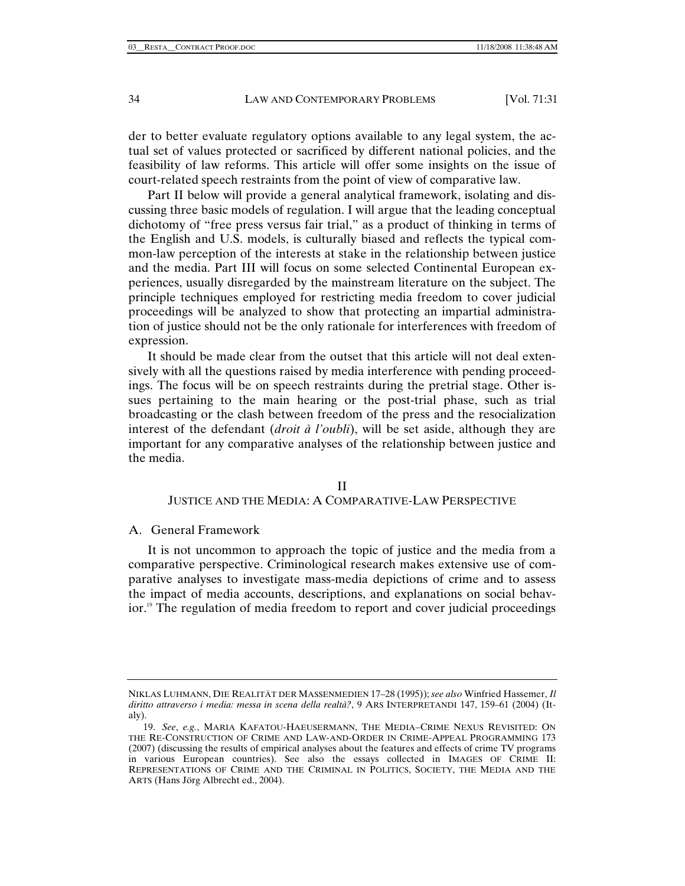der to better evaluate regulatory options available to any legal system, the actual set of values protected or sacrificed by different national policies, and the feasibility of law reforms. This article will offer some insights on the issue of court-related speech restraints from the point of view of comparative law.

Part II below will provide a general analytical framework, isolating and discussing three basic models of regulation. I will argue that the leading conceptual dichotomy of "free press versus fair trial," as a product of thinking in terms of the English and U.S. models, is culturally biased and reflects the typical common-law perception of the interests at stake in the relationship between justice and the media. Part III will focus on some selected Continental European experiences, usually disregarded by the mainstream literature on the subject. The principle techniques employed for restricting media freedom to cover judicial proceedings will be analyzed to show that protecting an impartial administration of justice should not be the only rationale for interferences with freedom of expression.

It should be made clear from the outset that this article will not deal extensively with all the questions raised by media interference with pending proceedings. The focus will be on speech restraints during the pretrial stage. Other issues pertaining to the main hearing or the post-trial phase, such as trial broadcasting or the clash between freedom of the press and the resocialization interest of the defendant (*droit à l'oubli*), will be set aside, although they are important for any comparative analyses of the relationship between justice and the media.

## II
## JUSTICE AND THE MEDIA: A COMPARATIVE-LAW PERSPECTIVE

### A. General Framework

It is not uncommon to approach the topic of justice and the media from a comparative perspective. Criminological research makes extensive use of comparative analyses to investigate mass-media depictions of crime and to assess the impact of media accounts, descriptions, and explanations on social behavior.[19] The regulation of media freedom to report and cover judicial proceedings

---

NIKLAS LUHMANN, DIE REALITÄT DER MASSENMEDIEN 17–28 (1995)); *see also* Winfried Hassemer, *Il diritto attraverso i media: messa in scena della realtà?*, 9 ARS INTERPRETANDI 147, 159–61 (2004) (Italy).

19. *See, e.g.*, MARIA KAFATOU-HAEUSERMANN, THE MEDIA–CRIME NEXUS REVISITED: ON THE RE-CONSTRUCTION OF CRIME AND LAW-AND-ORDER IN CRIME-APPEAL PROGRAMMING 173 (2007) (discussing the results of empirical analyses about the features and effects of crime TV programs in various European countries). See also the essays collected in IMAGES OF CRIME II: REPRESENTATIONS OF CRIME AND THE CRIMINAL IN POLITICS, SOCIETY, THE MEDIA AND THE ARTS (Hans Jörg Albrecht ed., 2004).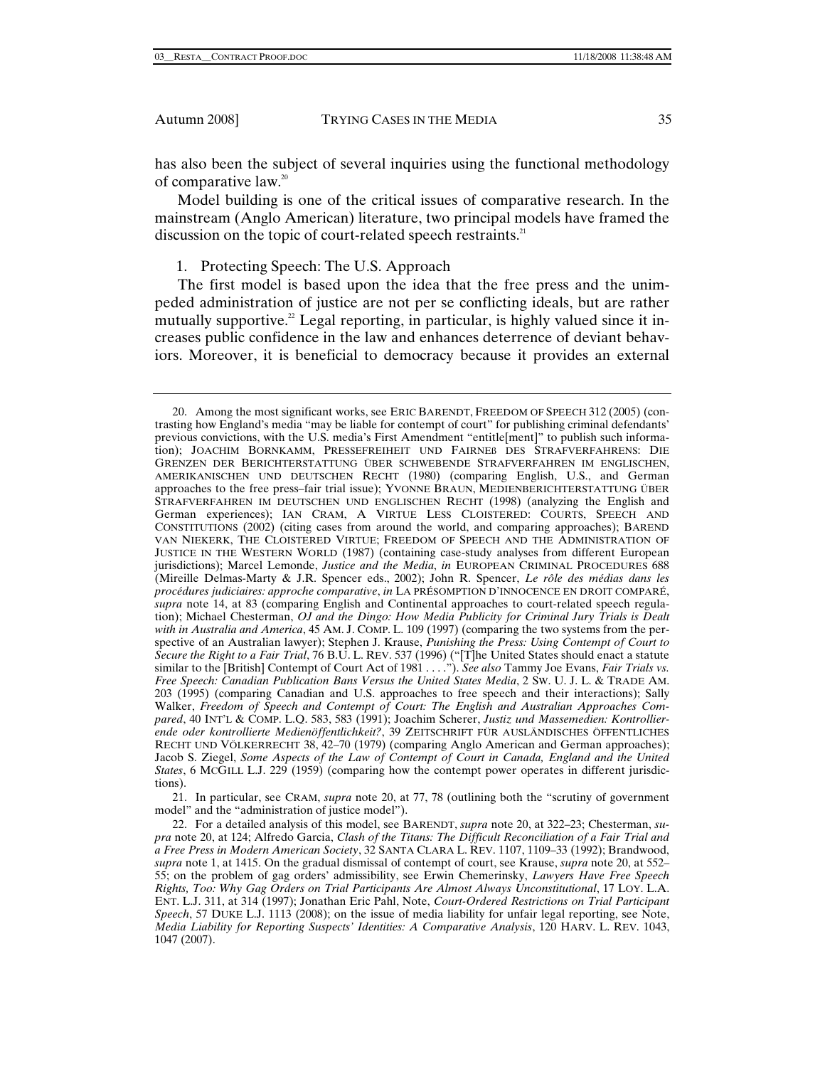has also been the subject of several inquiries using the functional methodology of comparative law.[20]

Model building is one of the critical issues of comparative research. In the mainstream (Anglo American) literature, two principal models have framed the discussion on the topic of court-related speech restraints.[21]

### 1. Protecting Speech: The U.S. Approach

The first model is based upon the idea that the free press and the unimpeded administration of justice are not per se conflicting ideals, but are rather mutually supportive.[22] Legal reporting, in particular, is highly valued since it increases public confidence in the law and enhances deterrence of deviant behaviors. Moreover, it is beneficial to democracy because it provides an external

---

20. Among the most significant works, see ERIC BARENDT, FREEDOM OF SPEECH 312 (2005) (contrasting how England's media "may be liable for contempt of court" for publishing criminal defendants' previous convictions, with the U.S. media's First Amendment "entitle[ment]" to publish such information); JOACHIM BORNKAMM, PRESSEFREIHEIT UND FAIRNEß DES STRAFVERFAHRENS: DIE GRENZEN DER BERICHTERSTATTUNG ÜBER SCHWEBENDE STRAFVERFAHREN IM ENGLISCHEN, AMERIKANISCHEN UND DEUTSCHEN RECHT (1980) (comparing English, U.S., and German approaches to the free press–fair trial issue); YVONNE BRAUN, MEDIENBERICHTERSTATTUNG ÜBER STRAFVERFAHREN IM DEUTSCHEN UND ENGLISCHEN RECHT (1998) (analyzing the English and German experiences); IAN CRAM, A VIRTUE LESS CLOISTERED: COURTS, SPEECH AND CONSTITUTIONS (2002) (citing cases from around the world, and comparing approaches); BAREND VAN NIEKERK, THE CLOISTERED VIRTUE; FREEDOM OF SPEECH AND THE ADMINISTRATION OF JUSTICE IN THE WESTERN WORLD (1987) (containing case-study analyses from different European jurisdictions); Marcel Lemonde, *Justice and the Media*, *in* EUROPEAN CRIMINAL PROCEDURES 688 (Mireille Delmas-Marty & J.R. Spencer eds., 2002); John R. Spencer, *Le rôle des médias dans les procédures judiciaires: approche comparative*, *in* LA PRÉSOMPTION D'INNOCENCE EN DROIT COMPARÉ, *supra* note 14, at 83 (comparing English and Continental approaches to court-related speech regulation); Michael Chesterman, *OJ and the Dingo: How Media Publicity for Criminal Jury Trials is Dealt with in Australia and America*, 45 AM. J. COMP. L. 109 (1997) (comparing the two systems from the perspective of an Australian lawyer); Stephen J. Krause, *Punishing the Press: Using Contempt of Court to Secure the Right to a Fair Trial*, 76 B.U. L. REV. 537 (1996) ("[T]he United States should enact a statute similar to the [British] Contempt of Court Act of 1981 . . . ."). *See also* Tammy Joe Evans, *Fair Trials vs. Free Speech: Canadian Publication Bans Versus the United States Media*, 2 SW. U. J. L. & TRADE AM. 203 (1995) (comparing Canadian and U.S. approaches to free speech and their interactions); Sally Walker, *Freedom of Speech and Contempt of Court: The English and Australian Approaches Compared*, 40 INT'L & COMP. L.Q. 583, 583 (1991); Joachim Scherer, *Justiz und Massemedien: Kontrollierende oder kontrollierte Medienöffentlichkeit?*, 39 ZEITSCHRIFT FÜR AUSLÄNDISCHES ÖFFENTLICHES RECHT UND VÖLKERRECHT 38, 42–70 (1979) (comparing Anglo American and German approaches); Jacob S. Ziegel, *Some Aspects of the Law of Contempt of Court in Canada, England and the United States*, 6 MCGILL L.J. 229 (1959) (comparing how the contempt power operates in different jurisdictions).

21. In particular, see CRAM, *supra* note 20, at 77, 78 (outlining both the "scrutiny of government model" and the "administration of justice model").

22. For a detailed analysis of this model, see BARENDT, *supra* note 20, at 322–23; Chesterman, *supra* note 20, at 124; Alfredo Garcia, *Clash of the Titans: The Difficult Reconciliation of a Fair Trial and a Free Press in Modern American Society*, 32 SANTA CLARA L. REV. 1107, 1109–33 (1992); Brandwood, *supra* note 1, at 1415. On the gradual dismissal of contempt of court, see Krause, *supra* note 20, at 552–55; on the problem of gag orders' admissibility, see Erwin Chemerinsky, *Lawyers Have Free Speech Rights, Too: Why Gag Orders on Trial Participants Are Almost Always Unconstitutional*, 17 LOY. L.A. ENT. L.J. 311, at 314 (1997); Jonathan Eric Pahl, Note, *Court-Ordered Restrictions on Trial Participant Speech*, 57 DUKE L.J. 1113 (2008); on the issue of media liability for unfair legal reporting, see Note, *Media Liability for Reporting Suspects' Identities: A Comparative Analysis*, 120 HARV. L. REV. 1043, 1047 (2007).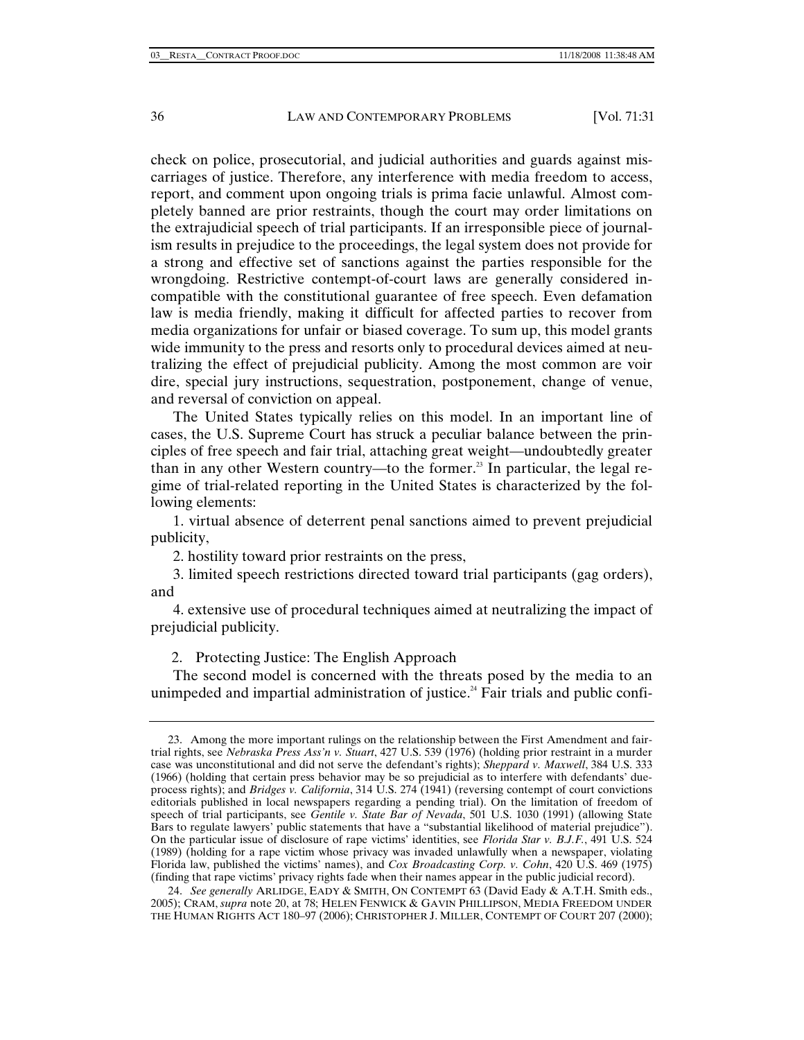check on police, prosecutorial, and judicial authorities and guards against miscarriages of justice. Therefore, any interference with media freedom to access, report, and comment upon ongoing trials is prima facie unlawful. Almost completely banned are prior restraints, though the court may order limitations on the extrajudicial speech of trial participants. If an irresponsible piece of journalism results in prejudice to the proceedings, the legal system does not provide for a strong and effective set of sanctions against the parties responsible for the wrongdoing. Restrictive contempt-of-court laws are generally considered incompatible with the constitutional guarantee of free speech. Even defamation law is media friendly, making it difficult for affected parties to recover from media organizations for unfair or biased coverage. To sum up, this model grants wide immunity to the press and resorts only to procedural devices aimed at neutralizing the effect of prejudicial publicity. Among the most common are voir dire, special jury instructions, sequestration, postponement, change of venue, and reversal of conviction on appeal.

The United States typically relies on this model. In an important line of cases, the U.S. Supreme Court has struck a peculiar balance between the principles of free speech and fair trial, attaching great weight—undoubtedly greater than in any other Western country—to the former.[23] In particular, the legal regime of trial-related reporting in the United States is characterized by the following elements:

1. virtual absence of deterrent penal sanctions aimed to prevent prejudicial publicity,
2. hostility toward prior restraints on the press,
3. limited speech restrictions directed toward trial participants (gag orders), and
4. extensive use of procedural techniques aimed at neutralizing the impact of prejudicial publicity.

### 2. Protecting Justice: The English Approach

The second model is concerned with the threats posed by the media to an unimpeded and impartial administration of justice.[24] Fair trials and public confi-

---

23. Among the more important rulings on the relationship between the First Amendment and fair-trial rights, see *Nebraska Press Ass'n v. Stuart*, 427 U.S. 539 (1976) (holding prior restraint in a murder case was unconstitutional and did not serve the defendant's rights); *Sheppard v. Maxwell*, 384 U.S. 333 (1966) (holding that certain press behavior may be so prejudicial as to interfere with defendants' due-process rights); and *Bridges v. California*, 314 U.S. 274 (1941) (reversing contempt of court convictions editorials published in local newspapers regarding a pending trial). On the limitation of freedom of speech of trial participants, see *Gentile v. State Bar of Nevada*, 501 U.S. 1030 (1991) (allowing State Bars to regulate lawyers' public statements that have a "substantial likelihood of material prejudice"). On the particular issue of disclosure of rape victims' identities, see *Florida Star v. B.J.F.*, 491 U.S. 524 (1989) (holding for a rape victim whose privacy was invaded unlawfully when a newspaper, violating Florida law, published the victims' names), and *Cox Broadcasting Corp. v. Cohn*, 420 U.S. 469 (1975) (finding that rape victims' privacy rights fade when their names appear in the public judicial record).

24. *See generally* ARLIDGE, EADY & SMITH, ON CONTEMPT 63 (David Eady & A.T.H. Smith eds., 2005); CRAM, *supra* note 20, at 78; HELEN FENWICK & GAVIN PHILLIPSON, MEDIA FREEDOM UNDER THE HUMAN RIGHTS ACT 180–97 (2006); CHRISTOPHER J. MILLER, CONTEMPT OF COURT 207 (2000);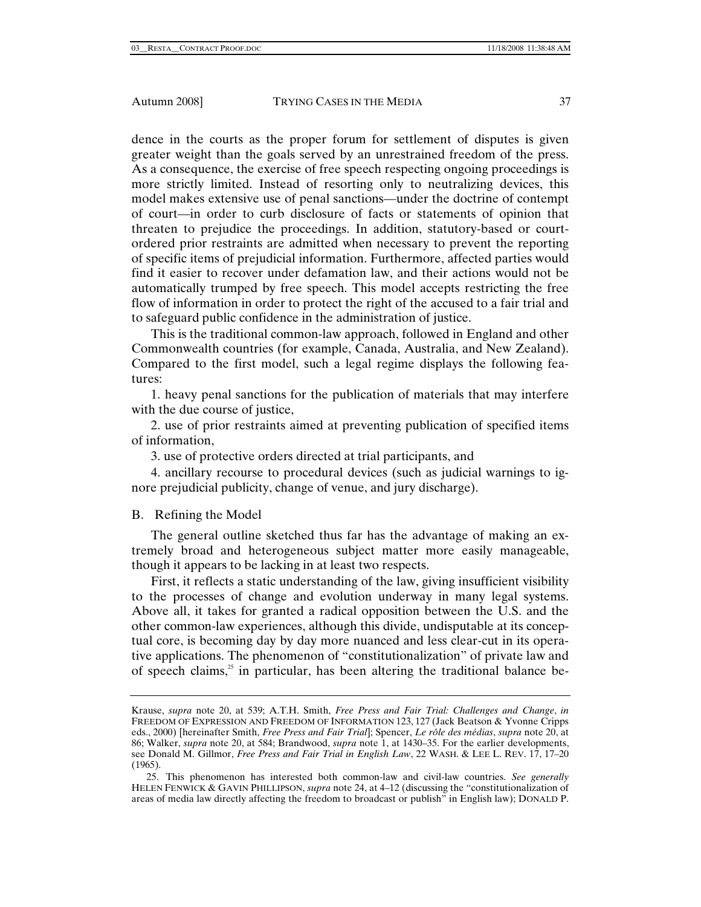dence in the courts as the proper forum for settlement of disputes is given greater weight than the goals served by an unrestrained freedom of the press. As a consequence, the exercise of free speech respecting ongoing proceedings is more strictly limited. Instead of resorting only to neutralizing devices, this model makes extensive use of penal sanctions—under the doctrine of contempt of court—in order to curb disclosure of facts or statements of opinion that threaten to prejudice the proceedings. In addition, statutory-based or court-ordered prior restraints are admitted when necessary to prevent the reporting of specific items of prejudicial information. Furthermore, affected parties would find it easier to recover under defamation law, and their actions would not be automatically trumped by free speech. This model accepts restricting the free flow of information in order to protect the right of the accused to a fair trial and to safeguard public confidence in the administration of justice.

This is the traditional common-law approach, followed in England and other Commonwealth countries (for example, Canada, Australia, and New Zealand). Compared to the first model, such a legal regime displays the following features:

1. heavy penal sanctions for the publication of materials that may interfere with the due course of justice,

2. use of prior restraints aimed at preventing publication of specified items of information,

3. use of protective orders directed at trial participants, and

4. ancillary recourse to procedural devices (such as judicial warnings to ignore prejudicial publicity, change of venue, and jury discharge).

## B. Refining the Model

The general outline sketched thus far has the advantage of making an extremely broad and heterogeneous subject matter more easily manageable, though it appears to be lacking in at least two respects.

First, it reflects a static understanding of the law, giving insufficient visibility to the processes of change and evolution underway in many legal systems. Above all, it takes for granted a radical opposition between the U.S. and the other common-law experiences, although this divide, undisputable at its conceptual core, is becoming day by day more nuanced and less clear-cut in its operative applications. The phenomenon of "constitutionalization" of private law and of speech claims,[25] in particular, has been altering the traditional balance be-

---

Krause, *supra* note 20, at 539; A.T.H. Smith, *Free Press and Fair Trial: Challenges and Change*, *in* FREEDOM OF EXPRESSION AND FREEDOM OF INFORMATION 123, 127 (Jack Beatson & Yvonne Cripps eds., 2000) [hereinafter Smith, *Free Press and Fair Trial*]; Spencer, *Le rôle des médias*, *supra* note 20, at 86; Walker, *supra* note 20, at 584; Brandwood, *supra* note 1, at 1430–35. For the earlier developments, see Donald M. Gillmor, *Free Press and Fair Trial in English Law*, 22 WASH. & LEE L. REV. 17, 17–20 (1965).

25. This phenomenon has interested both common-law and civil-law countries. *See generally* HELEN FENWICK & GAVIN PHILLIPSON, *supra* note 24, at 4–12 (discussing the "constitutionalization of areas of media law directly affecting the freedom to broadcast or publish" in English law); DONALD P.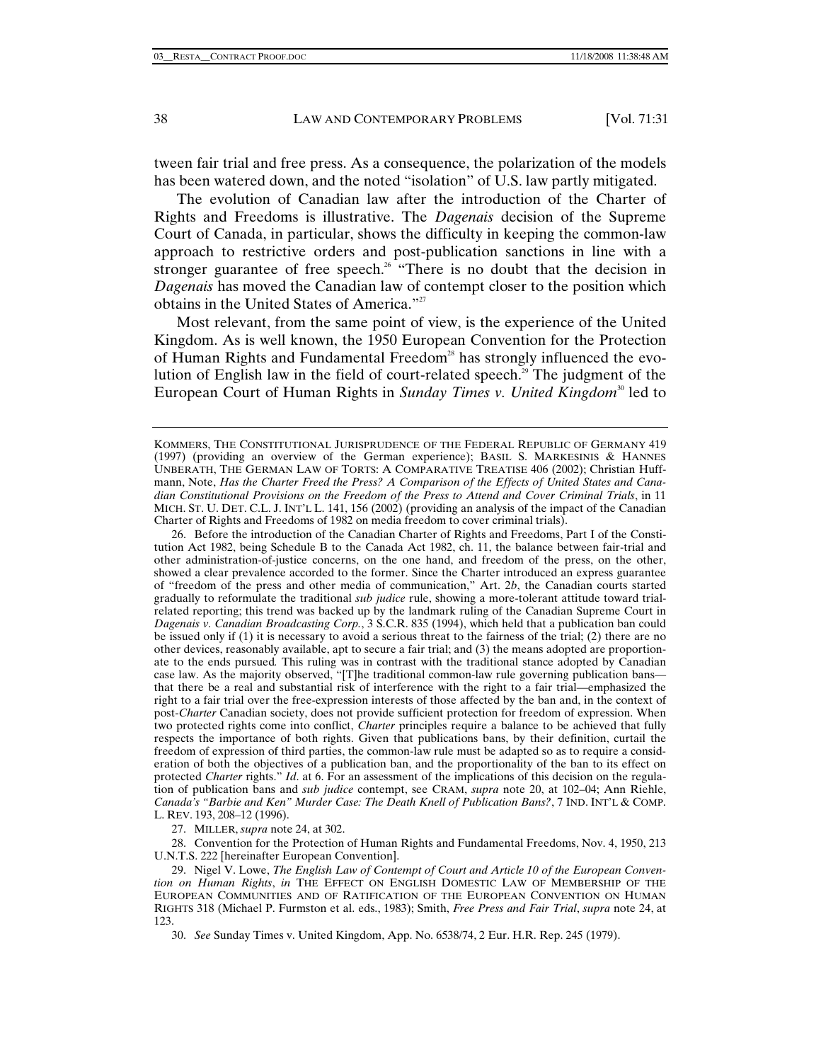tween fair trial and free press. As a consequence, the polarization of the models has been watered down, and the noted "isolation" of U.S. law partly mitigated.

The evolution of Canadian law after the introduction of the Charter of Rights and Freedoms is illustrative. The *Dagenais* decision of the Supreme Court of Canada, in particular, shows the difficulty in keeping the common-law approach to restrictive orders and post-publication sanctions in line with a stronger guarantee of free speech.[26] "There is no doubt that the decision in *Dagenais* has moved the Canadian law of contempt closer to the position which obtains in the United States of America."[27]

Most relevant, from the same point of view, is the experience of the United Kingdom. As is well known, the 1950 European Convention for the Protection of Human Rights and Fundamental Freedom[28] has strongly influenced the evolution of English law in the field of court-related speech.[29] The judgment of the European Court of Human Rights in *Sunday Times v. United Kingdom*[30] led to

---

KOMMERS, THE CONSTITUTIONAL JURISPRUDENCE OF THE FEDERAL REPUBLIC OF GERMANY 419 (1997) (providing an overview of the German experience); BASIL S. MARKESINIS & HANNES UNBERATH, THE GERMAN LAW OF TORTS: A COMPARATIVE TREATISE 406 (2002); Christian Huffmann, Note, *Has the Charter Freed the Press? A Comparison of the Effects of United States and Canadian Constitutional Provisions on the Freedom of the Press to Attend and Cover Criminal Trials*, in 11 MICH. ST. U. DET. C.L. J. INT'L L. 141, 156 (2002) (providing an analysis of the impact of the Canadian Charter of Rights and Freedoms of 1982 on media freedom to cover criminal trials).

26. Before the introduction of the Canadian Charter of Rights and Freedoms, Part I of the Constitution Act 1982, being Schedule B to the Canada Act 1982, ch. 11, the balance between fair-trial and other administration-of-justice concerns, on the one hand, and freedom of the press, on the other, showed a clear prevalence accorded to the former. Since the Charter introduced an express guarantee of "freedom of the press and other media of communication," Art. 2*b*, the Canadian courts started gradually to reformulate the traditional *sub judice* rule, showing a more-tolerant attitude toward trial-related reporting; this trend was backed up by the landmark ruling of the Canadian Supreme Court in *Dagenais v. Canadian Broadcasting Corp.*, 3 S.C.R. 835 (1994), which held that a publication ban could be issued only if (1) it is necessary to avoid a serious threat to the fairness of the trial; (2) there are no other devices, reasonably available, apt to secure a fair trial; and (3) the means adopted are proportionate to the ends pursued. This ruling was in contrast with the traditional stance adopted by Canadian case law. As the majority observed, "[T]he traditional common-law rule governing publication bans—that there be a real and substantial risk of interference with the right to a fair trial—emphasized the right to a fair trial over the free-expression interests of those affected by the ban and, in the context of post-*Charter* Canadian society, does not provide sufficient protection for freedom of expression. When two protected rights come into conflict, *Charter* principles require a balance to be achieved that fully respects the importance of both rights. Given that publications bans, by their definition, curtail the freedom of expression of third parties, the common-law rule must be adapted so as to require a consideration of both the objectives of a publication ban, and the proportionality of the ban to its effect on protected *Charter* rights." *Id*. at 6. For an assessment of the implications of this decision on the regulation of publication bans and *sub judice* contempt, see CRAM, *supra* note 20, at 102–04; Ann Riehle, *Canada's "Barbie and Ken" Murder Case: The Death Knell of Publication Bans?*, 7 IND. INT'L & COMP. L. REV. 193, 208–12 (1996).

27. MILLER, *supra* note 24, at 302.

28. Convention for the Protection of Human Rights and Fundamental Freedoms, Nov. 4, 1950, 213 U.N.T.S. 222 [hereinafter European Convention].

29. Nigel V. Lowe, *The English Law of Contempt of Court and Article 10 of the European Convention on Human Rights*, *in* THE EFFECT ON ENGLISH DOMESTIC LAW OF MEMBERSHIP OF THE EUROPEAN COMMUNITIES AND OF RATIFICATION OF THE EUROPEAN CONVENTION ON HUMAN RIGHTS 318 (Michael P. Furmston et al. eds., 1983); Smith, *Free Press and Fair Trial*, *supra* note 24, at 123.

30. *See* Sunday Times v. United Kingdom, App. No. 6538/74, 2 Eur. H.R. Rep. 245 (1979).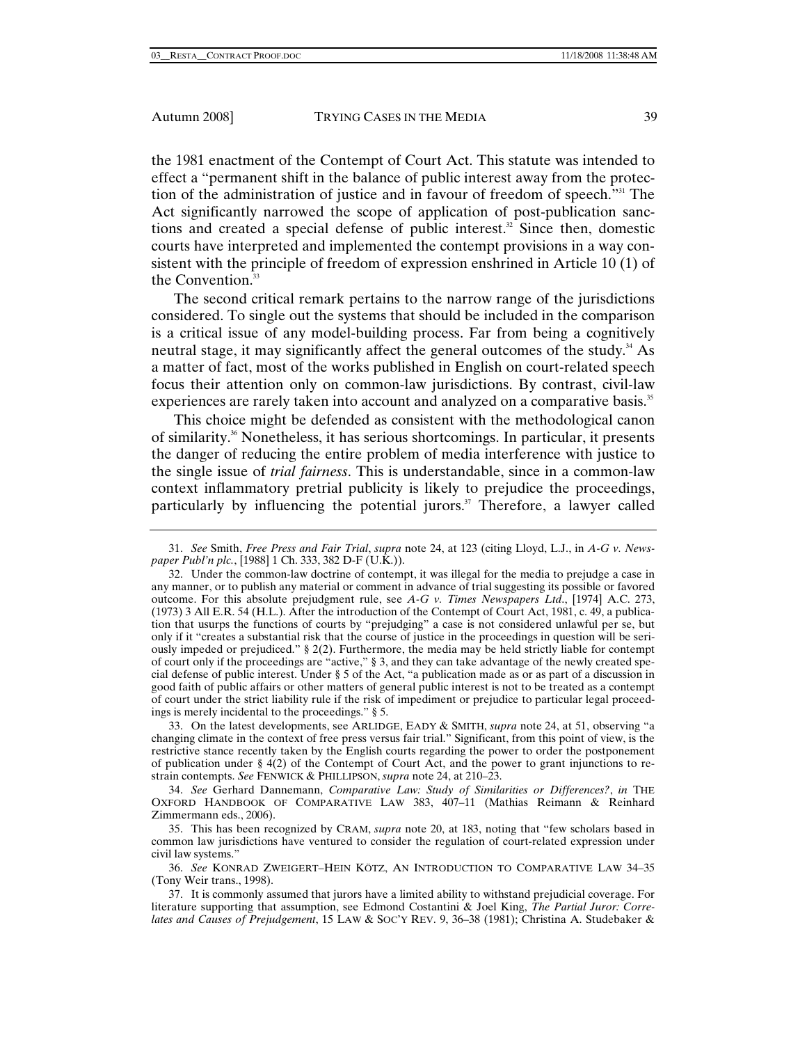the 1981 enactment of the Contempt of Court Act. This statute was intended to effect a "permanent shift in the balance of public interest away from the protection of the administration of justice and in favour of freedom of speech."[31] The Act significantly narrowed the scope of application of post-publication sanctions and created a special defense of public interest.[32] Since then, domestic courts have interpreted and implemented the contempt provisions in a way consistent with the principle of freedom of expression enshrined in Article 10 (1) of the Convention.[33]

The second critical remark pertains to the narrow range of the jurisdictions considered. To single out the systems that should be included in the comparison is a critical issue of any model-building process. Far from being a cognitively neutral stage, it may significantly affect the general outcomes of the study.[34] As a matter of fact, most of the works published in English on court-related speech focus their attention only on common-law jurisdictions. By contrast, civil-law experiences are rarely taken into account and analyzed on a comparative basis.[35]

This choice might be defended as consistent with the methodological canon of similarity.[36] Nonetheless, it has serious shortcomings. In particular, it presents the danger of reducing the entire problem of media interference with justice to the single issue of *trial fairness*. This is understandable, since in a common-law context inflammatory pretrial publicity is likely to prejudice the proceedings, particularly by influencing the potential jurors.[37] Therefore, a lawyer called

---

31. *See* Smith, *Free Press and Fair Trial*, *supra* note 24, at 123 (citing Lloyd, L.J., in *A-G v. Newspaper Publ'n plc.*, [1988] 1 Ch. 333, 382 D-F (U.K.)).

32. Under the common-law doctrine of contempt, it was illegal for the media to prejudge a case in any manner, or to publish any material or comment in advance of trial suggesting its possible or favored outcome. For this absolute prejudgment rule, see *A-G v. Times Newspapers Ltd*., [1974] A.C. 273, (1973) 3 All E.R. 54 (H.L.). After the introduction of the Contempt of Court Act, 1981, c. 49, a publication that usurps the functions of courts by "prejudging" a case is not considered unlawful per se, but only if it "creates a substantial risk that the course of justice in the proceedings in question will be seriously impeded or prejudiced." § 2(2). Furthermore, the media may be held strictly liable for contempt of court only if the proceedings are "active," § 3, and they can take advantage of the newly created special defense of public interest. Under § 5 of the Act, "a publication made as or as part of a discussion in good faith of public affairs or other matters of general public interest is not to be treated as a contempt of court under the strict liability rule if the risk of impediment or prejudice to particular legal proceedings is merely incidental to the proceedings." § 5.

33. On the latest developments, see ARLIDGE, EADY & SMITH, *supra* note 24, at 51, observing "a changing climate in the context of free press versus fair trial." Significant, from this point of view, is the restrictive stance recently taken by the English courts regarding the power to order the postponement of publication under § 4(2) of the Contempt of Court Act, and the power to grant injunctions to restrain contempts. *See* FENWICK & PHILLIPSON, *supra* note 24, at 210–23.

34. *See* Gerhard Dannemann, *Comparative Law: Study of Similarities or Differences?*, *in* THE OXFORD HANDBOOK OF COMPARATIVE LAW 383, 407–11 (Mathias Reimann & Reinhard Zimmermann eds., 2006).

35. This has been recognized by CRAM, *supra* note 20, at 183, noting that "few scholars based in common law jurisdictions have ventured to consider the regulation of court-related expression under civil law systems."

36. *See* KONRAD ZWEIGERT–HEIN KÖTZ, AN INTRODUCTION TO COMPARATIVE LAW 34–35 (Tony Weir trans., 1998).

37. It is commonly assumed that jurors have a limited ability to withstand prejudicial coverage. For literature supporting that assumption, see Edmond Costantini & Joel King, *The Partial Juror: Correlates and Causes of Prejudgement*, 15 LAW & SOC'Y REV. 9, 36–38 (1981); Christina A. Studebaker &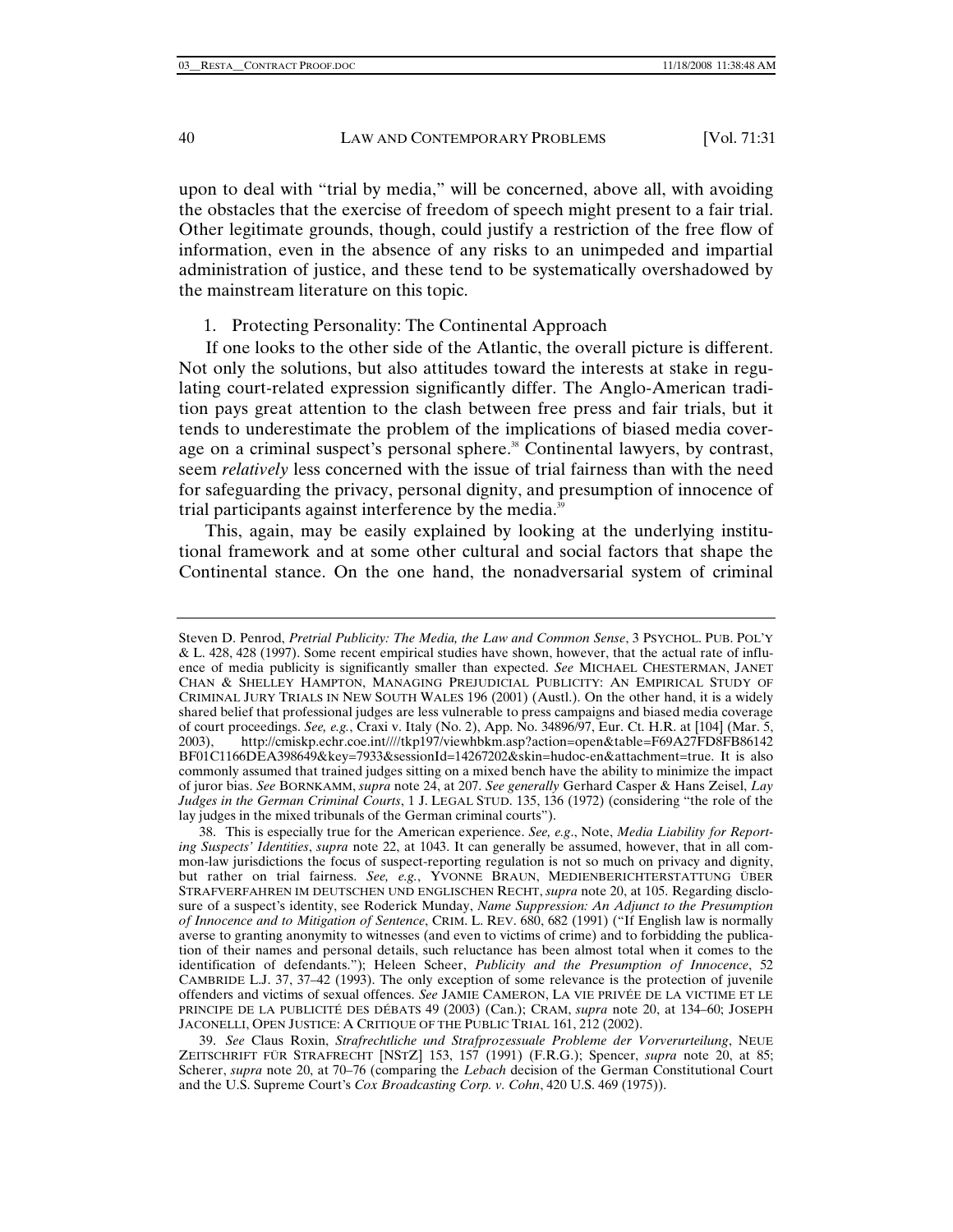upon to deal with "trial by media," will be concerned, above all, with avoiding the obstacles that the exercise of freedom of speech might present to a fair trial. Other legitimate grounds, though, could justify a restriction of the free flow of information, even in the absence of any risks to an unimpeded and impartial administration of justice, and these tend to be systematically overshadowed by the mainstream literature on this topic.

1. Protecting Personality: The Continental Approach

If one looks to the other side of the Atlantic, the overall picture is different. Not only the solutions, but also attitudes toward the interests at stake in regulating court-related expression significantly differ. The Anglo-American tradition pays great attention to the clash between free press and fair trials, but it tends to underestimate the problem of the implications of biased media coverage on a criminal suspect's personal sphere.[38] Continental lawyers, by contrast, seem *relatively* less concerned with the issue of trial fairness than with the need for safeguarding the privacy, personal dignity, and presumption of innocence of trial participants against interference by the media.[39]

This, again, may be easily explained by looking at the underlying institutional framework and at some other cultural and social factors that shape the Continental stance. On the one hand, the nonadversarial system of criminal

---

Steven D. Penrod, *Pretrial Publicity: The Media, the Law and Common Sense*, 3 PSYCHOL. PUB. POL'Y & L. 428, 428 (1997). Some recent empirical studies have shown, however, that the actual rate of influence of media publicity is significantly smaller than expected. *See* MICHAEL CHESTERMAN, JANET CHAN & SHELLEY HAMPTON, MANAGING PREJUDICIAL PUBLICITY: AN EMPIRICAL STUDY OF CRIMINAL JURY TRIALS IN NEW SOUTH WALES 196 (2001) (Austl.). On the other hand, it is a widely shared belief that professional judges are less vulnerable to press campaigns and biased media coverage of court proceedings. *See, e.g.*, Craxi v. Italy (No. 2), App. No. 34896/97, Eur. Ct. H.R. at [104] (Mar. 5, 2003), http://cmiskp.echr.coe.int////tkp197/viewhbkm.asp?action=open&table=F69A27FD8FB86142BF01C1166DEA398649&key=7933&sessionId=14267202&skin=hudoc-en&attachment=true. It is also commonly assumed that trained judges sitting on a mixed bench have the ability to minimize the impact of juror bias. *See* BORNKAMM, *supra* note 24, at 207. *See generally* Gerhard Casper & Hans Zeisel, *Lay Judges in the German Criminal Courts*, 1 J. LEGAL STUD. 135, 136 (1972) (considering "the role of the lay judges in the mixed tribunals of the German criminal courts").

38. This is especially true for the American experience. *See, e.g.*, Note, *Media Liability for Reporting Suspects' Identities*, *supra* note 22, at 1043. It can generally be assumed, however, that in all common-law jurisdictions the focus of suspect-reporting regulation is not so much on privacy and dignity, but rather on trial fairness. *See, e.g.*, YVONNE BRAUN, MEDIENBERICHTERSTATTUNG ÜBER STRAFVERFAHREN IM DEUTSCHEN UND ENGLISCHEN RECHT, *supra* note 20, at 105. Regarding disclosure of a suspect's identity, see Roderick Munday, *Name Suppression: An Adjunct to the Presumption of Innocence and to Mitigation of Sentence*, CRIM. L. REV. 680, 682 (1991) ("If English law is normally averse to granting anonymity to witnesses (and even to victims of crime) and to forbidding the publication of their names and personal details, such reluctance has been almost total when it comes to the identification of defendants."); Heleen Scheer, *Publicity and the Presumption of Innocence*, 52 CAMBRIDE L.J. 37, 37–42 (1993). The only exception of some relevance is the protection of juvenile offenders and victims of sexual offences. *See* JAMIE CAMERON, LA VIE PRIVÉE DE LA VICTIME ET LE PRINCIPE DE LA PUBLICITÉ DES DÉBATS 49 (2003) (Can.); CRAM, *supra* note 20, at 134–60; JOSEPH JACONELLI, OPEN JUSTICE: A CRITIQUE OF THE PUBLIC TRIAL 161, 212 (2002).

39. *See* Claus Roxin, *Strafrechtliche und Strafprozessuale Probleme der Vorverurteilung*, NEUE ZEITSCHRIFT FÜR STRAFRECHT [NSTZ] 153, 157 (1991) (F.R.G.); Spencer, *supra* note 20, at 85; Scherer, *supra* note 20, at 70–76 (comparing the *Lebach* decision of the German Constitutional Court and the U.S. Supreme Court's *Cox Broadcasting Corp. v. Cohn*, 420 U.S. 469 (1975)).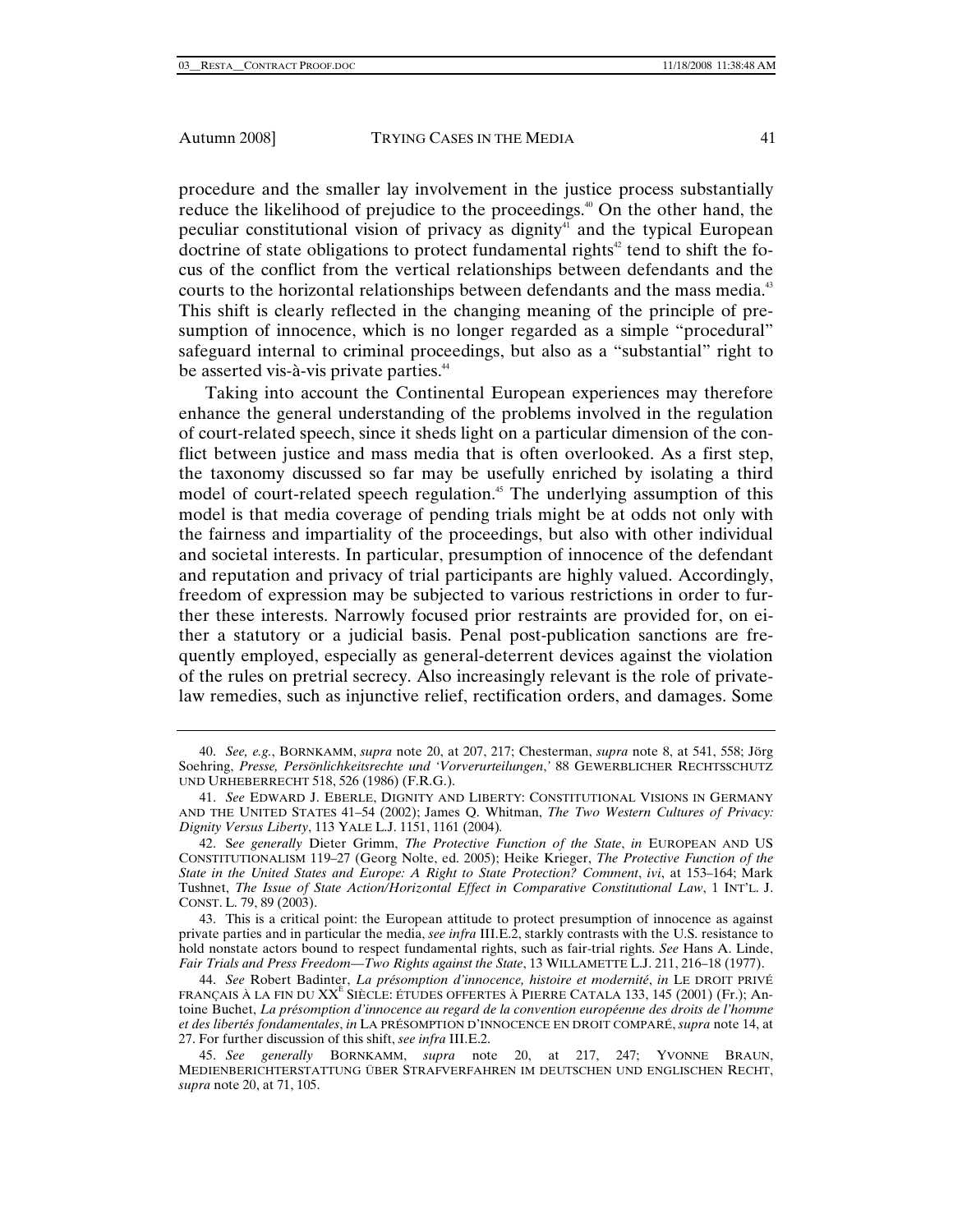procedure and the smaller lay involvement in the justice process substantially reduce the likelihood of prejudice to the proceedings.[40] On the other hand, the peculiar constitutional vision of privacy as dignity[41] and the typical European doctrine of state obligations to protect fundamental rights[42] tend to shift the focus of the conflict from the vertical relationships between defendants and the courts to the horizontal relationships between defendants and the mass media.[43] This shift is clearly reflected in the changing meaning of the principle of presumption of innocence, which is no longer regarded as a simple "procedural" safeguard internal to criminal proceedings, but also as a "substantial" right to be asserted vis-à-vis private parties.[44]

Taking into account the Continental European experiences may therefore enhance the general understanding of the problems involved in the regulation of court-related speech, since it sheds light on a particular dimension of the conflict between justice and mass media that is often overlooked. As a first step, the taxonomy discussed so far may be usefully enriched by isolating a third model of court-related speech regulation.[45] The underlying assumption of this model is that media coverage of pending trials might be at odds not only with the fairness and impartiality of the proceedings, but also with other individual and societal interests. In particular, presumption of innocence of the defendant and reputation and privacy of trial participants are highly valued. Accordingly, freedom of expression may be subjected to various restrictions in order to further these interests. Narrowly focused prior restraints are provided for, on either a statutory or a judicial basis. Penal post-publication sanctions are frequently employed, especially as general-deterrent devices against the violation of the rules on pretrial secrecy. Also increasingly relevant is the role of private-law remedies, such as injunctive relief, rectification orders, and damages. Some

---

40. *See, e.g.*, BORNKAMM, *supra* note 20, at 207, 217; Chesterman, *supra* note 8, at 541, 558; Jörg Soehring, *Presse, Persönlichkeitsrechte und 'Vorverurteilungen*,' 88 GEWERBLICHER RECHTSSCHUTZ UND URHEBERRECHT 518, 526 (1986) (F.R.G.).

41. *See* EDWARD J. EBERLE, DIGNITY AND LIBERTY: CONSTITUTIONAL VISIONS IN GERMANY AND THE UNITED STATES 41–54 (2002); James Q. Whitman, *The Two Western Cultures of Privacy: Dignity Versus Liberty*, 113 YALE L.J. 1151, 1161 (2004).

42. S*ee generally* Dieter Grimm, *The Protective Function of the State*, *in* EUROPEAN AND US CONSTITUTIONALISM 119–27 (Georg Nolte, ed. 2005); Heike Krieger, *The Protective Function of the State in the United States and Europe: A Right to State Protection? Comment*, *ivi*, at 153–164; Mark Tushnet, *The Issue of State Action/Horizontal Effect in Comparative Constitutional Law*, 1 INT'L. J. CONST. L. 79, 89 (2003).

43. This is a critical point: the European attitude to protect presumption of innocence as against private parties and in particular the media, *see infra* III.E.2, starkly contrasts with the U.S. resistance to hold nonstate actors bound to respect fundamental rights, such as fair-trial rights. *See* Hans A. Linde, *Fair Trials and Press Freedom—Two Rights against the State*, 13 WILLAMETTE L.J. 211, 216–18 (1977).

44. *See* Robert Badinter, *La présomption d'innocence, histoire et modernité*, *in* LE DROIT PRIVÉ FRANÇAIS À LA FIN DU XX[E] SIÈCLE: ÉTUDES OFFERTES À PIERRE CATALA 133, 145 (2001) (Fr.); Antoine Buchet, *La présomption d'innocence au regard de la convention européenne des droits de l'homme et des libertés fondamentales*, *in* LA PRÉSOMPTION D'INNOCENCE EN DROIT COMPARÉ, *supra* note 14, at 27. For further discussion of this shift, *see infra* III.E.2.

45. *See generally* BORNKAMM, *supra* note 20, at 217, 247; YVONNE BRAUN, MEDIENBERICHTERSTATTUNG ÜBER STRAFVERFAHREN IM DEUTSCHEN UND ENGLISCHEN RECHT, *supra* note 20, at 71, 105.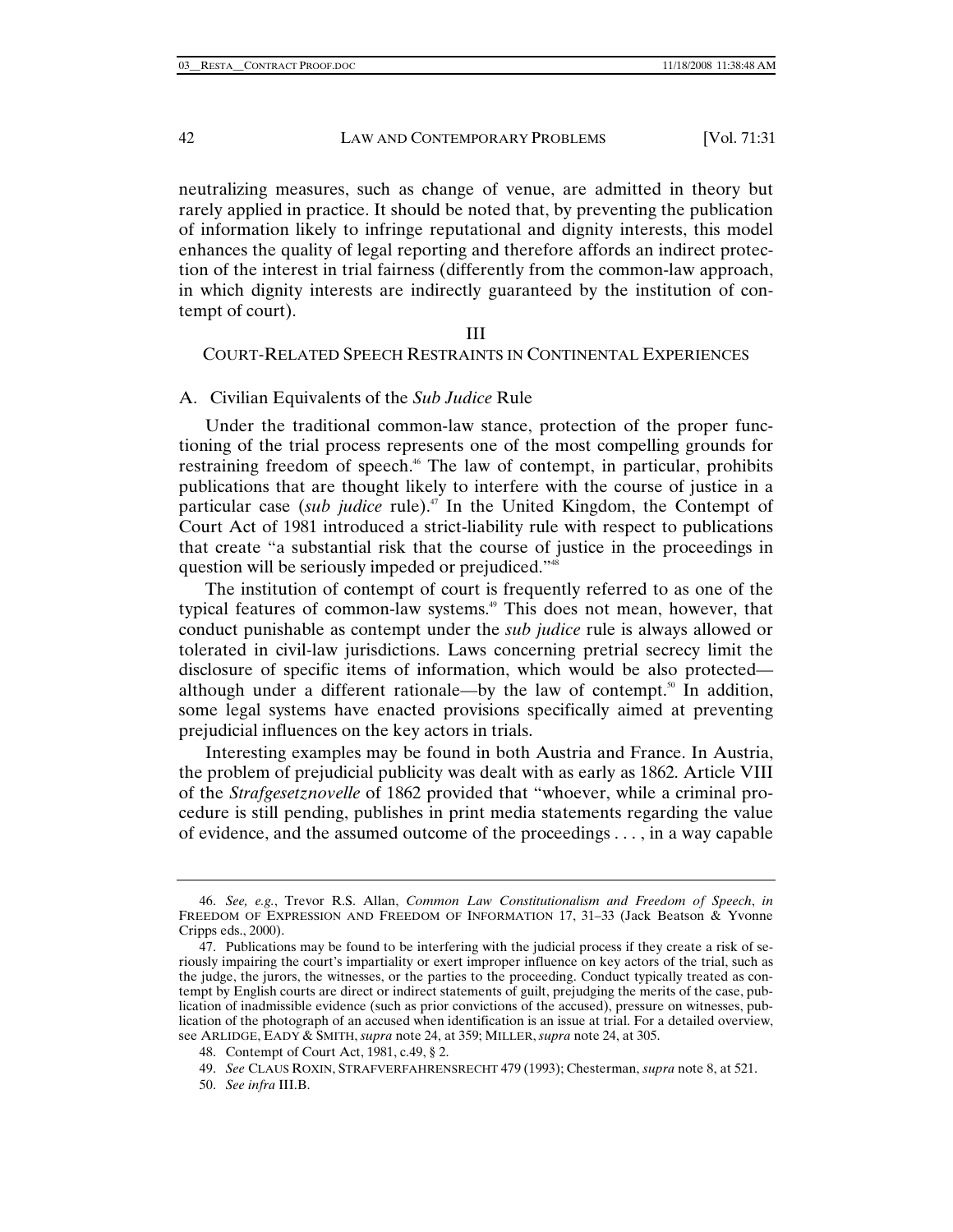neutralizing measures, such as change of venue, are admitted in theory but rarely applied in practice. It should be noted that, by preventing the publication of information likely to infringe reputational and dignity interests, this model enhances the quality of legal reporting and therefore affords an indirect protection of the interest in trial fairness (differently from the common-law approach, in which dignity interests are indirectly guaranteed by the institution of contempt of court).

## III

## COURT-RELATED SPEECH RESTRAINTS IN CONTINENTAL EXPERIENCES

### A. Civilian Equivalents of the *Sub Judice* Rule

Under the traditional common-law stance, protection of the proper functioning of the trial process represents one of the most compelling grounds for restraining freedom of speech.[46] The law of contempt, in particular, prohibits publications that are thought likely to interfere with the course of justice in a particular case (*sub judice* rule).[47] In the United Kingdom, the Contempt of Court Act of 1981 introduced a strict-liability rule with respect to publications that create "a substantial risk that the course of justice in the proceedings in question will be seriously impeded or prejudiced."[48]

The institution of contempt of court is frequently referred to as one of the typical features of common-law systems.[49] This does not mean, however, that conduct punishable as contempt under the *sub judice* rule is always allowed or tolerated in civil-law jurisdictions. Laws concerning pretrial secrecy limit the disclosure of specific items of information, which would be also protected—although under a different rationale—by the law of contempt.[50] In addition, some legal systems have enacted provisions specifically aimed at preventing prejudicial influences on the key actors in trials.

Interesting examples may be found in both Austria and France. In Austria, the problem of prejudicial publicity was dealt with as early as 1862. Article VIII of the *Strafgesetznovelle* of 1862 provided that "whoever, while a criminal procedure is still pending, publishes in print media statements regarding the value of evidence, and the assumed outcome of the proceedings . . . , in a way capable

---

46. *See, e.g.*, Trevor R.S. Allan, *Common Law Constitutionalism and Freedom of Speech*, *in* FREEDOM OF EXPRESSION AND FREEDOM OF INFORMATION 17, 31–33 (Jack Beatson & Yvonne Cripps eds., 2000).

47. Publications may be found to be interfering with the judicial process if they create a risk of seriously impairing the court's impartiality or exert improper influence on key actors of the trial, such as the judge, the jurors, the witnesses, or the parties to the proceeding. Conduct typically treated as contempt by English courts are direct or indirect statements of guilt, prejudging the merits of the case, publication of inadmissible evidence (such as prior convictions of the accused), pressure on witnesses, publication of the photograph of an accused when identification is an issue at trial. For a detailed overview, see ARLIDGE, EADY & SMITH, *supra* note 24, at 359; MILLER, *supra* note 24, at 305.

48. Contempt of Court Act, 1981, c.49, § 2.

49. *See* CLAUS ROXIN, STRAFVERFAHRENSRECHT 479 (1993); Chesterman, *supra* note 8, at 521.

50. *See infra* III.B.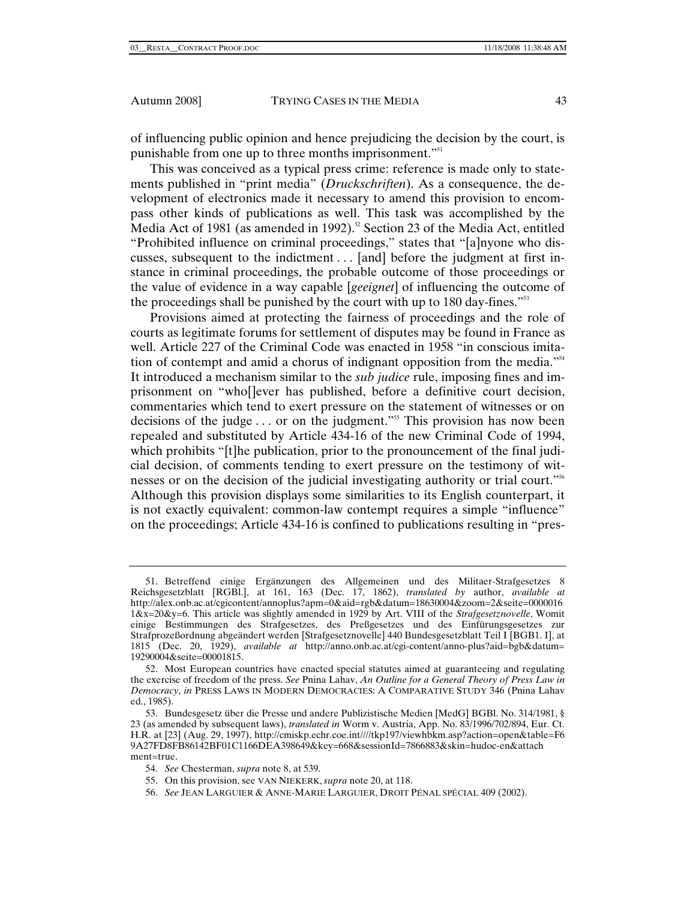of influencing public opinion and hence prejudicing the decision by the court, is punishable from one up to three months imprisonment."[51]

This was conceived as a typical press crime: reference is made only to statements published in "print media" (*Druckschriften*). As a consequence, the development of electronics made it necessary to amend this provision to encompass other kinds of publications as well. This task was accomplished by the Media Act of 1981 (as amended in 1992).[52] Section 23 of the Media Act, entitled "Prohibited influence on criminal proceedings," states that "[a]nyone who discusses, subsequent to the indictment . . . [and] before the judgment at first instance in criminal proceedings, the probable outcome of those proceedings or the value of evidence in a way capable [*geeignet*] of influencing the outcome of the proceedings shall be punished by the court with up to 180 day-fines."[53]

Provisions aimed at protecting the fairness of proceedings and the role of courts as legitimate forums for settlement of disputes may be found in France as well. Article 227 of the Criminal Code was enacted in 1958 "in conscious imitation of contempt and amid a chorus of indignant opposition from the media."[54] It introduced a mechanism similar to the *sub judice* rule, imposing fines and imprisonment on "who[]ever has published, before a definitive court decision, commentaries which tend to exert pressure on the statement of witnesses or on decisions of the judge . . . or on the judgment."[55] This provision has now been repealed and substituted by Article 434-16 of the new Criminal Code of 1994, which prohibits "[t]he publication, prior to the pronouncement of the final judicial decision, of comments tending to exert pressure on the testimony of witnesses or on the decision of the judicial investigating authority or trial court."[56] Although this provision displays some similarities to its English counterpart, it is not exactly equivalent: common-law contempt requires a simple "influence" on the proceedings; Article 434-16 is confined to publications resulting in "pres-

---

51. Betreffend einige Ergänzungen des Allgemeinen und des Militaer-Strafgesetzes 8 Reichsgesetzblatt [RGBl.], at 161, 163 (Dec. 17, 1862), *translated by* author, *available at* http://alex.onb.ac.at/cgicontent/annoplus?apm=0&aid=rgb&datum=18630004&zoom=2&seite=00000161&x=20&y=6. This article was slightly amended in 1929 by Art. VIII of the *Strafgesetznovelle*, Womit einige Bestimmungen des Strafgesetzes, des Preßgesetzes und des Einfürungsgesetzes zur Strafprozeßordnung abgeändert werden [Strafgesetznovelle] 440 Bundesgesetzblatt Teil I [BGB1. I], at 1815 (Dec. 20, 1929), *available at* http://anno.onb.ac.at/cgi-content/anno-plus?aid=bgb&datum=19290004&seite=00001815.

52. Most European countries have enacted special statutes aimed at guaranteeing and regulating the exercise of freedom of the press. *See* Pnina Lahav, *An Outline for a General Theory of Press Law in Democracy*, *in* PRESS LAWS IN MODERN DEMOCRACIES: A COMPARATIVE STUDY 346 (Pnina Lahav ed., 1985).

53. Bundesgesetz über die Presse und andere Publizistische Medien [MedG] BGBl. No. 314/1981, § 23 (as amended by subsequent laws), *translated in* Worm v. Austria, App. No. 83/1996/702/894, Eur. Ct. H.R. at [23] (Aug. 29, 1997), http://cmiskp.echr.coe.int////tkp197/viewhbkm.asp?action=open&table=F69A27FD8FB86142BF01C1166DEA398649&key=668&sessionId=7866883&skin=hudoc-en&attachment=true.

54. *See* Chesterman, *supra* note 8, at 539.

55. On this provision, see VAN NIEKERK, *supra* note 20, at 118.

56. *See* JEAN LARGUIER & ANNE-MARIE LARGUIER, DROIT PÉNAL SPÉCIAL 409 (2002).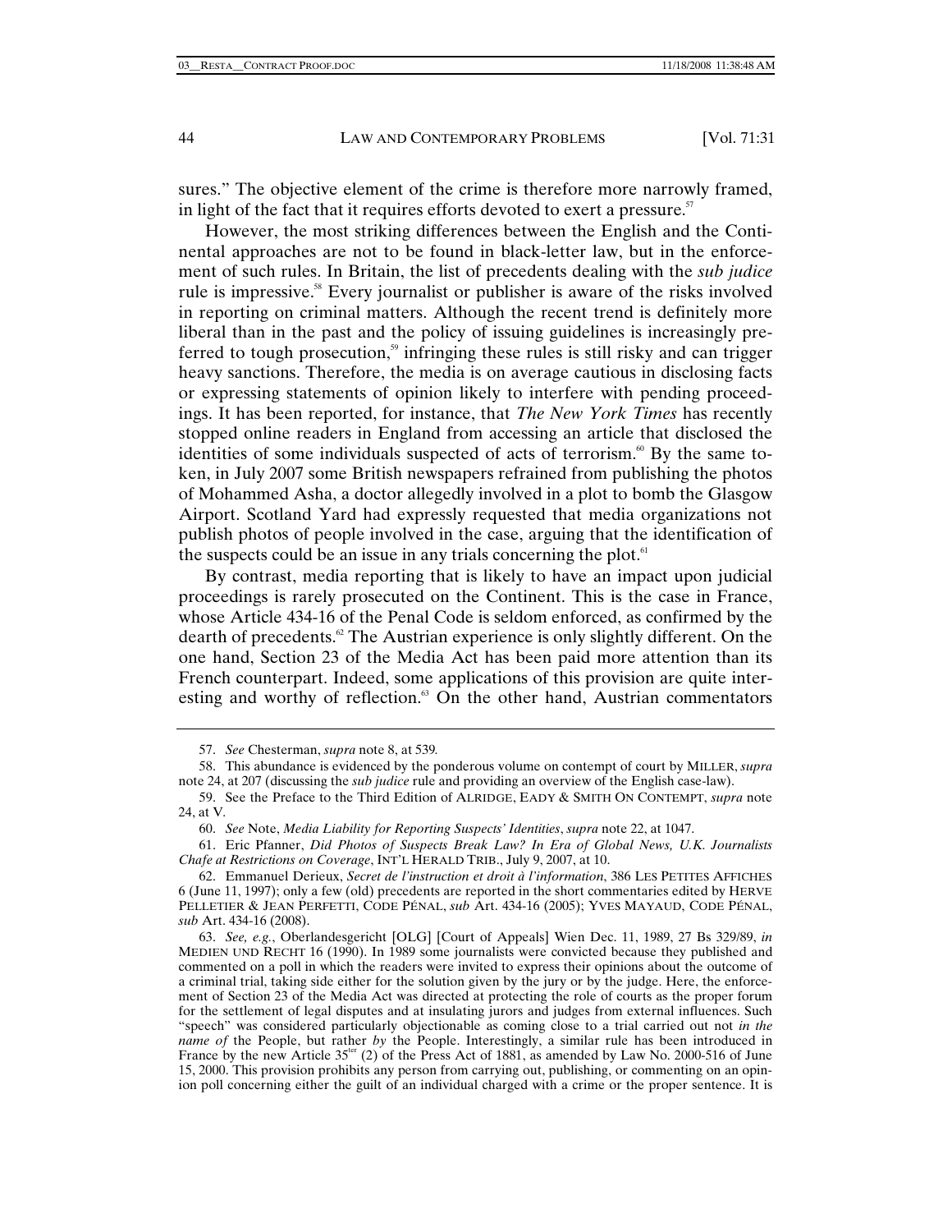sures." The objective element of the crime is therefore more narrowly framed, in light of the fact that it requires efforts devoted to exert a pressure.[57]

However, the most striking differences between the English and the Continental approaches are not to be found in black-letter law, but in the enforcement of such rules. In Britain, the list of precedents dealing with the *sub judice* rule is impressive.[58] Every journalist or publisher is aware of the risks involved in reporting on criminal matters. Although the recent trend is definitely more liberal than in the past and the policy of issuing guidelines is increasingly preferred to tough prosecution,[59] infringing these rules is still risky and can trigger heavy sanctions. Therefore, the media is on average cautious in disclosing facts or expressing statements of opinion likely to interfere with pending proceedings. It has been reported, for instance, that *The New York Times* has recently stopped online readers in England from accessing an article that disclosed the identities of some individuals suspected of acts of terrorism.[60] By the same token, in July 2007 some British newspapers refrained from publishing the photos of Mohammed Asha, a doctor allegedly involved in a plot to bomb the Glasgow Airport. Scotland Yard had expressly requested that media organizations not publish photos of people involved in the case, arguing that the identification of the suspects could be an issue in any trials concerning the plot.[61]

By contrast, media reporting that is likely to have an impact upon judicial proceedings is rarely prosecuted on the Continent. This is the case in France, whose Article 434-16 of the Penal Code is seldom enforced, as confirmed by the dearth of precedents.[62] The Austrian experience is only slightly different. On the one hand, Section 23 of the Media Act has been paid more attention than its French counterpart. Indeed, some applications of this provision are quite interesting and worthy of reflection.[63] On the other hand, Austrian commentators

57. *See* Chesterman, *supra* note 8, at 539.

58. This abundance is evidenced by the ponderous volume on contempt of court by MILLER, *supra* note 24, at 207 (discussing the *sub judice* rule and providing an overview of the English case-law).

59. See the Preface to the Third Edition of ALRIDGE, EADY & SMITH ON CONTEMPT, *supra* note 24, at V.

60. *See* Note, *Media Liability for Reporting Suspects' Identities*, *supra* note 22, at 1047.

61. Eric Pfanner, *Did Photos of Suspects Break Law? In Era of Global News, U.K. Journalists Chafe at Restrictions on Coverage*, INT'L HERALD TRIB., July 9, 2007, at 10.

62. Emmanuel Derieux, *Secret de l'instruction et droit à l'information*, 386 LES PETITES AFFICHES 6 (June 11, 1997); only a few (old) precedents are reported in the short commentaries edited by HERVE PELLETIER & JEAN PERFETTI, CODE PÉNAL, *sub* Art. 434-16 (2005); YVES MAYAUD, CODE PÉNAL, *sub* Art. 434-16 (2008).

63. *See, e.g.*, Oberlandesgericht [OLG] [Court of Appeals] Wien Dec. 11, 1989, 27 Bs 329/89, *in* MEDIEN UND RECHT 16 (1990). In 1989 some journalists were convicted because they published and commented on a poll in which the readers were invited to express their opinions about the outcome of a criminal trial, taking side either for the solution given by the jury or by the judge. Here, the enforcement of Section 23 of the Media Act was directed at protecting the role of courts as the proper forum for the settlement of legal disputes and at insulating jurors and judges from external influences. Such "speech" was considered particularly objectionable as coming close to a trial carried out not *in the name of* the People, but rather *by* the People. Interestingly, a similar rule has been introduced in France by the new Article 35[ter] (2) of the Press Act of 1881, as amended by Law No. 2000-516 of June 15, 2000. This provision prohibits any person from carrying out, publishing, or commenting on an opinion poll concerning either the guilt of an individual charged with a crime or the proper sentence. It is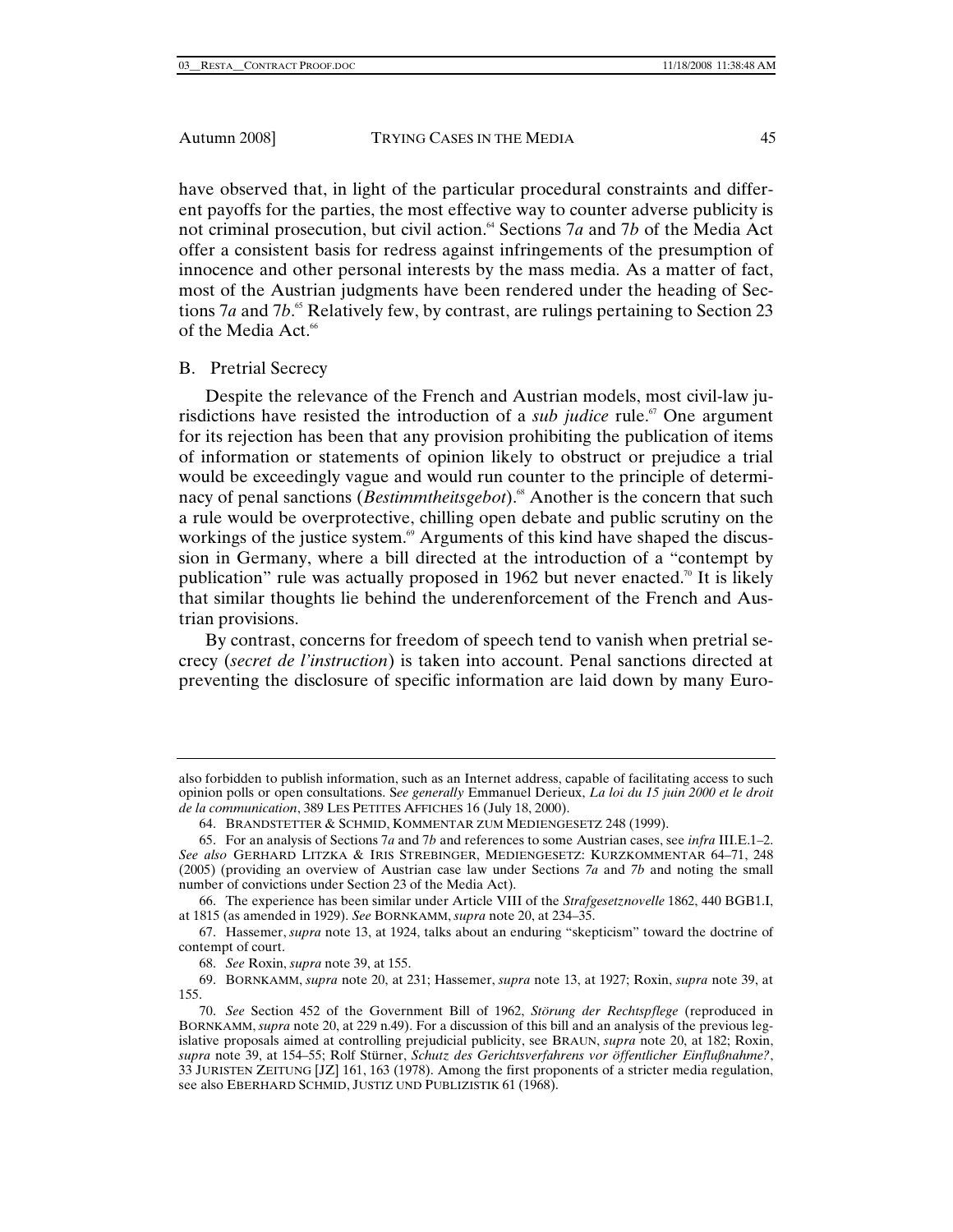have observed that, in light of the particular procedural constraints and different payoffs for the parties, the most effective way to counter adverse publicity is not criminal prosecution, but civil action.[64] Sections 7*a* and 7*b* of the Media Act offer a consistent basis for redress against infringements of the presumption of innocence and other personal interests by the mass media. As a matter of fact, most of the Austrian judgments have been rendered under the heading of Sections 7*a* and 7*b*.[65] Relatively few, by contrast, are rulings pertaining to Section 23 of the Media Act.[66]

### B. Pretrial Secrecy

Despite the relevance of the French and Austrian models, most civil-law jurisdictions have resisted the introduction of a *sub judice* rule.[67] One argument for its rejection has been that any provision prohibiting the publication of items of information or statements of opinion likely to obstruct or prejudice a trial would be exceedingly vague and would run counter to the principle of determinacy of penal sanctions (*Bestimmtheitsgebot*).[68] Another is the concern that such a rule would be overprotective, chilling open debate and public scrutiny on the workings of the justice system.[69] Arguments of this kind have shaped the discussion in Germany, where a bill directed at the introduction of a "contempt by publication" rule was actually proposed in 1962 but never enacted.[70] It is likely that similar thoughts lie behind the underenforcement of the French and Austrian provisions.

By contrast, concerns for freedom of speech tend to vanish when pretrial secrecy (*secret de l'instruction*) is taken into account. Penal sanctions directed at preventing the disclosure of specific information are laid down by many Euro-

---

also forbidden to publish information, such as an Internet address, capable of facilitating access to such opinion polls or open consultations. S*ee generally* Emmanuel Derieux, *La loi du 15 juin 2000 et le droit de la communication*, 389 LES PETITES AFFICHES 16 (July 18, 2000).

64. BRANDSTETTER & SCHMID, KOMMENTAR ZUM MEDIENGESETZ 248 (1999).

65. For an analysis of Sections 7*a* and 7*b* and references to some Austrian cases, see *infra* III.E.1–2. *See also* GERHARD LITZKA & IRIS STREBINGER, MEDIENGESETZ: KURZKOMMENTAR 64–71, 248 (2005) (providing an overview of Austrian case law under Sections *7a* and *7b* and noting the small number of convictions under Section 23 of the Media Act).

66. The experience has been similar under Article VIII of the *Strafgesetznovelle* 1862, 440 BGB1.I, at 1815 (as amended in 1929). *See* BORNKAMM, *supra* note 20, at 234–35.

67. Hassemer, *supra* note 13, at 1924, talks about an enduring "skepticism" toward the doctrine of contempt of court.

68. *See* Roxin, *supra* note 39, at 155.

69. BORNKAMM, *supra* note 20, at 231; Hassemer, *supra* note 13, at 1927; Roxin, *supra* note 39, at 155.

70. *See* Section 452 of the Government Bill of 1962, *Störung der Rechtspflege* (reproduced in BORNKAMM, *supra* note 20, at 229 n.49). For a discussion of this bill and an analysis of the previous legislative proposals aimed at controlling prejudicial publicity, see BRAUN, *supra* note 20, at 182; Roxin, *supra* note 39, at 154–55; Rolf Stürner, *Schutz des Gerichtsverfahrens vor öffentlicher Einflußnahme?*, 33 JURISTEN ZEITUNG [JZ] 161, 163 (1978). Among the first proponents of a stricter media regulation, see also EBERHARD SCHMID, JUSTIZ UND PUBLIZISTIK 61 (1968).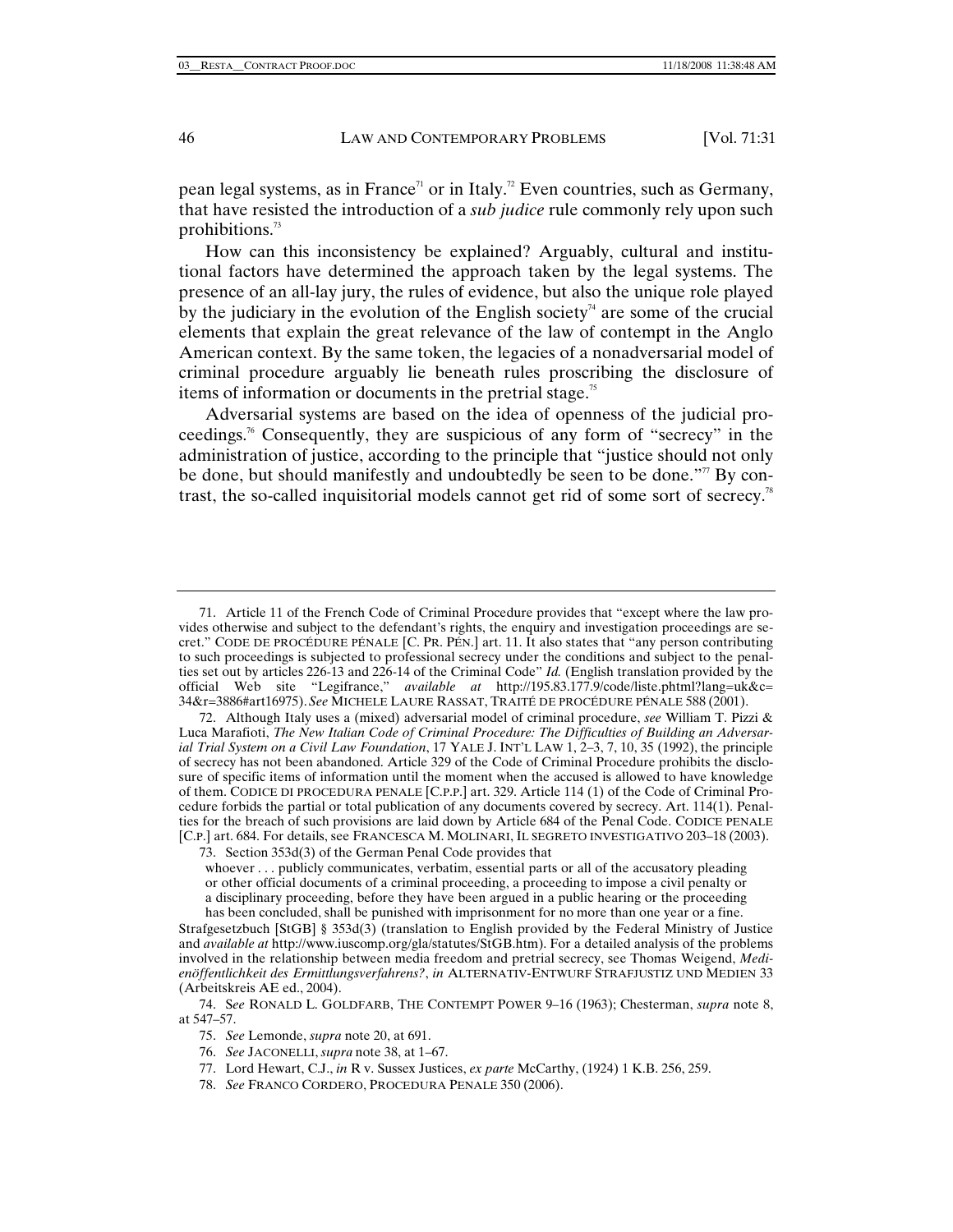pean legal systems, as in France[71] or in Italy.[72] Even countries, such as Germany, that have resisted the introduction of a *sub judice* rule commonly rely upon such prohibitions.[73]

How can this inconsistency be explained? Arguably, cultural and institutional factors have determined the approach taken by the legal systems. The presence of an all-lay jury, the rules of evidence, but also the unique role played by the judiciary in the evolution of the English society[74] are some of the crucial elements that explain the great relevance of the law of contempt in the Anglo American context. By the same token, the legacies of a nonadversarial model of criminal procedure arguably lie beneath rules proscribing the disclosure of items of information or documents in the pretrial stage.[75]

Adversarial systems are based on the idea of openness of the judicial proceedings.[76] Consequently, they are suspicious of any form of "secrecy" in the administration of justice, according to the principle that "justice should not only be done, but should manifestly and undoubtedly be seen to be done."[77] By contrast, the so-called inquisitorial models cannot get rid of some sort of secrecy.[78]

---

71. Article 11 of the French Code of Criminal Procedure provides that "except where the law provides otherwise and subject to the defendant's rights, the enquiry and investigation proceedings are secret." CODE DE PROCÉDURE PÉNALE [C. PR. PÉN.] art. 11. It also states that "any person contributing to such proceedings is subjected to professional secrecy under the conditions and subject to the penalties set out by articles 226-13 and 226-14 of the Criminal Code" *Id.* (English translation provided by the official Web site "Legifrance," *available at* http://195.83.177.9/code/liste.phtml?lang=uk&c=34&r=3886#art16975). *See* MICHELE LAURE RASSAT, TRAITÉ DE PROCÉDURE PÉNALE 588 (2001).

72. Although Italy uses a (mixed) adversarial model of criminal procedure, *see* William T. Pizzi & Luca Marafioti, *The New Italian Code of Criminal Procedure: The Difficulties of Building an Adversarial Trial System on a Civil Law Foundation*, 17 YALE J. INT'L LAW 1, 2–3, 7, 10, 35 (1992), the principle of secrecy has not been abandoned. Article 329 of the Code of Criminal Procedure prohibits the disclosure of specific items of information until the moment when the accused is allowed to have knowledge of them. CODICE DI PROCEDURA PENALE [C.P.P.] art. 329. Article 114 (1) of the Code of Criminal Procedure forbids the partial or total publication of any documents covered by secrecy. Art. 114(1). Penalties for the breach of such provisions are laid down by Article 684 of the Penal Code. CODICE PENALE [C.P.] art. 684. For details, see FRANCESCA M. MOLINARI, IL SEGRETO INVESTIGATIVO 203–18 (2003).

73. Section 353d(3) of the German Penal Code provides that

> whoever . . . publicly communicates, verbatim, essential parts or all of the accusatory pleading or other official documents of a criminal proceeding, a proceeding to impose a civil penalty or a disciplinary proceeding, before they have been argued in a public hearing or the proceeding has been concluded, shall be punished with imprisonment for no more than one year or a fine.

Strafgesetzbuch [StGB] § 353d(3) (translation to English provided by the Federal Ministry of Justice and *available at* http://www.iuscomp.org/gla/statutes/StGB.htm). For a detailed analysis of the problems involved in the relationship between media freedom and pretrial secrecy, see Thomas Weigend, *Medienöffentlichkeit des Ermittlungsverfahrens?*, *in* ALTERNATIV-ENTWURF STRAFJUSTIZ UND MEDIEN 33 (Arbeitskreis AE ed., 2004).

74. S*ee* RONALD L. GOLDFARB, THE CONTEMPT POWER 9–16 (1963); Chesterman, *supra* note 8, at 547–57.

75. *See* Lemonde, *supra* note 20, at 691.

76. *See* JACONELLI, *supra* note 38, at 1–67.

77. Lord Hewart, C.J., *in* R v. Sussex Justices, *ex parte* McCarthy, (1924) 1 K.B. 256, 259.

78. *See* FRANCO CORDERO, PROCEDURA PENALE 350 (2006).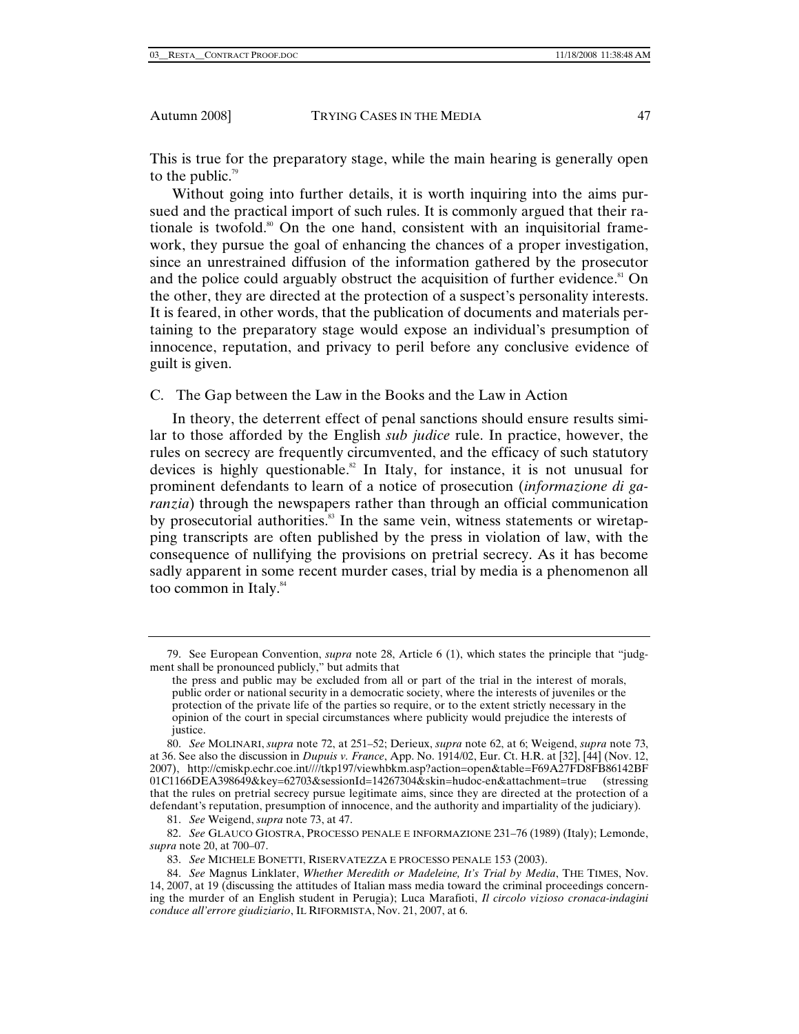This is true for the preparatory stage, while the main hearing is generally open to the public.[79]

Without going into further details, it is worth inquiring into the aims pursued and the practical import of such rules. It is commonly argued that their rationale is twofold.[80] On the one hand, consistent with an inquisitorial framework, they pursue the goal of enhancing the chances of a proper investigation, since an unrestrained diffusion of the information gathered by the prosecutor and the police could arguably obstruct the acquisition of further evidence.[81] On the other, they are directed at the protection of a suspect's personality interests. It is feared, in other words, that the publication of documents and materials pertaining to the preparatory stage would expose an individual's presumption of innocence, reputation, and privacy to peril before any conclusive evidence of guilt is given.

## C. The Gap between the Law in the Books and the Law in Action

In theory, the deterrent effect of penal sanctions should ensure results similar to those afforded by the English *sub judice* rule. In practice, however, the rules on secrecy are frequently circumvented, and the efficacy of such statutory devices is highly questionable.[82] In Italy, for instance, it is not unusual for prominent defendants to learn of a notice of prosecution (*informazione di garanzia*) through the newspapers rather than through an official communication by prosecutorial authorities.[83] In the same vein, witness statements or wiretapping transcripts are often published by the press in violation of law, with the consequence of nullifying the provisions on pretrial secrecy. As it has become sadly apparent in some recent murder cases, trial by media is a phenomenon all too common in Italy.[84]

---

79. See European Convention, *supra* note 28, Article 6 (1), which states the principle that "judgment shall be pronounced publicly," but admits that

> the press and public may be excluded from all or part of the trial in the interest of morals, public order or national security in a democratic society, where the interests of juveniles or the protection of the private life of the parties so require, or to the extent strictly necessary in the opinion of the court in special circumstances where publicity would prejudice the interests of justice.

80. *See* MOLINARI, *supra* note 72, at 251–52; Derieux, *supra* note 62, at 6; Weigend, *supra* note 73, at 36. See also the discussion in *Dupuis v. France*, App. No. 1914/02, Eur. Ct. H.R. at [32], [44] (Nov. 12, 2007), http://cmiskp.echr.coe.int////tkp197/viewhbkm.asp?action=open&table=F69A27FD8FB86142BF01C1166DEA398649&key=62703&sessionId=14267304&skin=hudoc-en&attachment=true (stressing that the rules on pretrial secrecy pursue legitimate aims, since they are directed at the protection of a defendant's reputation, presumption of innocence, and the authority and impartiality of the judiciary).

81. *See* Weigend, *supra* note 73, at 47.

82. *See* GLAUCO GIOSTRA, PROCESSO PENALE E INFORMAZIONE 231–76 (1989) (Italy); Lemonde, *supra* note 20, at 700–07.

83. *See* MICHELE BONETTI, RISERVATEZZA E PROCESSO PENALE 153 (2003).

84. *See* Magnus Linklater, *Whether Meredith or Madeleine, It's Trial by Media*, THE TIMES, Nov. 14, 2007, at 19 (discussing the attitudes of Italian mass media toward the criminal proceedings concerning the murder of an English student in Perugia); Luca Marafioti, *Il circolo vizioso cronaca-indagini conduce all'errore giudiziario*, IL RIFORMISTA, Nov. 21, 2007, at 6.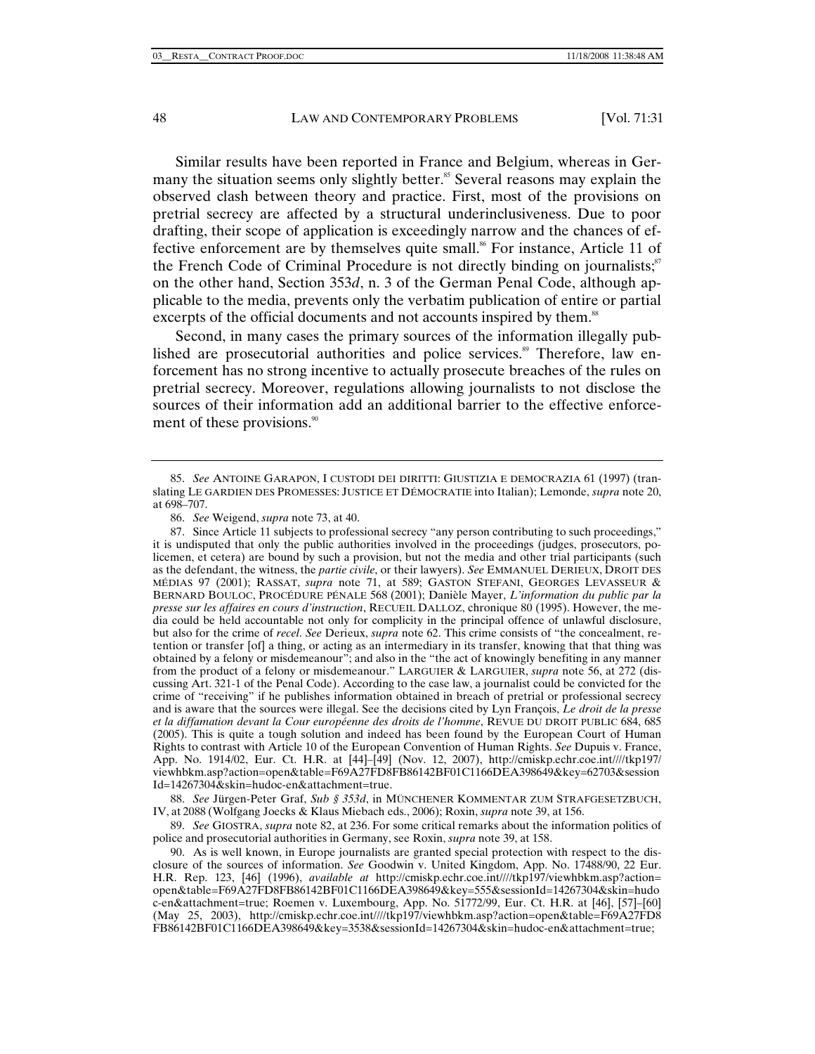Similar results have been reported in France and Belgium, whereas in Germany the situation seems only slightly better.[85] Several reasons may explain the observed clash between theory and practice. First, most of the provisions on pretrial secrecy are affected by a structural underinclusiveness. Due to poor drafting, their scope of application is exceedingly narrow and the chances of effective enforcement are by themselves quite small.[86] For instance, Article 11 of the French Code of Criminal Procedure is not directly binding on journalists;[87] on the other hand, Section 353*d*, n. 3 of the German Penal Code, although applicable to the media, prevents only the verbatim publication of entire or partial excerpts of the official documents and not accounts inspired by them.[88]

Second, in many cases the primary sources of the information illegally published are prosecutorial authorities and police services.[89] Therefore, law enforcement has no strong incentive to actually prosecute breaches of the rules on pretrial secrecy. Moreover, regulations allowing journalists to not disclose the sources of their information add an additional barrier to the effective enforcement of these provisions.[90]

---

85. *See* ANTOINE GARAPON, I CUSTODI DEI DIRITTI: GIUSTIZIA E DEMOCRAZIA 61 (1997) (translating LE GARDIEN DES PROMESSES: JUSTICE ET DÉMOCRATIE into Italian); Lemonde, *supra* note 20, at 698–707.

86. *See* Weigend, *supra* note 73, at 40.

87. Since Article 11 subjects to professional secrecy "any person contributing to such proceedings," it is undisputed that only the public authorities involved in the proceedings (judges, prosecutors, policemen, et cetera) are bound by such a provision, but not the media and other trial participants (such as the defendant, the witness, the *partie civile*, or their lawyers). *See* EMMANUEL DERIEUX, DROIT DES MÉDIAS 97 (2001); RASSAT, *supra* note 71, at 589; GASTON STEFANI, GEORGES LEVASSEUR & BERNARD BOULOC, PROCÉDURE PÉNALE 568 (2001); Danièle Mayer, *L'information du public par la presse sur les affaires en cours d'instruction*, RECUEIL DALLOZ, chronique 80 (1995). However, the media could be held accountable not only for complicity in the principal offence of unlawful disclosure, but also for the crime of *recel*. *See* Derieux, *supra* note 62. This crime consists of "the concealment, retention or transfer [of] a thing, or acting as an intermediary in its transfer, knowing that that thing was obtained by a felony or misdemeanour"; and also in the "the act of knowingly benefiting in any manner from the product of a felony or misdemeanour." LARGUIER & LARGUIER, *supra* note 56, at 272 (discussing Art. 321-1 of the Penal Code). According to the case law, a journalist could be convicted for the crime of "receiving" if he publishes information obtained in breach of pretrial or professional secrecy and is aware that the sources were illegal. See the decisions cited by Lyn François, *Le droit de la presse et la diffamation devant la Cour européenne des droits de l'homme*, REVUE DU DROIT PUBLIC 684, 685 (2005). This is quite a tough solution and indeed has been found by the European Court of Human Rights to contrast with Article 10 of the European Convention of Human Rights. *See* Dupuis v. France, App. No. 1914/02, Eur. Ct. H.R. at [44]–[49] (Nov. 12, 2007), http://cmiskp.echr.coe.int////tkp197/viewhbkm.asp?action=open&table=F69A27FD8FB86142BF01C1166DEA398649&key=62703&sessionId=14267304&skin=hudoc-en&attachment=true.

88. *See* Jürgen-Peter Graf, *Sub § 353d*, in MÜNCHENER KOMMENTAR ZUM STRAFGESETZBUCH, IV, at 2088 (Wolfgang Joecks & Klaus Miebach eds., 2006); Roxin, *supra* note 39, at 156.

89. *See* GIOSTRA, *supra* note 82, at 236. For some critical remarks about the information politics of police and prosecutorial authorities in Germany, see Roxin, *supra* note 39, at 158.

90. As is well known, in Europe journalists are granted special protection with respect to the disclosure of the sources of information. *See* Goodwin v. United Kingdom, App. No. 17488/90, 22 Eur. H.R. Rep. 123, [46] (1996), *available at* http://cmiskp.echr.coe.int////tkp197/viewhbkm.asp?action=open&table=F69A27FD8FB86142BF01C1166DEA398649&key=555&sessionId=14267304&skin=hudoc-en&attachment=true; Roemen v. Luxembourg, App. No. 51772/99, Eur. Ct. H.R. at [46], [57]–[60] (May 25, 2003), http://cmiskp.echr.coe.int////tkp197/viewhbkm.asp?action=open&table=F69A27FD8FB86142BF01C1166DEA398649&key=3538&sessionId=14267304&skin=hudoc-en&attachment=true;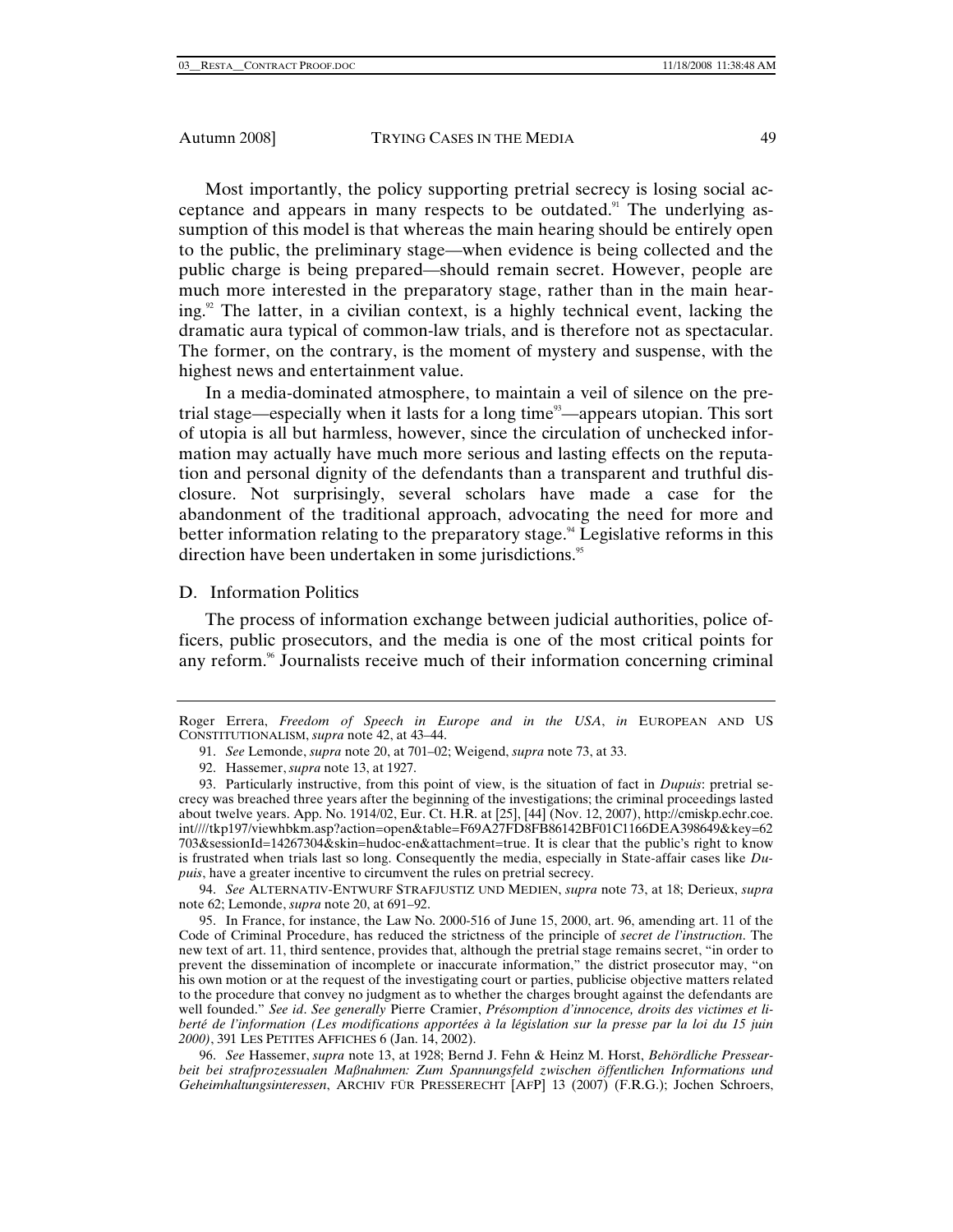Most importantly, the policy supporting pretrial secrecy is losing social acceptance and appears in many respects to be outdated.[91] The underlying assumption of this model is that whereas the main hearing should be entirely open to the public, the preliminary stage—when evidence is being collected and the public charge is being prepared—should remain secret. However, people are much more interested in the preparatory stage, rather than in the main hearing.[92] The latter, in a civilian context, is a highly technical event, lacking the dramatic aura typical of common-law trials, and is therefore not as spectacular. The former, on the contrary, is the moment of mystery and suspense, with the highest news and entertainment value.

In a media-dominated atmosphere, to maintain a veil of silence on the pretrial stage—especially when it lasts for a long time[93]—appears utopian. This sort of utopia is all but harmless, however, since the circulation of unchecked information may actually have much more serious and lasting effects on the reputation and personal dignity of the defendants than a transparent and truthful disclosure. Not surprisingly, several scholars have made a case for the abandonment of the traditional approach, advocating the need for more and better information relating to the preparatory stage.[94] Legislative reforms in this direction have been undertaken in some jurisdictions.[95]

### D. Information Politics

The process of information exchange between judicial authorities, police officers, public prosecutors, and the media is one of the most critical points for any reform.[96] Journalists receive much of their information concerning criminal

---

Roger Errera, *Freedom of Speech in Europe and in the USA*, *in* EUROPEAN AND US CONSTITUTIONALISM, *supra* note 42, at 43–44.

91. *See* Lemonde, *supra* note 20, at 701–02; Weigend, *supra* note 73, at 33.

92. Hassemer, *supra* note 13, at 1927.

93. Particularly instructive, from this point of view, is the situation of fact in *Dupuis*: pretrial secrecy was breached three years after the beginning of the investigations; the criminal proceedings lasted about twelve years. App. No. 1914/02, Eur. Ct. H.R. at [25], [44] (Nov. 12, 2007), http://cmiskp.echr.coe.int////tkp197/viewhbkm.asp?action=open&table=F69A27FD8FB86142BF01C1166DEA398649&key=62703&sessionId=14267304&skin=hudoc-en&attachment=true. It is clear that the public's right to know is frustrated when trials last so long. Consequently the media, especially in State-affair cases like *Dupuis*, have a greater incentive to circumvent the rules on pretrial secrecy.

94. *See* ALTERNATIV-ENTWURF STRAFJUSTIZ UND MEDIEN, *supra* note 73, at 18; Derieux, *supra* note 62; Lemonde, *supra* note 20, at 691–92.

95. In France, for instance, the Law No. 2000-516 of June 15, 2000, art. 96, amending art. 11 of the Code of Criminal Procedure, has reduced the strictness of the principle of *secret de l'instruction*. The new text of art. 11, third sentence, provides that, although the pretrial stage remains secret, "in order to prevent the dissemination of incomplete or inaccurate information," the district prosecutor may, "on his own motion or at the request of the investigating court or parties, publicise objective matters related to the procedure that convey no judgment as to whether the charges brought against the defendants are well founded." *See id*. *See generally* Pierre Cramier, *Présomption d'innocence, droits des victimes et liberté de l'information (Les modifications apportées à la législation sur la presse par la loi du 15 juin 2000)*, 391 LES PETITES AFFICHES 6 (Jan. 14, 2002).

96. *See* Hassemer, *supra* note 13, at 1928; Bernd J. Fehn & Heinz M. Horst, *Behördliche Pressearbeit bei strafprozessualen Maßnahmen: Zum Spannungsfeld zwischen öffentlichen Informations und Geheimhaltungsinteressen*, ARCHIV FÜR PRESSERECHT [AFP] 13 (2007) (F.R.G.); Jochen Schroers,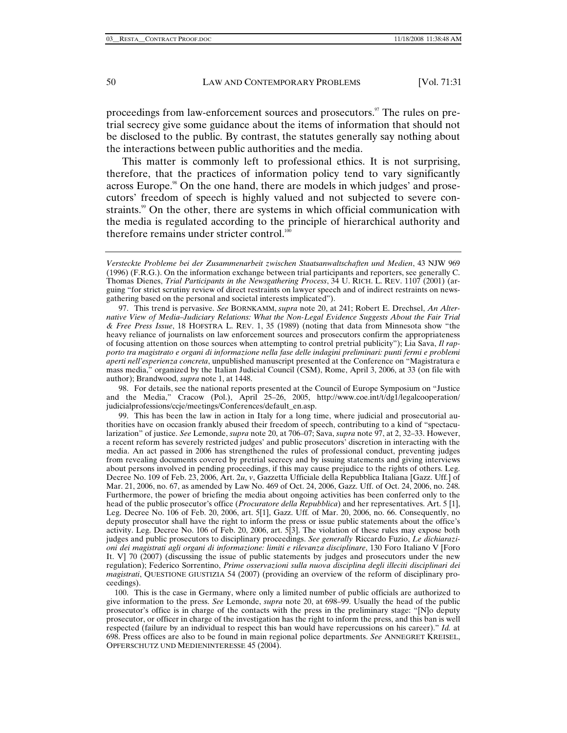proceedings from law-enforcement sources and prosecutors.[97] The rules on pretrial secrecy give some guidance about the items of information that should not be disclosed to the public. By contrast, the statutes generally say nothing about the interactions between public authorities and the media.

This matter is commonly left to professional ethics. It is not surprising, therefore, that the practices of information policy tend to vary significantly across Europe.[98] On the one hand, there are models in which judges' and prosecutors' freedom of speech is highly valued and not subjected to severe constraints.[99] On the other, there are systems in which official communication with the media is regulated according to the principle of hierarchical authority and therefore remains under stricter control.[100]

---

*Versteckte Probleme bei der Zusammenarbeit zwischen Staatsanwaltschaften und Medien*, 43 NJW 969 (1996) (F.R.G.). On the information exchange between trial participants and reporters, see generally C. Thomas Dienes, *Trial Participants in the Newsgathering Process*, 34 U. RICH. L. REV. 1107 (2001) (arguing "for strict scrutiny review of direct restraints on lawyer speech and of indirect restraints on newsgathering based on the personal and societal interests implicated").

97. This trend is pervasive. *See* BORNKAMM, *supra* note 20, at 241; Robert E. Drechsel, *An Alternative View of Media–Judiciary Relations: What the Non-Legal Evidence Suggests About the Fair Trial & Free Press Issue*, 18 HOFSTRA L. REV. 1, 35 (1989) (noting that data from Minnesota show "the heavy reliance of journalists on law enforcement sources and prosecutors confirm the appropriateness of focusing attention on those sources when attempting to control pretrial publicity"); Lia Sava, *Il rapporto tra magistrato e organi di informazione nella fase delle indagini preliminari: punti fermi e problemi aperti nell'esperienza concreta*, unpublished manuscript presented at the Conference on "Magistratura e mass media," organized by the Italian Judicial Council (CSM), Rome, April 3, 2006, at 33 (on file with author); Brandwood, *supra* note 1, at 1448.

98. For details, see the national reports presented at the Council of Europe Symposium on "Justice and the Media," Cracow (Pol.), April 25–26, 2005, http://www.coe.int/t/dg1/legalcooperation/judicialprofessions/ccje/meetings/Conferences/default_en.asp.

99. This has been the law in action in Italy for a long time, where judicial and prosecutorial authorities have on occasion frankly abused their freedom of speech, contributing to a kind of "spectacularization" of justice. *See* Lemonde, *supra* note 20, at 706–07; Sava, *supra* note 97, at 2, 32–33. However, a recent reform has severely restricted judges' and public prosecutors' discretion in interacting with the media. An act passed in 2006 has strengthened the rules of professional conduct, preventing judges from revealing documents covered by pretrial secrecy and by issuing statements and giving interviews about persons involved in pending proceedings, if this may cause prejudice to the rights of others. Leg. Decree No. 109 of Feb. 23, 2006, Art. 2*u*, *v*, Gazzetta Ufficiale della Repubblica Italiana [Gazz. Uff.] of Mar. 21, 2006, no. 67, as amended by Law No. 469 of Oct. 24, 2006, Gazz. Uff. of Oct. 24, 2006, no. 248. Furthermore, the power of briefing the media about ongoing activities has been conferred only to the head of the public prosecutor's office (*Procuratore della Repubblica*) and her representatives. Art. 5 [1], Leg. Decree No. 106 of Feb. 20, 2006, art. 5[1], Gazz. Uff. of Mar. 20, 2006, no. 66. Consequently, no deputy prosecutor shall have the right to inform the press or issue public statements about the office's activity. Leg. Decree No. 106 of Feb. 20, 2006, art. 5[3]. The violation of these rules may expose both judges and public prosecutors to disciplinary proceedings. *See generally* Riccardo Fuzio, *Le dichiarazioni dei magistrati agli organi di informazione: limiti e rilevanza disciplinare*, 130 Foro Italiano V [Foro It. V] 70 (2007) (discussing the issue of public statements by judges and prosecutors under the new regulation); Federico Sorrentino, *Prime osservazioni sulla nuova disciplina degli illeciti disciplinari dei magistrati*, QUESTIONE GIUSTIZIA 54 (2007) (providing an overview of the reform of disciplinary proceedings).

100. This is the case in Germany, where only a limited number of public officials are authorized to give information to the press. *See* Lemonde, *supra* note 20, at 698–99. Usually the head of the public prosecutor's office is in charge of the contacts with the press in the preliminary stage: "[N]o deputy prosecutor, or officer in charge of the investigation has the right to inform the press, and this ban is well respected (failure by an individual to respect this ban would have repercussions on his career)." *Id.* at 698. Press offices are also to be found in main regional police departments. *See* ANNEGRET KREISEL, OPFERSCHUTZ UND MEDIENINTERESSE 45 (2004).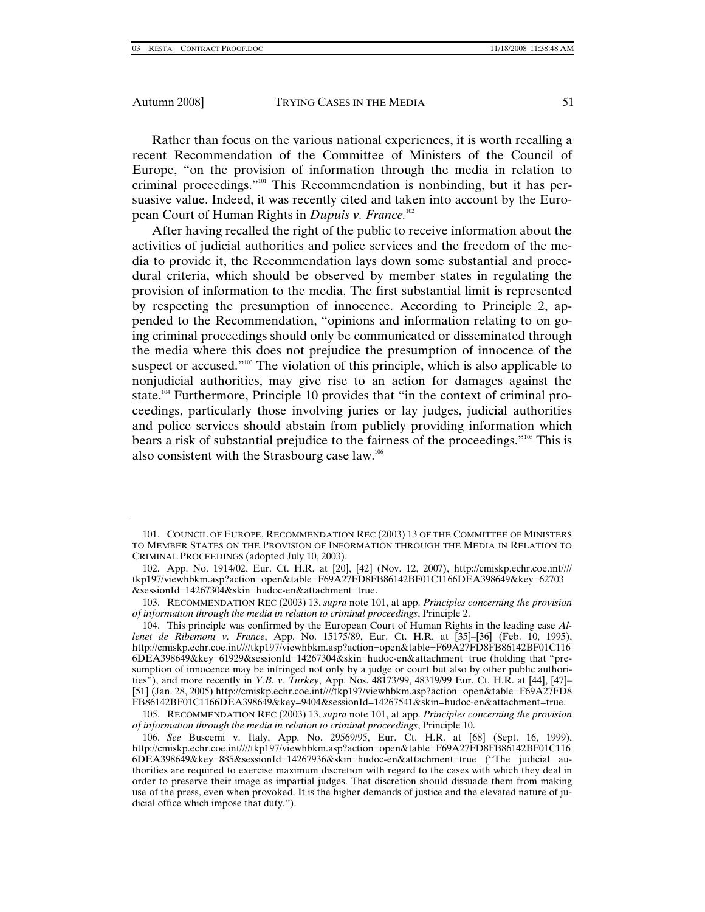Rather than focus on the various national experiences, it is worth recalling a recent Recommendation of the Committee of Ministers of the Council of Europe, "on the provision of information through the media in relation to criminal proceedings."[101] This Recommendation is nonbinding, but it has persuasive value. Indeed, it was recently cited and taken into account by the European Court of Human Rights in *Dupuis v. France*.[102]

After having recalled the right of the public to receive information about the activities of judicial authorities and police services and the freedom of the media to provide it, the Recommendation lays down some substantial and procedural criteria, which should be observed by member states in regulating the provision of information to the media. The first substantial limit is represented by respecting the presumption of innocence. According to Principle 2, appended to the Recommendation, "opinions and information relating to on going criminal proceedings should only be communicated or disseminated through the media where this does not prejudice the presumption of innocence of the suspect or accused."[103] The violation of this principle, which is also applicable to nonjudicial authorities, may give rise to an action for damages against the state.[104] Furthermore, Principle 10 provides that "in the context of criminal proceedings, particularly those involving juries or lay judges, judicial authorities and police services should abstain from publicly providing information which bears a risk of substantial prejudice to the fairness of the proceedings."[105] This is also consistent with the Strasbourg case law.[106]

---

101. COUNCIL OF EUROPE, RECOMMENDATION REC (2003) 13 OF THE COMMITTEE OF MINISTERS TO MEMBER STATES ON THE PROVISION OF INFORMATION THROUGH THE MEDIA IN RELATION TO CRIMINAL PROCEEDINGS (adopted July 10, 2003).

102. App. No. 1914/02, Eur. Ct. H.R. at [20], [42] (Nov. 12, 2007), http://cmiskp.echr.coe.int//// tkp197/viewhbkm.asp?action=open&table=F69A27FD8FB86142BF01C1166DEA398649&key=62703 &sessionId=14267304&skin=hudoc-en&attachment=true.

103. RECOMMENDATION REC (2003) 13, *supra* note 101, at app. *Principles concerning the provision of information through the media in relation to criminal proceedings*, Principle 2.

104. This principle was confirmed by the European Court of Human Rights in the leading case *Allenet de Ribemont v. France*, App. No. 15175/89, Eur. Ct. H.R. at [35]–[36] (Feb. 10, 1995), http://cmiskp.echr.coe.int////tkp197/viewhbkm.asp?action=open&table=F69A27FD8FB86142BF01C116 6DEA398649&key=61929&sessionId=14267304&skin=hudoc-en&attachment=true (holding that "presumption of innocence may be infringed not only by a judge or court but also by other public authorities"), and more recently in *Y.B. v. Turkey*, App. Nos. 48173/99, 48319/99 Eur. Ct. H.R. at [44], [47]–[51] (Jan. 28, 2005) http://cmiskp.echr.coe.int////tkp197/viewhbkm.asp?action=open&table=F69A27FD8 FB86142BF01C1166DEA398649&key=9404&sessionId=14267541&skin=hudoc-en&attachment=true.

105. RECOMMENDATION REC (2003) 13, *supra* note 101, at app. *Principles concerning the provision of information through the media in relation to criminal proceedings*, Principle 10.

106. *See* Buscemi v. Italy, App. No. 29569/95, Eur. Ct. H.R. at [68] (Sept. 16, 1999), http://cmiskp.echr.coe.int////tkp197/viewhbkm.asp?action=open&table=F69A27FD8FB86142BF01C116 6DEA398649&key=885&sessionId=14267936&skin=hudoc-en&attachment=true ("The judicial authorities are required to exercise maximum discretion with regard to the cases with which they deal in order to preserve their image as impartial judges. That discretion should dissuade them from making use of the press, even when provoked. It is the higher demands of justice and the elevated nature of judicial office which impose that duty.").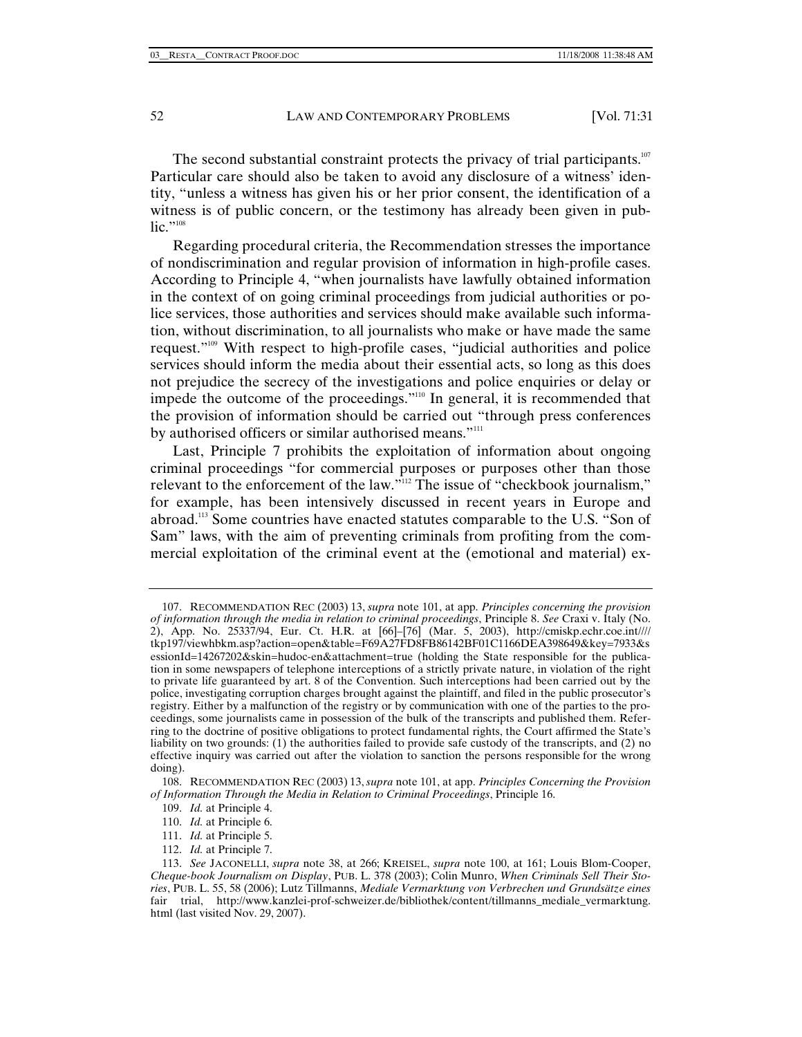The second substantial constraint protects the privacy of trial participants.[107] Particular care should also be taken to avoid any disclosure of a witness' identity, "unless a witness has given his or her prior consent, the identification of a witness is of public concern, or the testimony has already been given in public."[108]

Regarding procedural criteria, the Recommendation stresses the importance of nondiscrimination and regular provision of information in high-profile cases. According to Principle 4, "when journalists have lawfully obtained information in the context of on going criminal proceedings from judicial authorities or police services, those authorities and services should make available such information, without discrimination, to all journalists who make or have made the same request."[109] With respect to high-profile cases, "judicial authorities and police services should inform the media about their essential acts, so long as this does not prejudice the secrecy of the investigations and police enquiries or delay or impede the outcome of the proceedings."[110] In general, it is recommended that the provision of information should be carried out "through press conferences by authorised officers or similar authorised means."[111]

Last, Principle 7 prohibits the exploitation of information about ongoing criminal proceedings "for commercial purposes or purposes other than those relevant to the enforcement of the law."[112] The issue of "checkbook journalism," for example, has been intensively discussed in recent years in Europe and abroad.[113] Some countries have enacted statutes comparable to the U.S. "Son of Sam" laws, with the aim of preventing criminals from profiting from the commercial exploitation of the criminal event at the (emotional and material) ex-

---

107. RECOMMENDATION REC (2003) 13, *supra* note 101, at app. *Principles concerning the provision of information through the media in relation to criminal proceedings*, Principle 8. *See* Craxi v. Italy (No. 2), App. No. 25337/94, Eur. Ct. H.R. at [66]–[76] (Mar. 5, 2003), http://cmiskp.echr.coe.int////tkp197/viewhbkm.asp?action=open&table=F69A27FD8FB86142BF01C1166DEA398649&key=7933&sessionId=14267202&skin=hudoc-en&attachment=true (holding the State responsible for the publication in some newspapers of telephone interceptions of a strictly private nature, in violation of the right to private life guaranteed by art. 8 of the Convention. Such interceptions had been carried out by the police, investigating corruption charges brought against the plaintiff, and filed in the public prosecutor's registry. Either by a malfunction of the registry or by communication with one of the parties to the proceedings, some journalists came in possession of the bulk of the transcripts and published them. Referring to the doctrine of positive obligations to protect fundamental rights, the Court affirmed the State's liability on two grounds: (1) the authorities failed to provide safe custody of the transcripts, and (2) no effective inquiry was carried out after the violation to sanction the persons responsible for the wrong doing).

108. RECOMMENDATION REC (2003) 13, *supra* note 101, at app. *Principles Concerning the Provision of Information Through the Media in Relation to Criminal Proceedings*, Principle 16.

109. *Id.* at Principle 4.

110. *Id.* at Principle 6.

111. *Id.* at Principle 5.

112. *Id.* at Principle 7.

113. *See* JACONELLI, *supra* note 38, at 266; KREISEL, *supra* note 100, at 161; Louis Blom-Cooper, *Cheque-book Journalism on Display*, PUB. L. 378 (2003); Colin Munro, *When Criminals Sell Their Stories*, PUB. L. 55, 58 (2006); Lutz Tillmanns, *Mediale Vermarktung von Verbrechen und Grundsätze eines* fair trial, http://www.kanzlei-prof-schweizer.de/bibliothek/content/tillmanns_mediale_vermarktung.html (last visited Nov. 29, 2007).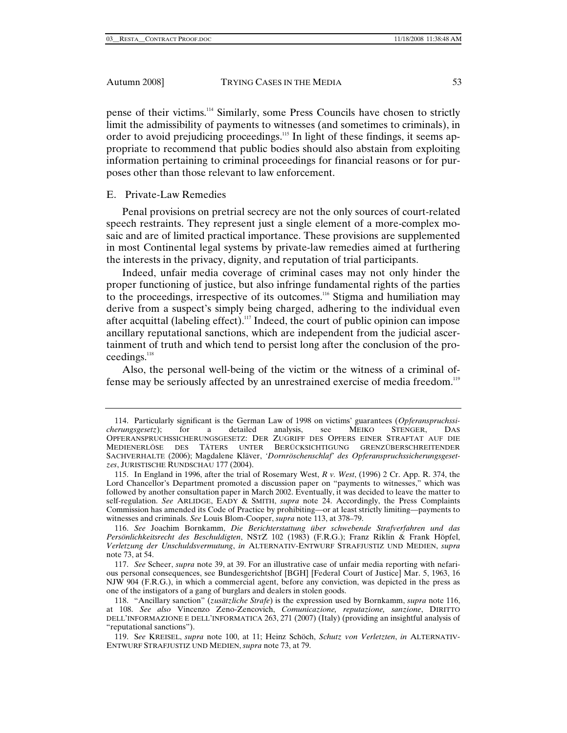pense of their victims.[114] Similarly, some Press Councils have chosen to strictly limit the admissibility of payments to witnesses (and sometimes to criminals), in order to avoid prejudicing proceedings.[115] In light of these findings, it seems appropriate to recommend that public bodies should also abstain from exploiting information pertaining to criminal proceedings for financial reasons or for purposes other than those relevant to law enforcement.

### E. Private-Law Remedies

Penal provisions on pretrial secrecy are not the only sources of court-related speech restraints. They represent just a single element of a more-complex mosaic and are of limited practical importance. These provisions are supplemented in most Continental legal systems by private-law remedies aimed at furthering the interests in the privacy, dignity, and reputation of trial participants.

Indeed, unfair media coverage of criminal cases may not only hinder the proper functioning of justice, but also infringe fundamental rights of the parties to the proceedings, irrespective of its outcomes.[116] Stigma and humiliation may derive from a suspect's simply being charged, adhering to the individual even after acquittal (labeling effect).[117] Indeed, the court of public opinion can impose ancillary reputational sanctions, which are independent from the judicial ascertainment of truth and which tend to persist long after the conclusion of the proceedings.[118]

Also, the personal well-being of the victim or the witness of a criminal offense may be seriously affected by an unrestrained exercise of media freedom.[119]

---

114. Particularly significant is the German Law of 1998 on victims' guarantees (*Opferanspruchssicherungsgesetz*); for a detailed analysis, see MEIKO STENGER, DAS OPFERANSPRUCHSSICHERUNGSGESETZ: DER ZUGRIFF DES OPFERS EINER STRAFTAT AUF DIE MEDIENERLÖSE DES TÄTERS UNTER BERÜCKSICHTIGUNG GRENZÜBERSCHREITENDER SACHVERHALTE (2006); Magdalene Kläver, *'Dornröschenschlaf' des Opferanspruchssicherungsgesetzes*, JURISTISCHE RUNDSCHAU 177 (2004).

115. In England in 1996, after the trial of Rosemary West, *R v. West*, (1996) 2 Cr. App. R. 374, the Lord Chancellor's Department promoted a discussion paper on "payments to witnesses," which was followed by another consultation paper in March 2002. Eventually, it was decided to leave the matter to self-regulation. *See* ARLIDGE, EADY & SMITH, *supra* note 24. Accordingly, the Press Complaints Commission has amended its Code of Practice by prohibiting—or at least strictly limiting—payments to witnesses and criminals. *See* Louis Blom-Cooper, *supra* note 113, at 378–79.

116. *See* Joachim Bornkamm, *Die Berichterstattung über schwebende Strafverfahren und das Persönlichkeitsrecht des Beschuldigten*, NSTZ 102 (1983) (F.R.G.); Franz Riklin & Frank Höpfel, *Verletzung der Unschuldsvermutung*, *in* ALTERNATIV-ENTWURF STRAFJUSTIZ UND MEDIEN, *supra* note 73, at 54.

117. *See* Scheer, *supra* note 39, at 39. For an illustrative case of unfair media reporting with nefarious personal consequences, see Bundesgerichtshof [BGH] [Federal Court of Justice] Mar. 5, 1963, 16 NJW 904 (F.R.G.), in which a commercial agent, before any conviction, was depicted in the press as one of the instigators of a gang of burglars and dealers in stolen goods.

118. "Ancillary sanction" (*zusätzliche Strafe*) is the expression used by Bornkamm, *supra* note 116, at 108. *See also* Vincenzo Zeno-Zencovich, *Comunicazione, reputazione, sanzione*, DIRITTO DELL'INFORMAZIONE E DELL'INFORMATICA 263, 271 (2007) (Italy) (providing an insightful analysis of "reputational sanctions").

119. S*ee* KREISEL, *supra* note 100, at 11; Heinz Schöch, *Schutz von Verletzten*, *in* ALTERNATIV-ENTWURF STRAFJUSTIZ UND MEDIEN, *supra* note 73, at 79.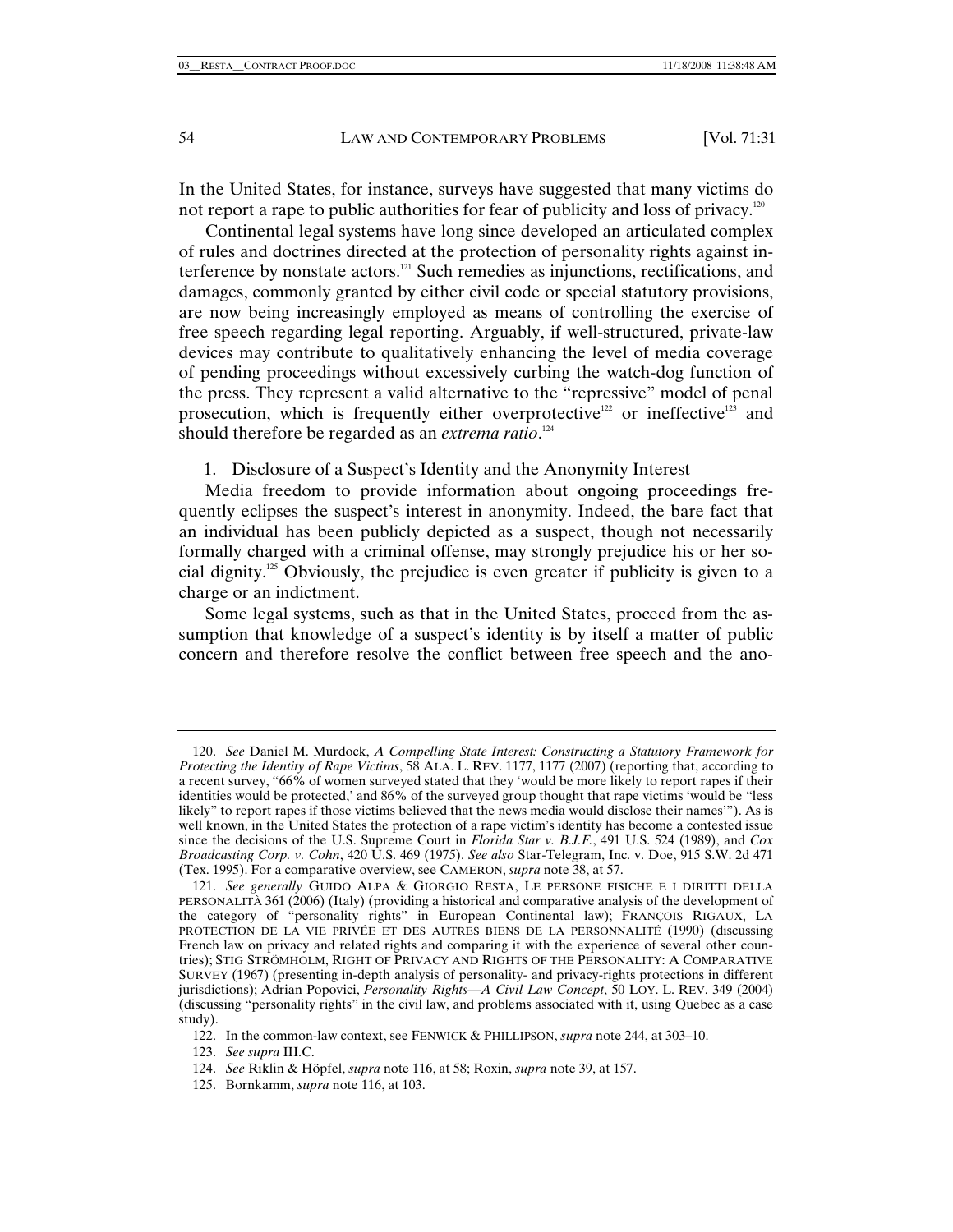In the United States, for instance, surveys have suggested that many victims do not report a rape to public authorities for fear of publicity and loss of privacy.[120]

Continental legal systems have long since developed an articulated complex of rules and doctrines directed at the protection of personality rights against interference by nonstate actors.[121] Such remedies as injunctions, rectifications, and damages, commonly granted by either civil code or special statutory provisions, are now being increasingly employed as means of controlling the exercise of free speech regarding legal reporting. Arguably, if well-structured, private-law devices may contribute to qualitatively enhancing the level of media coverage of pending proceedings without excessively curbing the watch-dog function of the press. They represent a valid alternative to the "repressive" model of penal prosecution, which is frequently either overprotective[122] or ineffective[123] and should therefore be regarded as an *extrema ratio*.[124]

1. Disclosure of a Suspect's Identity and the Anonymity Interest

Media freedom to provide information about ongoing proceedings frequently eclipses the suspect's interest in anonymity. Indeed, the bare fact that an individual has been publicly depicted as a suspect, though not necessarily formally charged with a criminal offense, may strongly prejudice his or her social dignity.[125] Obviously, the prejudice is even greater if publicity is given to a charge or an indictment.

Some legal systems, such as that in the United States, proceed from the assumption that knowledge of a suspect's identity is by itself a matter of public concern and therefore resolve the conflict between free speech and the ano-

---

120. *See* Daniel M. Murdock, *A Compelling State Interest: Constructing a Statutory Framework for Protecting the Identity of Rape Victims*, 58 ALA. L. REV. 1177, 1177 (2007) (reporting that, according to a recent survey, "66% of women surveyed stated that they 'would be more likely to report rapes if their identities would be protected,' and 86% of the surveyed group thought that rape victims 'would be "less likely" to report rapes if those victims believed that the news media would disclose their names'"). As is well known, in the United States the protection of a rape victim's identity has become a contested issue since the decisions of the U.S. Supreme Court in *Florida Star v. B.J.F.*, 491 U.S. 524 (1989), and *Cox Broadcasting Corp. v. Cohn*, 420 U.S. 469 (1975). *See also* Star-Telegram, Inc. v. Doe, 915 S.W. 2d 471 (Tex. 1995). For a comparative overview, see CAMERON, *supra* note 38, at 57.

121. *See generally* GUIDO ALPA & GIORGIO RESTA, LE PERSONE FISICHE E I DIRITTI DELLA PERSONALITÀ 361 (2006) (Italy) (providing a historical and comparative analysis of the development of the category of "personality rights" in European Continental law); FRANÇOIS RIGAUX, LA PROTECTION DE LA VIE PRIVÉE ET DES AUTRES BIENS DE LA PERSONNALITÉ (1990) (discussing French law on privacy and related rights and comparing it with the experience of several other countries); STIG STRÖMHOLM, RIGHT OF PRIVACY AND RIGHTS OF THE PERSONALITY: A COMPARATIVE SURVEY (1967) (presenting in-depth analysis of personality- and privacy-rights protections in different jurisdictions); Adrian Popovici, *Personality Rights—A Civil Law Concept*, 50 LOY. L. REV. 349 (2004) (discussing "personality rights" in the civil law, and problems associated with it, using Quebec as a case study).

122. In the common-law context, see FENWICK & PHILLIPSON, *supra* note 244, at 303–10.

123. *See supra* III.C.

124. *See* Riklin & Höpfel, *supra* note 116, at 58; Roxin, *supra* note 39, at 157.

125. Bornkamm, *supra* note 116, at 103.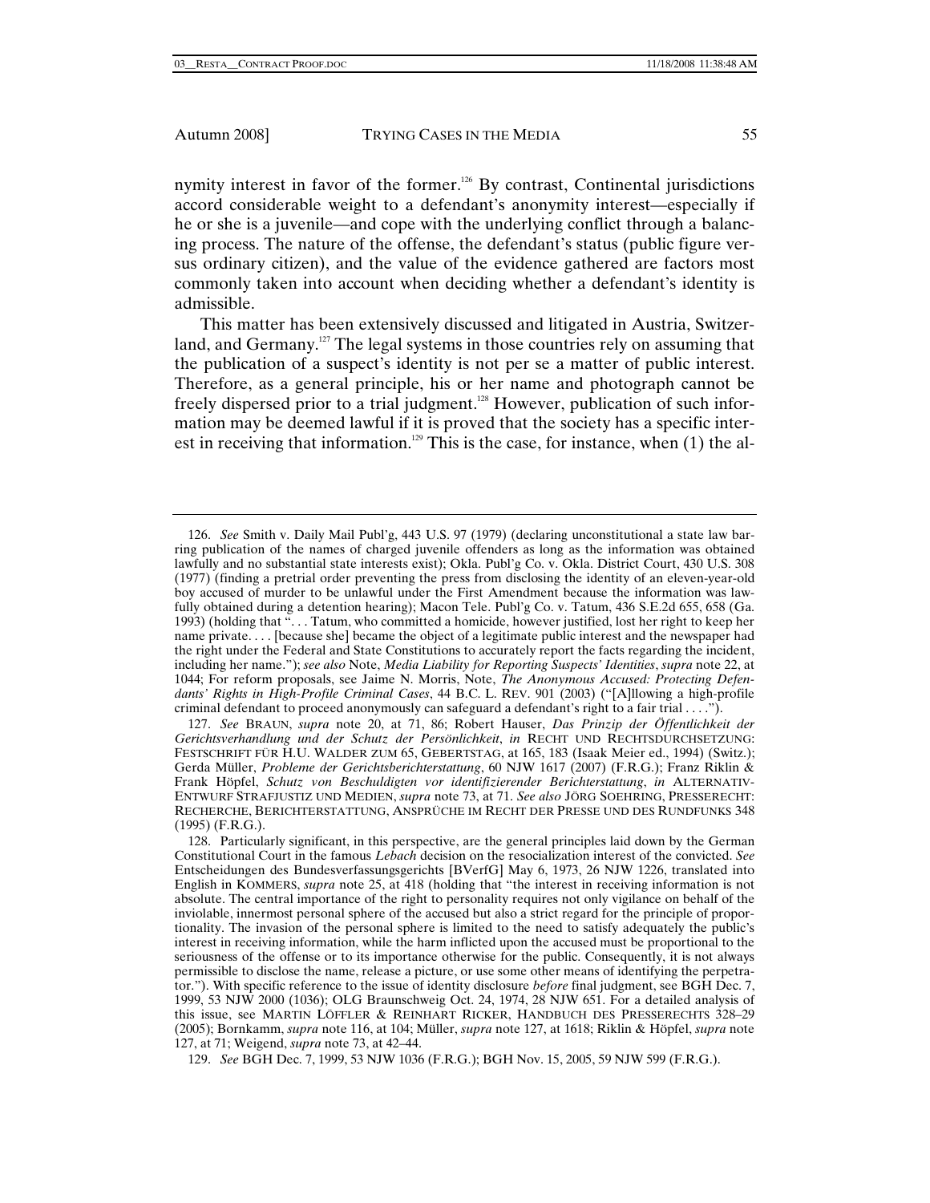nymity interest in favor of the former.[126] By contrast, Continental jurisdictions accord considerable weight to a defendant's anonymity interest—especially if he or she is a juvenile—and cope with the underlying conflict through a balancing process. The nature of the offense, the defendant's status (public figure versus ordinary citizen), and the value of the evidence gathered are factors most commonly taken into account when deciding whether a defendant's identity is admissible.

This matter has been extensively discussed and litigated in Austria, Switzerland, and Germany.[127] The legal systems in those countries rely on assuming that the publication of a suspect's identity is not per se a matter of public interest. Therefore, as a general principle, his or her name and photograph cannot be freely dispersed prior to a trial judgment.[128] However, publication of such information may be deemed lawful if it is proved that the society has a specific interest in receiving that information.[129] This is the case, for instance, when (1) the al-

---

126. *See* Smith v. Daily Mail Publ'g, 443 U.S. 97 (1979) (declaring unconstitutional a state law barring publication of the names of charged juvenile offenders as long as the information was obtained lawfully and no substantial state interests exist); Okla. Publ'g Co. v. Okla. District Court, 430 U.S. 308 (1977) (finding a pretrial order preventing the press from disclosing the identity of an eleven-year-old boy accused of murder to be unlawful under the First Amendment because the information was lawfully obtained during a detention hearing); Macon Tele. Publ'g Co. v. Tatum, 436 S.E.2d 655, 658 (Ga. 1993) (holding that ". . . Tatum, who committed a homicide, however justified, lost her right to keep her name private. . . . [because she] became the object of a legitimate public interest and the newspaper had the right under the Federal and State Constitutions to accurately report the facts regarding the incident, including her name."); *see also* Note, *Media Liability for Reporting Suspects' Identities*, *supra* note 22, at 1044; For reform proposals, see Jaime N. Morris, Note, *The Anonymous Accused: Protecting Defendants' Rights in High-Profile Criminal Cases*, 44 B.C. L. REV. 901 (2003) ("[A]llowing a high-profile criminal defendant to proceed anonymously can safeguard a defendant's right to a fair trial . . . .").

127. *See* BRAUN, *supra* note 20, at 71, 86; Robert Hauser, *Das Prinzip der Öffentlichkeit der Gerichtsverhandlung und der Schutz der Persönlichkeit*, *in* RECHT UND RECHTSDURCHSETZUNG: FESTSCHRIFT FÜR H.U. WALDER ZUM 65, GEBERTSTAG, at 165, 183 (Isaak Meier ed., 1994) (Switz.); Gerda Müller, *Probleme der Gerichtsberichterstattung*, 60 NJW 1617 (2007) (F.R.G.); Franz Riklin & Frank Höpfel, *Schutz von Beschuldigten vor identifizierender Berichterstattung*, *in* ALTERNATIV-ENTWURF STRAFJUSTIZ UND MEDIEN, *supra* note 73, at 71. *See also* JÖRG SOEHRING, PRESSERECHT: RECHERCHE, BERICHTERSTATTUNG, ANSPRÜCHE IM RECHT DER PRESSE UND DES RUNDFUNKS 348 (1995) (F.R.G.).

128. Particularly significant, in this perspective, are the general principles laid down by the German Constitutional Court in the famous *Lebach* decision on the resocialization interest of the convicted. *See* Entscheidungen des Bundesverfassungsgerichts [BVerfG] May 6, 1973, 26 NJW 1226, translated into English in KOMMERS, *supra* note 25, at 418 (holding that "the interest in receiving information is not absolute. The central importance of the right to personality requires not only vigilance on behalf of the inviolable, innermost personal sphere of the accused but also a strict regard for the principle of proportionality. The invasion of the personal sphere is limited to the need to satisfy adequately the public's interest in receiving information, while the harm inflicted upon the accused must be proportional to the seriousness of the offense or to its importance otherwise for the public. Consequently, it is not always permissible to disclose the name, release a picture, or use some other means of identifying the perpetrator."). With specific reference to the issue of identity disclosure *before* final judgment, see BGH Dec. 7, 1999, 53 NJW 2000 (1036); OLG Braunschweig Oct. 24, 1974, 28 NJW 651. For a detailed analysis of this issue, see MARTIN LÖFFLER & REINHART RICKER, HANDBUCH DES PRESSERECHTS 328–29 (2005); Bornkamm, *supra* note 116, at 104; Müller, *supra* note 127, at 1618; Riklin & Höpfel, *supra* note 127, at 71; Weigend, *supra* note 73, at 42–44.

129. *See* BGH Dec. 7, 1999, 53 NJW 1036 (F.R.G.); BGH Nov. 15, 2005, 59 NJW 599 (F.R.G.).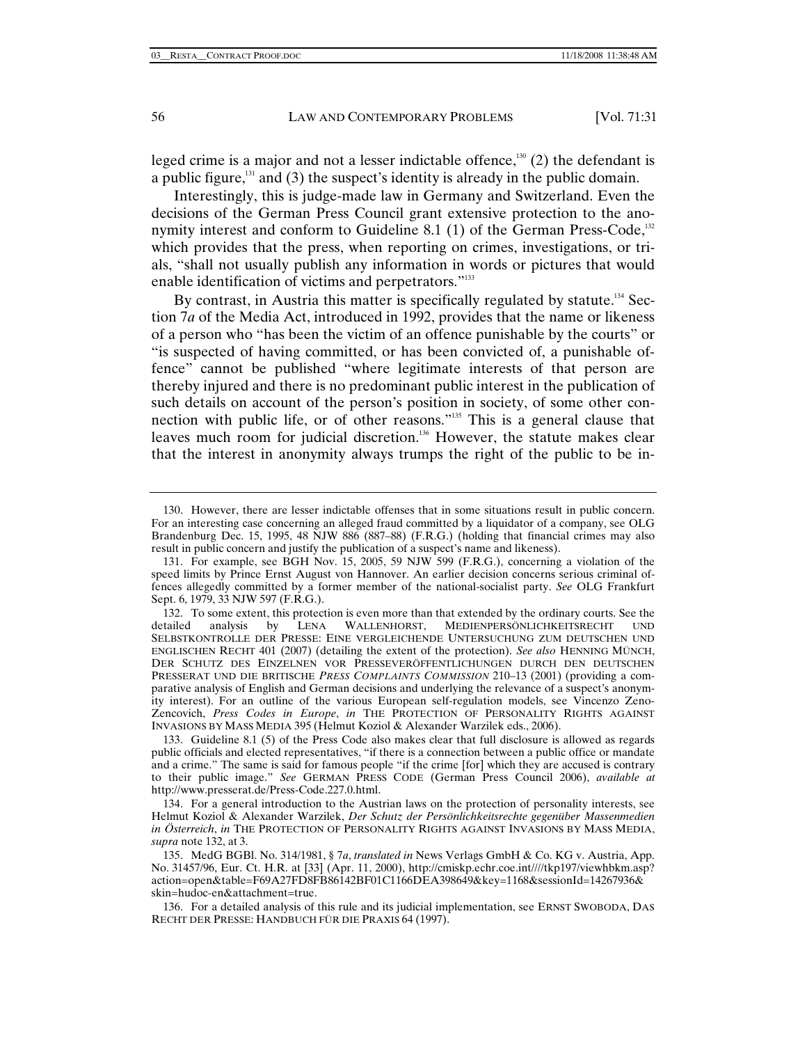leged crime is a major and not a lesser indictable offence,[130] (2) the defendant is a public figure,[131] and (3) the suspect's identity is already in the public domain.

Interestingly, this is judge-made law in Germany and Switzerland. Even the decisions of the German Press Council grant extensive protection to the anonymity interest and conform to Guideline 8.1 (1) of the German Press-Code,[132] which provides that the press, when reporting on crimes, investigations, or trials, "shall not usually publish any information in words or pictures that would enable identification of victims and perpetrators."[133]

By contrast, in Austria this matter is specifically regulated by statute.[134] Section 7*a* of the Media Act, introduced in 1992, provides that the name or likeness of a person who "has been the victim of an offence punishable by the courts" or "is suspected of having committed, or has been convicted of, a punishable offence" cannot be published "where legitimate interests of that person are thereby injured and there is no predominant public interest in the publication of such details on account of the person's position in society, of some other connection with public life, or of other reasons."[135] This is a general clause that leaves much room for judicial discretion.[136] However, the statute makes clear that the interest in anonymity always trumps the right of the public to be in-

---

130. However, there are lesser indictable offenses that in some situations result in public concern. For an interesting case concerning an alleged fraud committed by a liquidator of a company, see OLG Brandenburg Dec. 15, 1995, 48 NJW 886 (887–88) (F.R.G.) (holding that financial crimes may also result in public concern and justify the publication of a suspect's name and likeness).

131. For example, see BGH Nov. 15, 2005, 59 NJW 599 (F.R.G.), concerning a violation of the speed limits by Prince Ernst August von Hannover. An earlier decision concerns serious criminal offences allegedly committed by a former member of the national-socialist party. *See* OLG Frankfurt Sept. 6, 1979, 33 NJW 597 (F.R.G.).

132. To some extent, this protection is even more than that extended by the ordinary courts. See the detailed analysis by LENA WALLENHORST, MEDIENPERSÖNLICHKEITSRECHT UND SELBSTKONTROLLE DER PRESSE: EINE VERGLEICHENDE UNTERSUCHUNG ZUM DEUTSCHEN UND ENGLISCHEN RECHT 401 (2007) (detailing the extent of the protection). *See also* HENNING MÜNCH, DER SCHUTZ DES EINZELNEN VOR PRESSEVERÖFFENTLICHUNGEN DURCH DEN DEUTSCHEN PRESSERAT UND DIE BRITISCHE *PRESS COMPLAINTS COMMISSION* 210–13 (2001) (providing a comparative analysis of English and German decisions and underlying the relevance of a suspect's anonymity interest). For an outline of the various European self-regulation models, see Vincenzo Zeno-Zencovich, *Press Codes in Europe*, *in* THE PROTECTION OF PERSONALITY RIGHTS AGAINST INVASIONS BY MASS MEDIA 395 (Helmut Koziol & Alexander Warzilek eds., 2006).

133. Guideline 8.1 (5) of the Press Code also makes clear that full disclosure is allowed as regards public officials and elected representatives, "if there is a connection between a public office or mandate and a crime." The same is said for famous people "if the crime [for] which they are accused is contrary to their public image." *See* GERMAN PRESS CODE (German Press Council 2006), *available at* http://www.presserat.de/Press-Code.227.0.html.

134. For a general introduction to the Austrian laws on the protection of personality interests, see Helmut Koziol & Alexander Warzilek, *Der Schutz der Persönlichkeitsrechte gegenüber Massenmedien in Österreich*, *in* THE PROTECTION OF PERSONALITY RIGHTS AGAINST INVASIONS BY MASS MEDIA, *supra* note 132, at 3.

135. MedG BGBl. No. 314/1981, § 7*a*, *translated in* News Verlags GmbH & Co. KG v. Austria, App. No. 31457/96, Eur. Ct. H.R. at [33] (Apr. 11, 2000), http://cmiskp.echr.coe.int////tkp197/viewhbkm.asp?action=open&table=F69A27FD8FB86142BF01C1166DEA398649&key=1168&sessionId=14267936&skin=hudoc-en&attachment=true.

136. For a detailed analysis of this rule and its judicial implementation, see ERNST SWOBODA, DAS RECHT DER PRESSE: HANDBUCH FÜR DIE PRAXIS 64 (1997).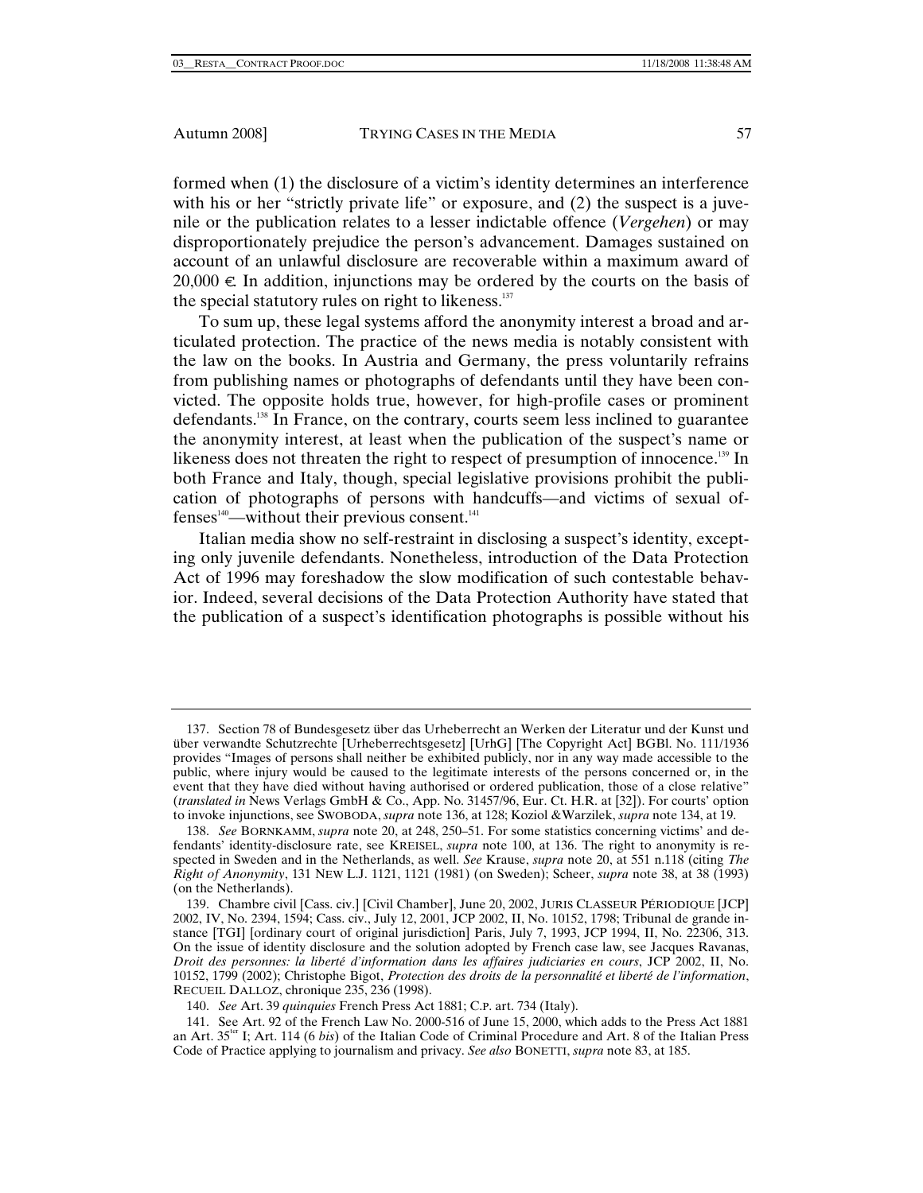formed when (1) the disclosure of a victim's identity determines an interference with his or her "strictly private life" or exposure, and (2) the suspect is a juvenile or the publication relates to a lesser indictable offence (*Vergehen*) or may disproportionately prejudice the person's advancement. Damages sustained on account of an unlawful disclosure are recoverable within a maximum award of 20,000 €. In addition, injunctions may be ordered by the courts on the basis of the special statutory rules on right to likeness.[137]

To sum up, these legal systems afford the anonymity interest a broad and articulated protection. The practice of the news media is notably consistent with the law on the books. In Austria and Germany, the press voluntarily refrains from publishing names or photographs of defendants until they have been convicted. The opposite holds true, however, for high-profile cases or prominent defendants.[138] In France, on the contrary, courts seem less inclined to guarantee the anonymity interest, at least when the publication of the suspect's name or likeness does not threaten the right to respect of presumption of innocence.[139] In both France and Italy, though, special legislative provisions prohibit the publication of photographs of persons with handcuffs—and victims of sexual offenses[140]—without their previous consent.[141]

Italian media show no self-restraint in disclosing a suspect's identity, excepting only juvenile defendants. Nonetheless, introduction of the Data Protection Act of 1996 may foreshadow the slow modification of such contestable behavior. Indeed, several decisions of the Data Protection Authority have stated that the publication of a suspect's identification photographs is possible without his

---

137. Section 78 of Bundesgesetz über das Urheberrecht an Werken der Literatur und der Kunst und über verwandte Schutzrechte [Urheberrechtsgesetz] [UrhG] [The Copyright Act] BGBl. No. 111/1936 provides "Images of persons shall neither be exhibited publicly, nor in any way made accessible to the public, where injury would be caused to the legitimate interests of the persons concerned or, in the event that they have died without having authorised or ordered publication, those of a close relative" (*translated in* News Verlags GmbH & Co., App. No. 31457/96, Eur. Ct. H.R. at [32]). For courts' option to invoke injunctions, see SWOBODA, *supra* note 136, at 128; Koziol &Warzilek, *supra* note 134, at 19.

138. *See* BORNKAMM, *supra* note 20, at 248, 250–51. For some statistics concerning victims' and defendants' identity-disclosure rate, see KREISEL, *supra* note 100, at 136. The right to anonymity is respected in Sweden and in the Netherlands, as well. *See* Krause, *supra* note 20, at 551 n.118 (citing *The Right of Anonymity*, 131 NEW L.J. 1121, 1121 (1981) (on Sweden); Scheer, *supra* note 38, at 38 (1993) (on the Netherlands).

139. Chambre civil [Cass. civ.] [Civil Chamber], June 20, 2002, JURIS CLASSEUR PÉRIODIQUE [JCP] 2002, IV, No. 2394, 1594; Cass. civ., July 12, 2001, JCP 2002, II, No. 10152, 1798; Tribunal de grande instance [TGI] [ordinary court of original jurisdiction] Paris, July 7, 1993, JCP 1994, II, No. 22306, 313. On the issue of identity disclosure and the solution adopted by French case law, see Jacques Ravanas, *Droit des personnes: la liberté d'information dans les affaires judiciaries en cours*, JCP 2002, II, No. 10152, 1799 (2002); Christophe Bigot, *Protection des droits de la personnalité et liberté de l'information*, RECUEIL DALLOZ, chronique 235, 236 (1998).

140. *See* Art. 39 *quinquies* French Press Act 1881; C.P. art. 734 (Italy).

141. See Art. 92 of the French Law No. 2000-516 of June 15, 2000, which adds to the Press Act 1881 an Art. 35[ter] I; Art. 114 (6 *bis*) of the Italian Code of Criminal Procedure and Art. 8 of the Italian Press Code of Practice applying to journalism and privacy. *See also* BONETTI, *supra* note 83, at 185.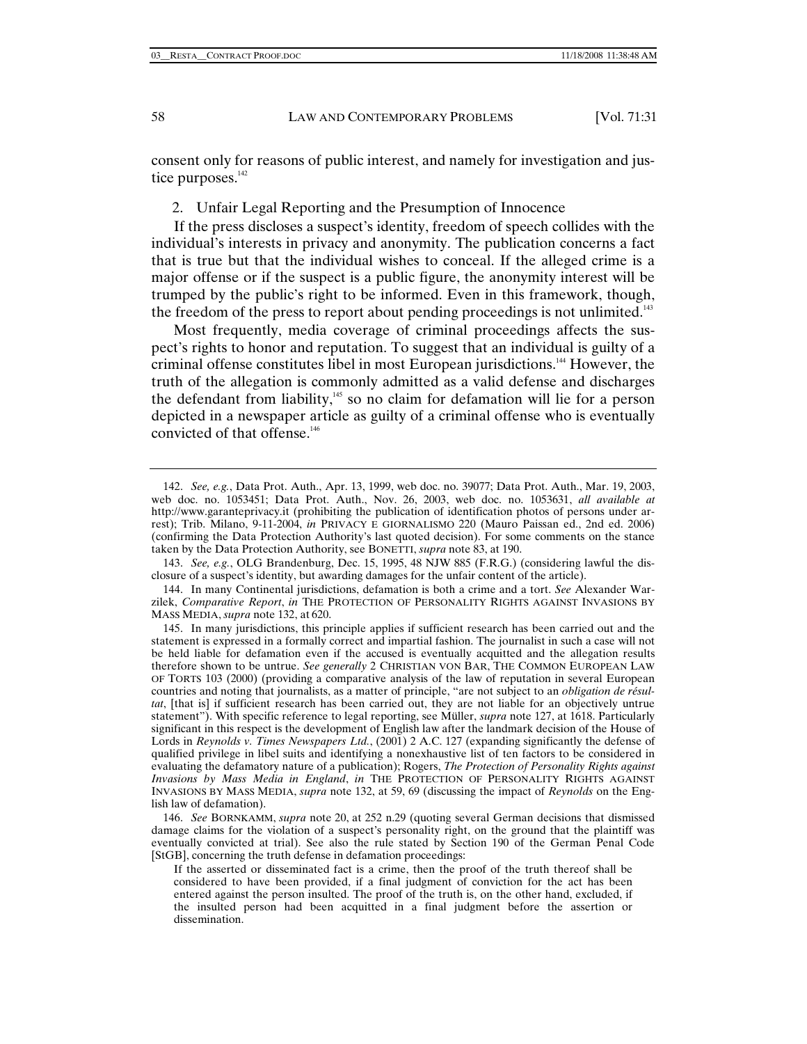consent only for reasons of public interest, and namely for investigation and justice purposes.[142]

2. Unfair Legal Reporting and the Presumption of Innocence

If the press discloses a suspect's identity, freedom of speech collides with the individual's interests in privacy and anonymity. The publication concerns a fact that is true but that the individual wishes to conceal. If the alleged crime is a major offense or if the suspect is a public figure, the anonymity interest will be trumped by the public's right to be informed. Even in this framework, though, the freedom of the press to report about pending proceedings is not unlimited.[143]

Most frequently, media coverage of criminal proceedings affects the suspect's rights to honor and reputation. To suggest that an individual is guilty of a criminal offense constitutes libel in most European jurisdictions.[144] However, the truth of the allegation is commonly admitted as a valid defense and discharges the defendant from liability,[145] so no claim for defamation will lie for a person depicted in a newspaper article as guilty of a criminal offense who is eventually convicted of that offense.[146]

---

142. *See, e.g.*, Data Prot. Auth., Apr. 13, 1999, web doc. no. 39077; Data Prot. Auth., Mar. 19, 2003, web doc. no. 1053451; Data Prot. Auth., Nov. 26, 2003, web doc. no. 1053631, *all available at* http://www.garanteprivacy.it (prohibiting the publication of identification photos of persons under arrest); Trib. Milano, 9-11-2004, *in* PRIVACY E GIORNALISMO 220 (Mauro Paissan ed., 2nd ed. 2006) (confirming the Data Protection Authority's last quoted decision). For some comments on the stance taken by the Data Protection Authority, see BONETTI, *supra* note 83, at 190.

143. *See, e.g.*, OLG Brandenburg, Dec. 15, 1995, 48 NJW 885 (F.R.G.) (considering lawful the disclosure of a suspect's identity, but awarding damages for the unfair content of the article).

144. In many Continental jurisdictions, defamation is both a crime and a tort. *See* Alexander Warzilek, *Comparative Report*, *in* THE PROTECTION OF PERSONALITY RIGHTS AGAINST INVASIONS BY MASS MEDIA, *supra* note 132, at 620.

145. In many jurisdictions, this principle applies if sufficient research has been carried out and the statement is expressed in a formally correct and impartial fashion. The journalist in such a case will not be held liable for defamation even if the accused is eventually acquitted and the allegation results therefore shown to be untrue. *See generally* 2 CHRISTIAN VON BAR, THE COMMON EUROPEAN LAW OF TORTS 103 (2000) (providing a comparative analysis of the law of reputation in several European countries and noting that journalists, as a matter of principle, "are not subject to an *obligation de résultat*, [that is] if sufficient research has been carried out, they are not liable for an objectively untrue statement"). With specific reference to legal reporting, see Müller, *supra* note 127, at 1618. Particularly significant in this respect is the development of English law after the landmark decision of the House of Lords in *Reynolds v. Times Newspapers Ltd.*, (2001) 2 A.C. 127 (expanding significantly the defense of qualified privilege in libel suits and identifying a nonexhaustive list of ten factors to be considered in evaluating the defamatory nature of a publication); Rogers, *The Protection of Personality Rights against Invasions by Mass Media in England*, *in* THE PROTECTION OF PERSONALITY RIGHTS AGAINST INVASIONS BY MASS MEDIA, *supra* note 132, at 59, 69 (discussing the impact of *Reynolds* on the English law of defamation).

146. *See* BORNKAMM, *supra* note 20, at 252 n.29 (quoting several German decisions that dismissed damage claims for the violation of a suspect's personality right, on the ground that the plaintiff was eventually convicted at trial). See also the rule stated by Section 190 of the German Penal Code [StGB], concerning the truth defense in defamation proceedings:

> If the asserted or disseminated fact is a crime, then the proof of the truth thereof shall be considered to have been provided, if a final judgment of conviction for the act has been entered against the person insulted. The proof of the truth is, on the other hand, excluded, if the insulted person had been acquitted in a final judgment before the assertion or dissemination.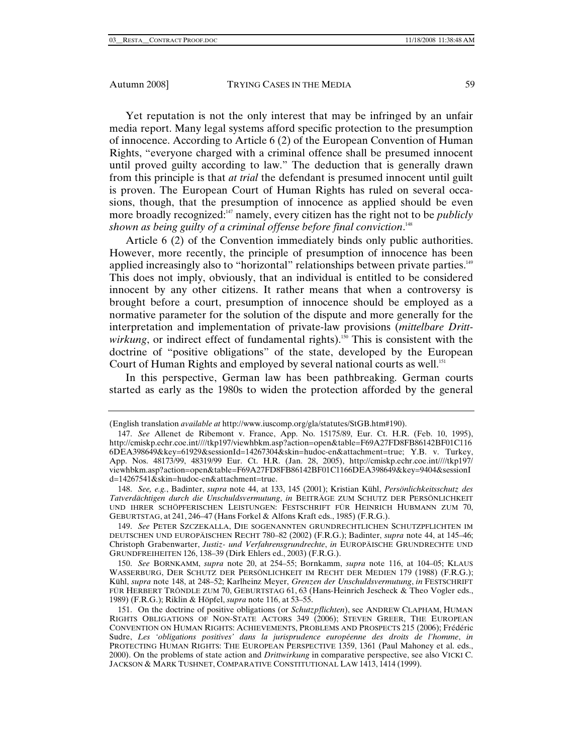Yet reputation is not the only interest that may be infringed by an unfair media report. Many legal systems afford specific protection to the presumption of innocence. According to Article 6 (2) of the European Convention of Human Rights, "everyone charged with a criminal offence shall be presumed innocent until proved guilty according to law." The deduction that is generally drawn from this principle is that *at trial* the defendant is presumed innocent until guilt is proven. The European Court of Human Rights has ruled on several occasions, though, that the presumption of innocence as applied should be even more broadly recognized:[147] namely, every citizen has the right not to be *publicly shown as being guilty of a criminal offense before final conviction*.[148]

Article 6 (2) of the Convention immediately binds only public authorities. However, more recently, the principle of presumption of innocence has been applied increasingly also to "horizontal" relationships between private parties.[149] This does not imply, obviously, that an individual is entitled to be considered innocent by any other citizens. It rather means that when a controversy is brought before a court, presumption of innocence should be employed as a normative parameter for the solution of the dispute and more generally for the interpretation and implementation of private-law provisions (*mittelbare Drittwirkung*, or indirect effect of fundamental rights).[150] This is consistent with the doctrine of "positive obligations" of the state, developed by the European Court of Human Rights and employed by several national courts as well.[151]

In this perspective, German law has been pathbreaking. German courts started as early as the 1980s to widen the protection afforded by the general

---

(English translation *available at* http://www.iuscomp.org/gla/statutes/StGB.htm#190).

147. *See* Allenet de Ribemont v. France, App. No. 15175/89, Eur. Ct. H.R. (Feb. 10, 1995), http://cmiskp.echr.coe.int////tkp197/viewhbkm.asp?action=open&table=F69A27FD8FB86142BF01C1166DEA398649&key=61929&sessionId=14267304&skin=hudoc-en&attachment=true; Y.B. v. Turkey, App. Nos. 48173/99, 48319/99 Eur. Ct. H.R. (Jan. 28, 2005), http://cmiskp.echr.coe.int////tkp197/viewhbkm.asp?action=open&table=F69A27FD8FB86142BF01C1166DEA398649&key=9404&sessionId=14267541&skin=hudoc-en&attachment=true.

148. *See, e.g.*, Badinter, *supra* note 44, at 133, 145 (2001); Kristian Kühl, *Persönlichkeitsschutz des Tatverdächtigen durch die Unschuldsvermutung*, *in* BEITRÄGE ZUM SCHUTZ DER PERSÖNLICHKEIT UND IHRER SCHÖPFERISCHEN LEISTUNGEN: FESTSCHRIFT FÜR HEINRICH HUBMANN ZUM 70, GEBURTSTAG, at 241, 246–47 (Hans Forkel & Alfons Kraft eds., 1985) (F.R.G.).

149. *See* PETER SZCZEKALLA, DIE SOGENANNTEN GRUNDRECHTLICHEN SCHUTZPFLICHTEN IM DEUTSCHEN UND EUROPÄISCHEN RECHT 780–82 (2002) (F.R.G.); Badinter, *supra* note 44, at 145–46; Christoph Grabenwarter, *Justiz- und Verfahrensgrundrechte*, *in* EUROPÄISCHE GRUNDRECHTE UND GRUNDFREIHEITEN 126, 138–39 (Dirk Ehlers ed., 2003) (F.R.G.).

150. *See* BORNKAMM, *supra* note 20, at 254–55; Bornkamm, *supra* note 116, at 104–05; KLAUS WASSERBURG, DER SCHUTZ DER PERSÖNLICHKEIT IM RECHT DER MEDIEN 179 (1988) (F.R.G.); Kühl, *supra* note 148, at 248–52; Karlheinz Meyer, *Grenzen der Unschuldsvermutung*, *in* FESTSCHRIFT FÜR HERBERT TRÖNDLE ZUM 70, GEBURTSTAG 61, 63 (Hans-Heinrich Jescheck & Theo Vogler eds., 1989) (F.R.G.); Riklin & Höpfel, *supra* note 116, at 53–55.

151. On the doctrine of positive obligations (or *Schutzpflichten*), see ANDREW CLAPHAM, HUMAN RIGHTS OBLIGATIONS OF NON-STATE ACTORS 349 (2006); STEVEN GREER, THE EUROPEAN CONVENTION ON HUMAN RIGHTS: ACHIEVEMENTS, PROBLEMS AND PROSPECTS 215 (2006); Frédéric Sudre, *Les 'obligations positives' dans la jurisprudence européenne des droits de l'homme*, *in* PROTECTING HUMAN RIGHTS: THE EUROPEAN PERSPECTIVE 1359, 1361 (Paul Mahoney et al. eds., 2000). On the problems of state action and *Drittwirkung* in comparative perspective, see also VICKI C. JACKSON & MARK TUSHNET, COMPARATIVE CONSTITUTIONAL LAW 1413, 1414 (1999).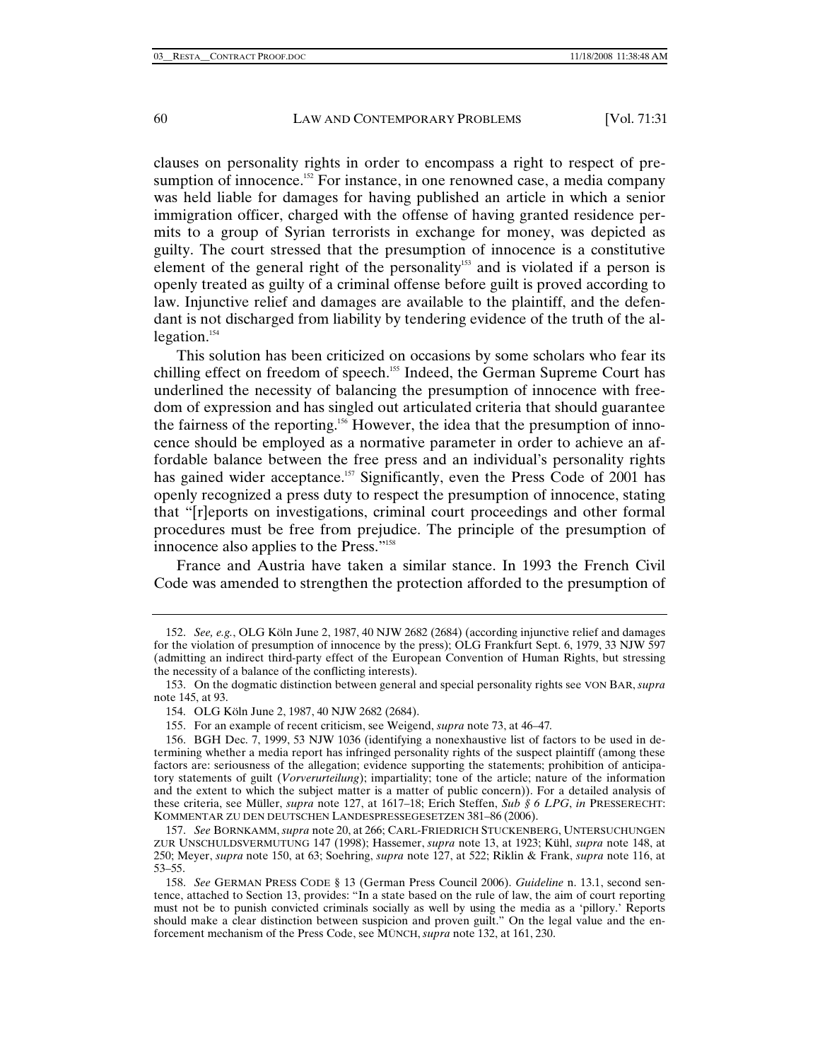clauses on personality rights in order to encompass a right to respect of presumption of innocence.[152] For instance, in one renowned case, a media company was held liable for damages for having published an article in which a senior immigration officer, charged with the offense of having granted residence permits to a group of Syrian terrorists in exchange for money, was depicted as guilty. The court stressed that the presumption of innocence is a constitutive element of the general right of the personality[153] and is violated if a person is openly treated as guilty of a criminal offense before guilt is proved according to law. Injunctive relief and damages are available to the plaintiff, and the defendant is not discharged from liability by tendering evidence of the truth of the allegation.[154]

This solution has been criticized on occasions by some scholars who fear its chilling effect on freedom of speech.[155] Indeed, the German Supreme Court has underlined the necessity of balancing the presumption of innocence with freedom of expression and has singled out articulated criteria that should guarantee the fairness of the reporting.[156] However, the idea that the presumption of innocence should be employed as a normative parameter in order to achieve an affordable balance between the free press and an individual's personality rights has gained wider acceptance.[157] Significantly, even the Press Code of 2001 has openly recognized a press duty to respect the presumption of innocence, stating that "[r]eports on investigations, criminal court proceedings and other formal procedures must be free from prejudice. The principle of the presumption of innocence also applies to the Press."[158]

France and Austria have taken a similar stance. In 1993 the French Civil Code was amended to strengthen the protection afforded to the presumption of

---

152. *See, e.g.*, OLG Köln June 2, 1987, 40 NJW 2682 (2684) (according injunctive relief and damages for the violation of presumption of innocence by the press); OLG Frankfurt Sept. 6, 1979, 33 NJW 597 (admitting an indirect third-party effect of the European Convention of Human Rights, but stressing the necessity of a balance of the conflicting interests).

153. On the dogmatic distinction between general and special personality rights see VON BAR, *supra* note 145, at 93.

154. OLG Köln June 2, 1987, 40 NJW 2682 (2684).

155. For an example of recent criticism, see Weigend, *supra* note 73, at 46–47.

156. BGH Dec. 7, 1999, 53 NJW 1036 (identifying a nonexhaustive list of factors to be used in determining whether a media report has infringed personality rights of the suspect plaintiff (among these factors are: seriousness of the allegation; evidence supporting the statements; prohibition of anticipatory statements of guilt (*Vorverurteilung*); impartiality; tone of the article; nature of the information and the extent to which the subject matter is a matter of public concern)). For a detailed analysis of these criteria, see Müller, *supra* note 127, at 1617–18; Erich Steffen, *Sub § 6 LPG*, *in* PRESSERECHT: KOMMENTAR ZU DEN DEUTSCHEN LANDESPRESSEGESETZEN 381–86 (2006).

157. *See* BORNKAMM, *supra* note 20, at 266; CARL-FRIEDRICH STUCKENBERG, UNTERSUCHUNGEN ZUR UNSCHULDSVERMUTUNG 147 (1998); Hassemer, *supra* note 13, at 1923; Kühl, *supra* note 148, at 250; Meyer, *supra* note 150, at 63; Soehring, *supra* note 127, at 522; Riklin & Frank, *supra* note 116, at 53–55.

158. *See* GERMAN PRESS CODE § 13 (German Press Council 2006). *Guideline* n. 13.1, second sentence, attached to Section 13, provides: "In a state based on the rule of law, the aim of court reporting must not be to punish convicted criminals socially as well by using the media as a 'pillory.' Reports should make a clear distinction between suspicion and proven guilt." On the legal value and the enforcement mechanism of the Press Code, see MÜNCH, *supra* note 132, at 161, 230.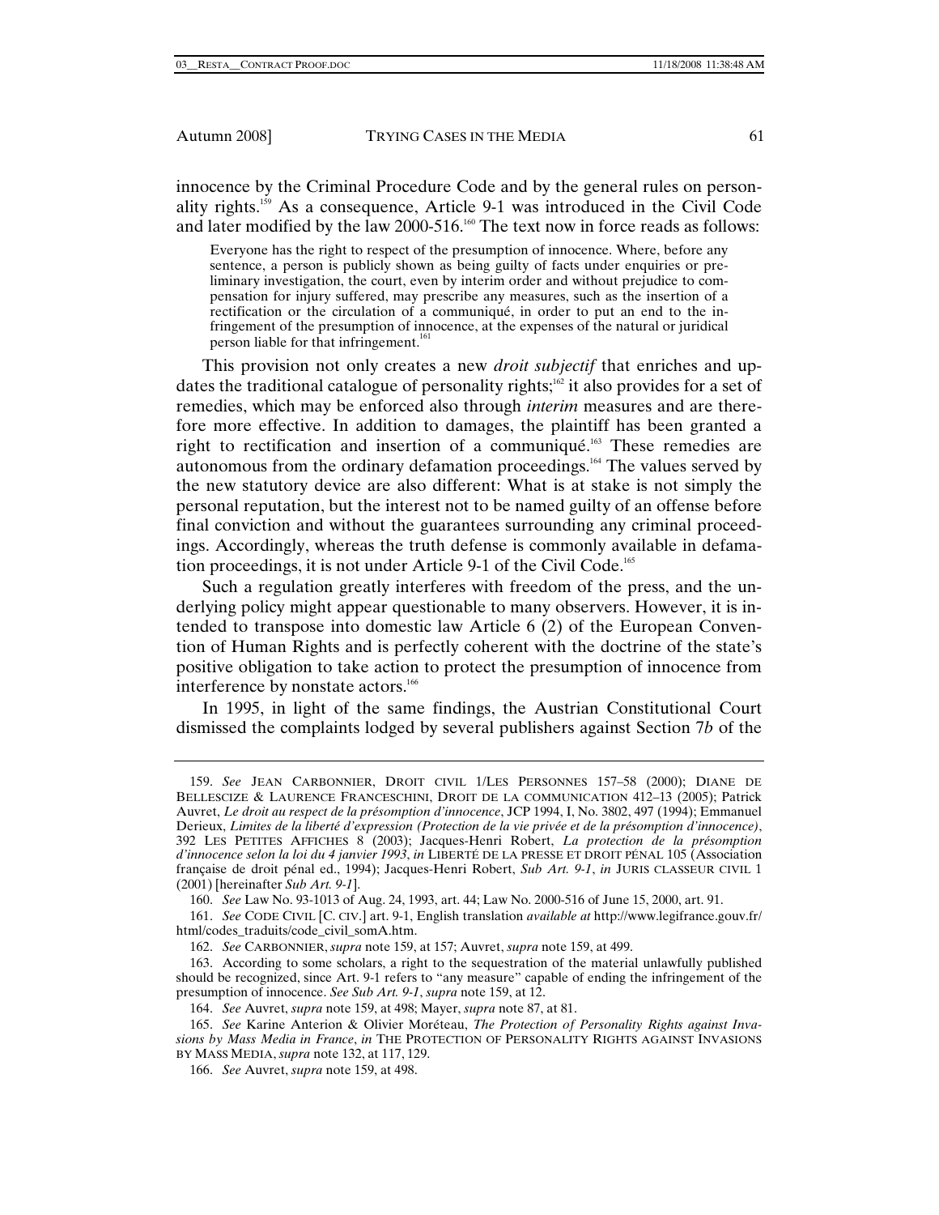innocence by the Criminal Procedure Code and by the general rules on personality rights.[159] As a consequence, Article 9-1 was introduced in the Civil Code and later modified by the law 2000-516.[160] The text now in force reads as follows:

> Everyone has the right to respect of the presumption of innocence. Where, before any sentence, a person is publicly shown as being guilty of facts under enquiries or preliminary investigation, the court, even by interim order and without prejudice to compensation for injury suffered, may prescribe any measures, such as the insertion of a rectification or the circulation of a communiqué, in order to put an end to the infringement of the presumption of innocence, at the expenses of the natural or juridical person liable for that infringement.[161]

This provision not only creates a new *droit subjectif* that enriches and updates the traditional catalogue of personality rights;[162] it also provides for a set of remedies, which may be enforced also through *interim* measures and are therefore more effective. In addition to damages, the plaintiff has been granted a right to rectification and insertion of a communiqué.[163] These remedies are autonomous from the ordinary defamation proceedings.[164] The values served by the new statutory device are also different: What is at stake is not simply the personal reputation, but the interest not to be named guilty of an offense before final conviction and without the guarantees surrounding any criminal proceedings. Accordingly, whereas the truth defense is commonly available in defamation proceedings, it is not under Article 9-1 of the Civil Code.[165]

Such a regulation greatly interferes with freedom of the press, and the underlying policy might appear questionable to many observers. However, it is intended to transpose into domestic law Article 6 (2) of the European Convention of Human Rights and is perfectly coherent with the doctrine of the state's positive obligation to take action to protect the presumption of innocence from interference by nonstate actors.[166]

In 1995, in light of the same findings, the Austrian Constitutional Court dismissed the complaints lodged by several publishers against Section 7*b* of the

---

159. *See* JEAN CARBONNIER, DROIT CIVIL 1/LES PERSONNES 157–58 (2000); DIANE DE BELLESCIZE & LAURENCE FRANCESCHINI, DROIT DE LA COMMUNICATION 412–13 (2005); Patrick Auvret, *Le droit au respect de la présomption d'innocence*, JCP 1994, I, No. 3802, 497 (1994); Emmanuel Derieux, *Limites de la liberté d'expression (Protection de la vie privée et de la présomption d'innocence)*, 392 LES PETITES AFFICHES 8 (2003); Jacques-Henri Robert, *La protection de la présomption d'innocence selon la loi du 4 janvier 1993*, *in* LIBERTÉ DE LA PRESSE ET DROIT PÉNAL 105 (Association française de droit pénal ed., 1994); Jacques-Henri Robert, *Sub Art. 9-1*, *in* JURIS CLASSEUR CIVIL 1 (2001) [hereinafter *Sub Art. 9-1*].

160. *See* Law No. 93-1013 of Aug. 24, 1993, art. 44; Law No. 2000-516 of June 15, 2000, art. 91.

161. *See* CODE CIVIL [C. CIV.] art. 9-1, English translation *available at* http://www.legifrance.gouv.fr/html/codes_traduits/code_civil_somA.htm.

162. *See* CARBONNIER, *supra* note 159, at 157; Auvret, *supra* note 159, at 499.

163. According to some scholars, a right to the sequestration of the material unlawfully published should be recognized, since Art. 9-1 refers to "any measure" capable of ending the infringement of the presumption of innocence. *See Sub Art. 9-1*, *supra* note 159, at 12.

164. *See* Auvret, *supra* note 159, at 498; Mayer, *supra* note 87, at 81.

165. *See* Karine Anterion & Olivier Moréteau, *The Protection of Personality Rights against Invasions by Mass Media in France*, *in* THE PROTECTION OF PERSONALITY RIGHTS AGAINST INVASIONS BY MASS MEDIA, *supra* note 132, at 117, 129.

166. *See* Auvret, *supra* note 159, at 498.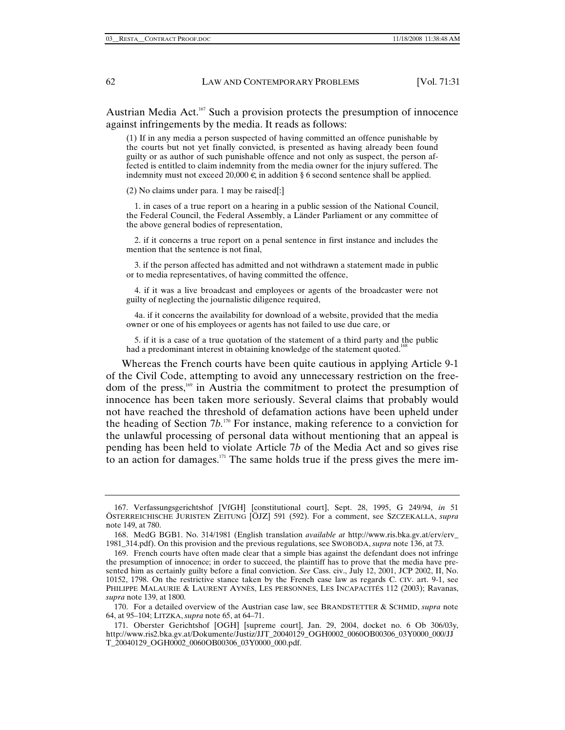Austrian Media Act.[167] Such a provision protects the presumption of innocence against infringements by the media. It reads as follows:

> (1) If in any media a person suspected of having committed an offence punishable by the courts but not yet finally convicted, is presented as having already been found guilty or as author of such punishable offence and not only as suspect, the person affected is entitled to claim indemnity from the media owner for the injury suffered. The indemnity must not exceed 20,000 €, in addition § 6 second sentence shall be applied.
>
> (2) No claims under para. 1 may be raised[:]
>
> 1. in cases of a true report on a hearing in a public session of the National Council, the Federal Council, the Federal Assembly, a Länder Parliament or any committee of the above general bodies of representation,
>
> 2. if it concerns a true report on a penal sentence in first instance and includes the mention that the sentence is not final,
>
> 3. if the person affected has admitted and not withdrawn a statement made in public or to media representatives, of having committed the offence,
>
> 4. if it was a live broadcast and employees or agents of the broadcaster were not guilty of neglecting the journalistic diligence required,
>
> 4a. if it concerns the availability for download of a website, provided that the media owner or one of his employees or agents has not failed to use due care, or
>
> 5. if it is a case of a true quotation of the statement of a third party and the public had a predominant interest in obtaining knowledge of the statement quoted.[168]

Whereas the French courts have been quite cautious in applying Article 9-1 of the Civil Code, attempting to avoid any unnecessary restriction on the freedom of the press,[169] in Austria the commitment to protect the presumption of innocence has been taken more seriously. Several claims that probably would not have reached the threshold of defamation actions have been upheld under the heading of Section 7*b*.[170] For instance, making reference to a conviction for the unlawful processing of personal data without mentioning that an appeal is pending has been held to violate Article 7*b* of the Media Act and so gives rise to an action for damages.[171] The same holds true if the press gives the mere im-

---

167. Verfassungsgerichtshof [VfGH] [constitutional court], Sept. 28, 1995, G 249/94, *in* 51 ÖSTERREICHISCHE JURISTEN ZEITUNG [ÖJZ] 591 (592). For a comment, see SZCZEKALLA, *supra* note 149, at 780.

168. MedG BGB1. No. 314/1981 (English translation *available at* http://www.ris.bka.gv.at/erv/erv_1981_314.pdf). On this provision and the previous regulations, see SWOBODA, *supra* note 136, at 73.

169. French courts have often made clear that a simple bias against the defendant does not infringe the presumption of innocence; in order to succeed, the plaintiff has to prove that the media have presented him as certainly guilty before a final conviction. *See* Cass. civ., July 12, 2001, JCP 2002, II, No. 10152, 1798. On the restrictive stance taken by the French case law as regards C. CIV. art. 9-1, see PHILIPPE MALAURIE & LAURENT AYNÈS, LES PERSONNES, LES INCAPACITÉS 112 (2003); Ravanas, *supra* note 139, at 1800.

170. For a detailed overview of the Austrian case law, see BRANDSTETTER & SCHMID, *supra* note 64, at 95–104; LITZKA, *supra* note 65, at 64–71.

171. Oberster Gerichtshof [OGH] [supreme court], Jan. 29, 2004, docket no. 6 Ob 306/03y, http://www.ris2.bka.gv.at/Dokumente/Justiz/JJT_20040129_OGH0002_0060OB00306_03Y0000_000/JJT_20040129_OGH0002_0060OB00306_03Y0000_000.pdf.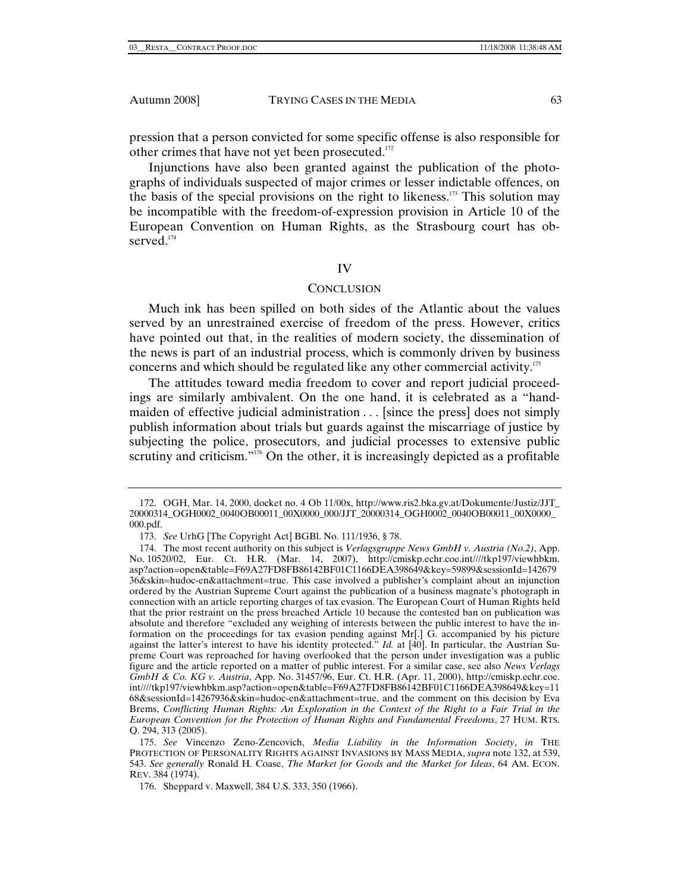pression that a person convicted for some specific offense is also responsible for other crimes that have not yet been prosecuted.[172]

Injunctions have also been granted against the publication of the photographs of individuals suspected of major crimes or lesser indictable offences, on the basis of the special provisions on the right to likeness.[173] This solution may be incompatible with the freedom-of-expression provision in Article 10 of the European Convention on Human Rights, as the Strasbourg court has observed.[174]

## IV

## CONCLUSION

Much ink has been spilled on both sides of the Atlantic about the values served by an unrestrained exercise of freedom of the press. However, critics have pointed out that, in the realities of modern society, the dissemination of the news is part of an industrial process, which is commonly driven by business concerns and which should be regulated like any other commercial activity.[175]

The attitudes toward media freedom to cover and report judicial proceedings are similarly ambivalent. On the one hand, it is celebrated as a "handmaiden of effective judicial administration . . . [since the press] does not simply publish information about trials but guards against the miscarriage of justice by subjecting the police, prosecutors, and judicial processes to extensive public scrutiny and criticism."[176] On the other, it is increasingly depicted as a profitable

---

172. OGH, Mar. 14, 2000, docket no. 4 Ob 11/00x, http://www.ris2.bka.gv.at/Dokumente/Justiz/JJT_20000314_OGH0002_0040OB00011_00X0000_000/JJT_20000314_OGH0002_0040OB00011_00X0000_000.pdf.

173. *See* UrhG [The Copyright Act] BGBl. No. 111/1936, § 78.

174. The most recent authority on this subject is *Verlagsgruppe News GmbH v. Austria (No.2)*, App. No. 10520/02, Eur. Ct. H.R. (Mar. 14, 2007), http://cmiskp.echr.coe.int////tkp197/viewhbkm.asp?action=open&table=F69A27FD8FB86142BF01C1166DEA398649&key=59899&sessionId=14267936&skin=hudoc-en&attachment=true. This case involved a publisher's complaint about an injunction ordered by the Austrian Supreme Court against the publication of a business magnate's photograph in connection with an article reporting charges of tax evasion. The European Court of Human Rights held that the prior restraint on the press breached Article 10 because the contested ban on publication was absolute and therefore "excluded any weighing of interests between the public interest to have the information on the proceedings for tax evasion pending against Mr[.] G. accompanied by his picture against the latter's interest to have his identity protected." *Id.* at [40]. In particular, the Austrian Supreme Court was reproached for having overlooked that the person under investigation was a public figure and the article reported on a matter of public interest. For a similar case, see also *News Verlags GmbH & Co. KG v. Austria*, App. No. 31457/96, Eur. Ct. H.R. (Apr. 11, 2000), http://cmiskp.echr.coe.int////tkp197/viewhbkm.asp?action=open&table=F69A27FD8FB86142BF01C1166DEA398649&key=1168&sessionId=14267936&skin=hudoc-en&attachment=true, and the comment on this decision by Eva Brems, *Conflicting Human Rights: An Exploration in the Context of the Right to a Fair Trial in the European Convention for the Protection of Human Rights and Fundamental Freedoms*, 27 HUM. RTS. Q. 294, 313 (2005).

175. *See* Vincenzo Zeno-Zencovich, *Media Liability in the Information Society*, *in* THE PROTECTION OF PERSONALITY RIGHTS AGAINST INVASIONS BY MASS MEDIA, *supra* note 132, at 539, 543. *See generally* Ronald H. Coase, *The Market for Goods and the Market for Ideas*, 64 AM. ECON. REV. 384 (1974).

176. Sheppard v. Maxwell, 384 U.S. 333, 350 (1966).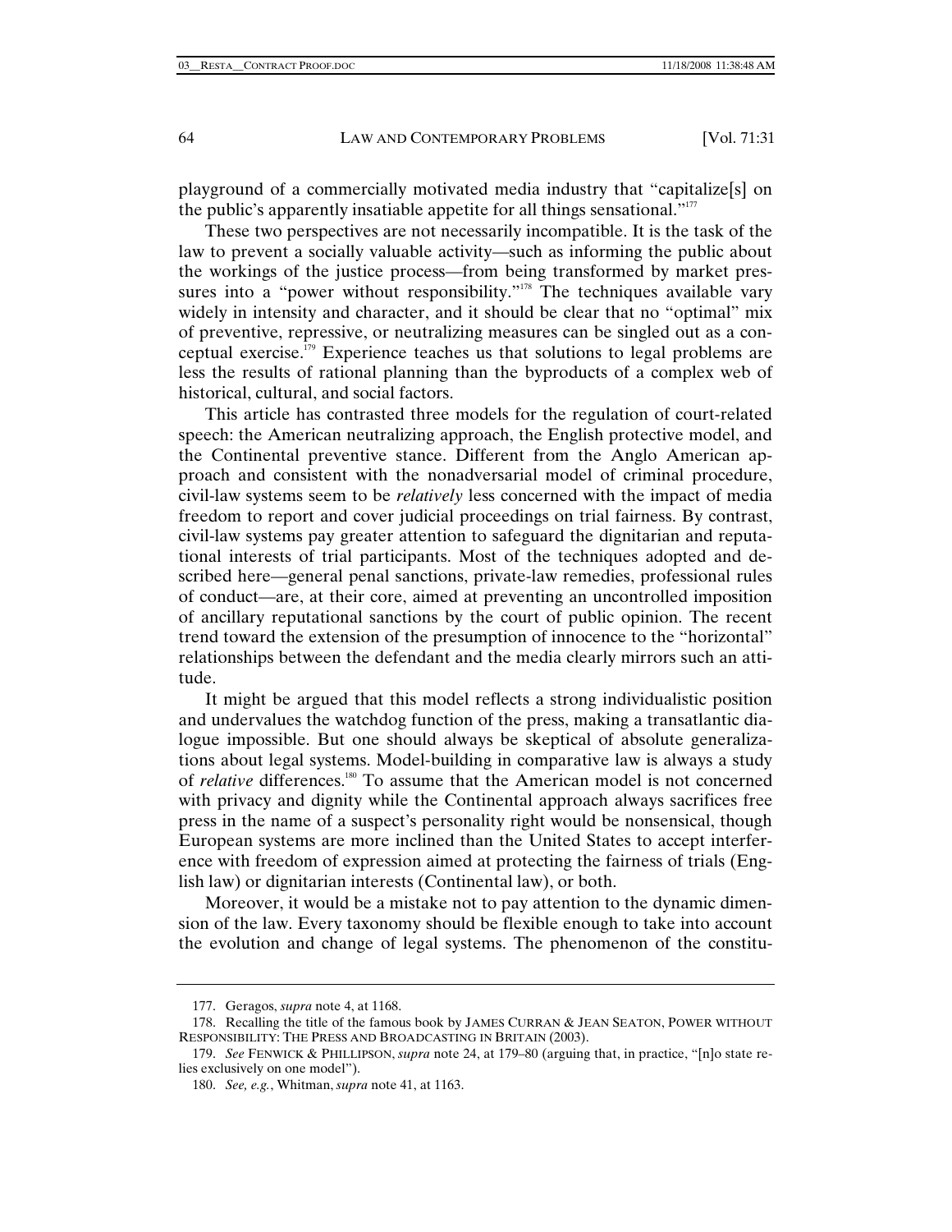playground of a commercially motivated media industry that "capitalize[s] on the public's apparently insatiable appetite for all things sensational."[177]

These two perspectives are not necessarily incompatible. It is the task of the law to prevent a socially valuable activity—such as informing the public about the workings of the justice process—from being transformed by market pressures into a "power without responsibility."[178] The techniques available vary widely in intensity and character, and it should be clear that no "optimal" mix of preventive, repressive, or neutralizing measures can be singled out as a conceptual exercise.[179] Experience teaches us that solutions to legal problems are less the results of rational planning than the byproducts of a complex web of historical, cultural, and social factors.

This article has contrasted three models for the regulation of court-related speech: the American neutralizing approach, the English protective model, and the Continental preventive stance. Different from the Anglo American approach and consistent with the nonadversarial model of criminal procedure, civil-law systems seem to be *relatively* less concerned with the impact of media freedom to report and cover judicial proceedings on trial fairness. By contrast, civil-law systems pay greater attention to safeguard the dignitarian and reputational interests of trial participants. Most of the techniques adopted and described here—general penal sanctions, private-law remedies, professional rules of conduct—are, at their core, aimed at preventing an uncontrolled imposition of ancillary reputational sanctions by the court of public opinion. The recent trend toward the extension of the presumption of innocence to the "horizontal" relationships between the defendant and the media clearly mirrors such an attitude.

It might be argued that this model reflects a strong individualistic position and undervalues the watchdog function of the press, making a transatlantic dialogue impossible. But one should always be skeptical of absolute generalizations about legal systems. Model-building in comparative law is always a study of *relative* differences.[180] To assume that the American model is not concerned with privacy and dignity while the Continental approach always sacrifices free press in the name of a suspect's personality right would be nonsensical, though European systems are more inclined than the United States to accept interference with freedom of expression aimed at protecting the fairness of trials (English law) or dignitarian interests (Continental law), or both.

Moreover, it would be a mistake not to pay attention to the dynamic dimension of the law. Every taxonomy should be flexible enough to take into account the evolution and change of legal systems. The phenomenon of the constitu-

---

177. Geragos, *supra* note 4, at 1168.

178. Recalling the title of the famous book by JAMES CURRAN & JEAN SEATON, POWER WITHOUT RESPONSIBILITY: THE PRESS AND BROADCASTING IN BRITAIN (2003).

179. *See* FENWICK & PHILLIPSON, *supra* note 24, at 179–80 (arguing that, in practice, "[n]o state relies exclusively on one model").

180. *See, e.g.*, Whitman, *supra* note 41, at 1163.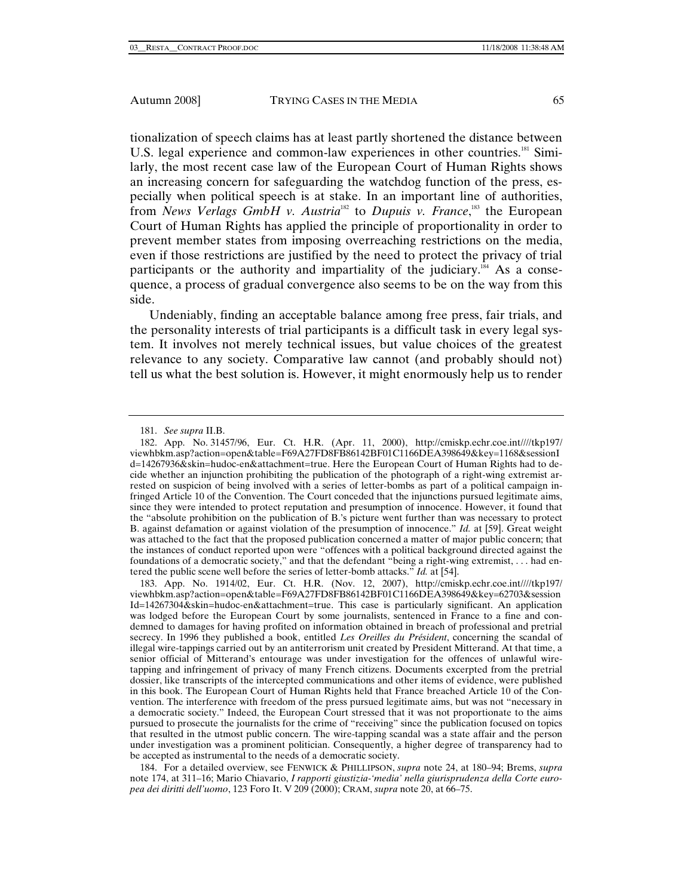tionalization of speech claims has at least partly shortened the distance between U.S. legal experience and common-law experiences in other countries.[181] Similarly, the most recent case law of the European Court of Human Rights shows an increasing concern for safeguarding the watchdog function of the press, especially when political speech is at stake. In an important line of authorities, from *News Verlags GmbH v. Austria*[182] to *Dupuis v. France*,[183] the European Court of Human Rights has applied the principle of proportionality in order to prevent member states from imposing overreaching restrictions on the media, even if those restrictions are justified by the need to protect the privacy of trial participants or the authority and impartiality of the judiciary.[184] As a consequence, a process of gradual convergence also seems to be on the way from this side.

Undeniably, finding an acceptable balance among free press, fair trials, and the personality interests of trial participants is a difficult task in every legal system. It involves not merely technical issues, but value choices of the greatest relevance to any society. Comparative law cannot (and probably should not) tell us what the best solution is. However, it might enormously help us to render

---

181. *See supra* II.B.

182. App. No. 31457/96, Eur. Ct. H.R. (Apr. 11, 2000), http://cmiskp.echr.coe.int////tkp197/viewhbkm.asp?action=open&table=F69A27FD8FB86142BF01C1166DEA398649&key=1168&sessionId=14267936&skin=hudoc-en&attachment=true. Here the European Court of Human Rights had to decide whether an injunction prohibiting the publication of the photograph of a right-wing extremist arrested on suspicion of being involved with a series of letter-bombs as part of a political campaign infringed Article 10 of the Convention. The Court conceded that the injunctions pursued legitimate aims, since they were intended to protect reputation and presumption of innocence. However, it found that the "absolute prohibition on the publication of B.'s picture went further than was necessary to protect B. against defamation or against violation of the presumption of innocence." *Id.* at [59]. Great weight was attached to the fact that the proposed publication concerned a matter of major public concern; that the instances of conduct reported upon were "offences with a political background directed against the foundations of a democratic society," and that the defendant "being a right-wing extremist, . . . had entered the public scene well before the series of letter-bomb attacks." *Id.* at [54].

183. App. No. 1914/02, Eur. Ct. H.R. (Nov. 12, 2007), http://cmiskp.echr.coe.int////tkp197/viewhbkm.asp?action=open&table=F69A27FD8FB86142BF01C1166DEA398649&key=62703&sessionId=14267304&skin=hudoc-en&attachment=true. This case is particularly significant. An application was lodged before the European Court by some journalists, sentenced in France to a fine and condemned to damages for having profited on information obtained in breach of professional and pretrial secrecy. In 1996 they published a book, entitled *Les Oreilles du Président*, concerning the scandal of illegal wire-tappings carried out by an antiterrorism unit created by President Mitterand. At that time, a senior official of Mitterand's entourage was under investigation for the offences of unlawful wire-tapping and infringement of privacy of many French citizens. Documents excerpted from the pretrial dossier, like transcripts of the intercepted communications and other items of evidence, were published in this book. The European Court of Human Rights held that France breached Article 10 of the Convention. The interference with freedom of the press pursued legitimate aims, but was not "necessary in a democratic society." Indeed, the European Court stressed that it was not proportionate to the aims pursued to prosecute the journalists for the crime of "receiving" since the publication focused on topics that resulted in the utmost public concern. The wire-tapping scandal was a state affair and the person under investigation was a prominent politician. Consequently, a higher degree of transparency had to be accepted as instrumental to the needs of a democratic society.

184. For a detailed overview, see FENWICK & PHILLIPSON, *supra* note 24, at 180–94; Brems, *supra* note 174, at 311–16; Mario Chiavario, *I rapporti giustizia-'media' nella giurisprudenza della Corte europea dei diritti dell'uomo*, 123 Foro It. V 209 (2000); CRAM, *supra* note 20, at 66–75.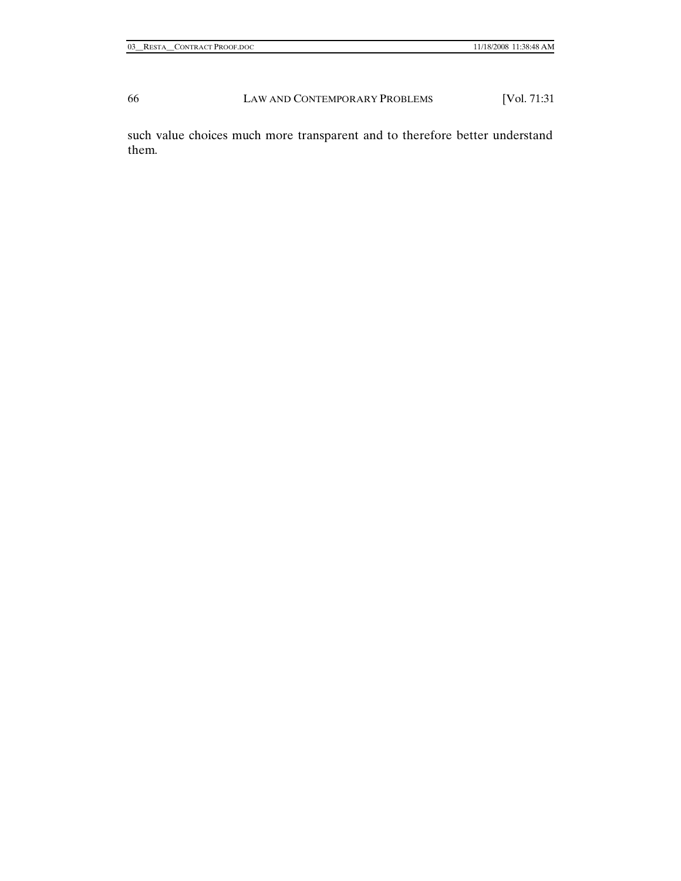such value choices much more transparent and to therefore better understand them.